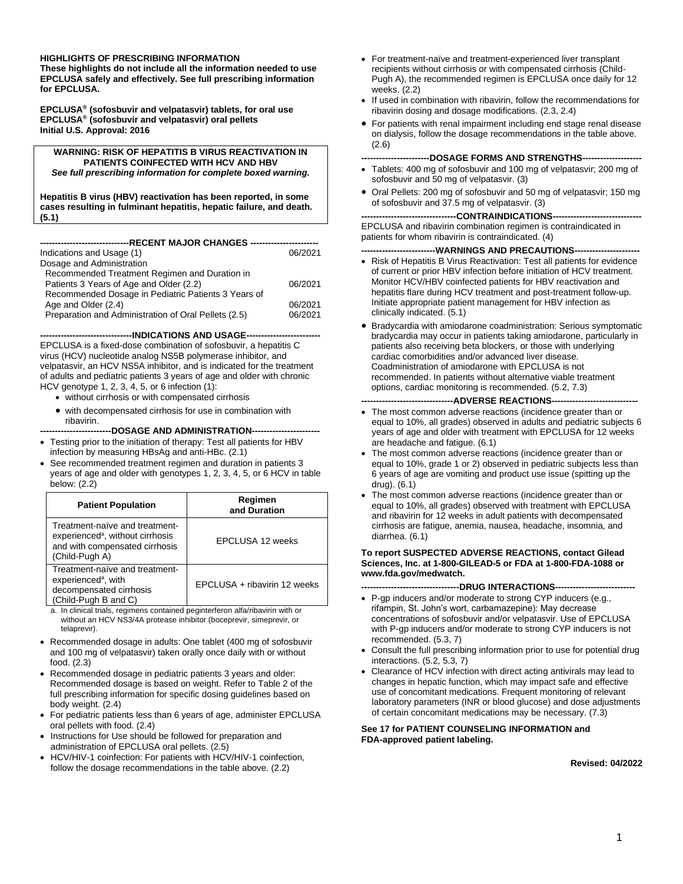**HIGHLIGHTS OF PRESCRIBING INFORMATION**
**These highlights do not include all the information needed to use EPCLUSA safely and effectively. See full prescribing information for EPCLUSA.**

**EPCLUSA® (sofosbuvir and velpatasvir) tablets, for oral use**
**EPCLUSA® (sofosbuvir and velpatasvir) oral pellets**
**Initial U.S. Approval: 2016**

**WARNING: RISK OF HEPATITIS B VIRUS REACTIVATION IN PATIENTS COINFECTED WITH HCV AND HBV**
***See full prescribing information for complete boxed warning.***

**Hepatitis B virus (HBV) reactivation has been reported, in some cases resulting in fulminant hepatitis, hepatic failure, and death. (5.1)**

**RECENT MAJOR CHANGES**

| | |
|---|---|
| Indications and Usage (1) | 06/2021 |
| Dosage and Administration | |
| Recommended Treatment Regimen and Duration in Patients 3 Years of Age and Older (2.2) | 06/2021 |
| Recommended Dosage in Pediatric Patients 3 Years of Age and Older (2.4) | 06/2021 |
| Preparation and Administration of Oral Pellets (2.5) | 06/2021 |

**INDICATIONS AND USAGE**

EPCLUSA is a fixed-dose combination of sofosbuvir, a hepatitis C virus (HCV) nucleotide analog NS5B polymerase inhibitor, and velpatasvir, an HCV NS5A inhibitor, and is indicated for the treatment of adults and pediatric patients 3 years of age and older with chronic HCV genotype 1, 2, 3, 4, 5, or 6 infection (1):

- without cirrhosis or with compensated cirrhosis
- with decompensated cirrhosis for use in combination with ribavirin.

**DOSAGE AND ADMINISTRATION**

- Testing prior to the initiation of therapy: Test all patients for HBV infection by measuring HBsAg and anti-HBc. (2.1)
- See recommended treatment regimen and duration in patients 3 years of age and older with genotypes 1, 2, 3, 4, 5, or 6 HCV in table below: (2.2)

| Patient Population | Regimen and Duration |
|---|---|
| Treatment-naïve and treatment-experienced[a], without cirrhosis and with compensated cirrhosis (Child-Pugh A) | EPCLUSA 12 weeks |
| Treatment-naïve and treatment-experienced[a], with decompensated cirrhosis (Child-Pugh B and C) | EPCLUSA + ribavirin 12 weeks |

a. In clinical trials, regimens contained peginterferon alfa/ribavirin with or without an HCV NS3/4A protease inhibitor (boceprevir, simeprevir, or telaprevir).

- Recommended dosage in adults: One tablet (400 mg of sofosbuvir and 100 mg of velpatasvir) taken orally once daily with or without food. (2.3)
- Recommended dosage in pediatric patients 3 years and older: Recommended dosage is based on weight. Refer to Table 2 of the full prescribing information for specific dosing guidelines based on body weight. (2.4)
- For pediatric patients less than 6 years of age, administer EPCLUSA oral pellets with food. (2.4)
- Instructions for Use should be followed for preparation and administration of EPCLUSA oral pellets. (2.5)
- HCV/HIV-1 coinfection: For patients with HCV/HIV-1 coinfection, follow the dosage recommendations in the table above. (2.2)
- For treatment-naïve and treatment-experienced liver transplant recipients without cirrhosis or with compensated cirrhosis (Child-Pugh A), the recommended regimen is EPCLUSA once daily for 12 weeks. (2.2)
- If used in combination with ribavirin, follow the recommendations for ribavirin dosing and dosage modifications. (2.3, 2.4)
- For patients with renal impairment including end stage renal disease on dialysis, follow the dosage recommendations in the table above. (2.6)

**DOSAGE FORMS AND STRENGTHS**

- Tablets: 400 mg of sofosbuvir and 100 mg of velpatasvir; 200 mg of sofosbuvir and 50 mg of velpatasvir. (3)
- Oral Pellets: 200 mg of sofosbuvir and 50 mg of velpatasvir; 150 mg of sofosbuvir and 37.5 mg of velpatasvir. (3)

**CONTRAINDICATIONS**

EPCLUSA and ribavirin combination regimen is contraindicated in patients for whom ribavirin is contraindicated. (4)

**WARNINGS AND PRECAUTIONS**

- Risk of Hepatitis B Virus Reactivation: Test all patients for evidence of current or prior HBV infection before initiation of HCV treatment. Monitor HCV/HBV coinfected patients for HBV reactivation and hepatitis flare during HCV treatment and post-treatment follow-up. Initiate appropriate patient management for HBV infection as clinically indicated. (5.1)
- Bradycardia with amiodarone coadministration: Serious symptomatic bradycardia may occur in patients taking amiodarone, particularly in patients also receiving beta blockers, or those with underlying cardiac comorbidities and/or advanced liver disease. Coadministration of amiodarone with EPCLUSA is not recommended. In patients without alternative viable treatment options, cardiac monitoring is recommended. (5.2, 7.3)

**ADVERSE REACTIONS**

- The most common adverse reactions (incidence greater than or equal to 10%, all grades) observed in adults and pediatric subjects 6 years of age and older with treatment with EPCLUSA for 12 weeks are headache and fatigue. (6.1)
- The most common adverse reactions (incidence greater than or equal to 10%, grade 1 or 2) observed in pediatric subjects less than 6 years of age are vomiting and product use issue (spitting up the drug). (6.1)
- The most common adverse reactions (incidence greater than or equal to 10%, all grades) observed with treatment with EPCLUSA and ribavirin for 12 weeks in adult patients with decompensated cirrhosis are fatigue, anemia, nausea, headache, insomnia, and diarrhea. (6.1)

**To report SUSPECTED ADVERSE REACTIONS, contact Gilead Sciences, Inc. at 1-800-GILEAD-5 or FDA at 1-800-FDA-1088 or www.fda.gov/medwatch.**

**DRUG INTERACTIONS**

- P-gp inducers and/or moderate to strong CYP inducers (e.g., rifampin, St. John's wort, carbamazepine): May decrease concentrations of sofosbuvir and/or velpatasvir. Use of EPCLUSA with P-gp inducers and/or moderate to strong CYP inducers is not recommended. (5.3, 7)
- Consult the full prescribing information prior to use for potential drug interactions. (5.2, 5.3, 7)
- Clearance of HCV infection with direct acting antivirals may lead to changes in hepatic function, which may impact safe and effective use of concomitant medications. Frequent monitoring of relevant laboratory parameters (INR or blood glucose) and dose adjustments of certain concomitant medications may be necessary. (7.3)

**See 17 for PATIENT COUNSELING INFORMATION and FDA-approved patient labeling.**

**Revised: 04/2022**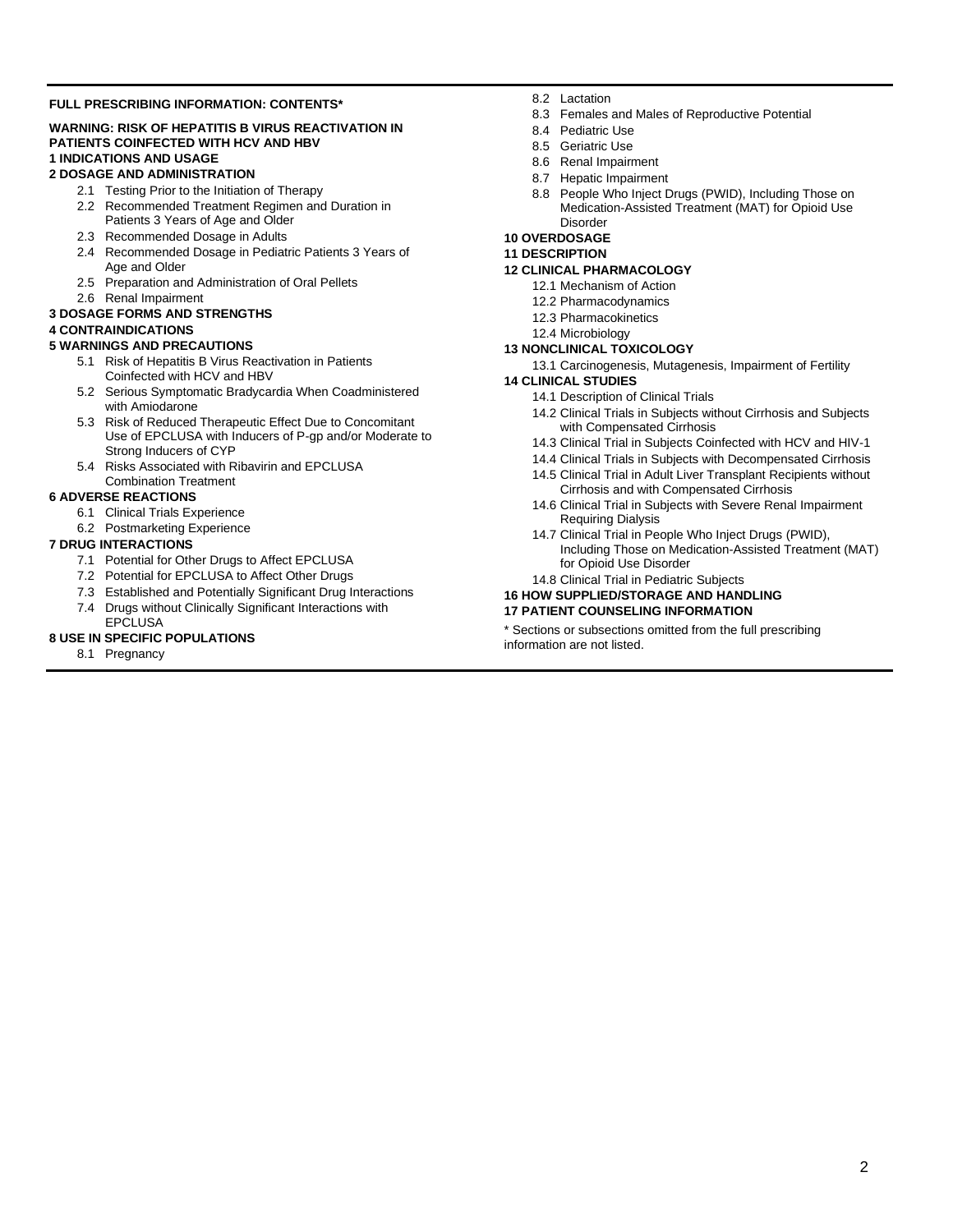**FULL PRESCRIBING INFORMATION: CONTENTS***

**WARNING: RISK OF HEPATITIS B VIRUS REACTIVATION IN PATIENTS COINFECTED WITH HCV AND HBV**

**1 INDICATIONS AND USAGE**

**2 DOSAGE AND ADMINISTRATION**

- 2.1 Testing Prior to the Initiation of Therapy
- 2.2 Recommended Treatment Regimen and Duration in Patients 3 Years of Age and Older
- 2.3 Recommended Dosage in Adults
- 2.4 Recommended Dosage in Pediatric Patients 3 Years of Age and Older
- 2.5 Preparation and Administration of Oral Pellets
- 2.6 Renal Impairment

**3 DOSAGE FORMS AND STRENGTHS**

**4 CONTRAINDICATIONS**

**5 WARNINGS AND PRECAUTIONS**

- 5.1 Risk of Hepatitis B Virus Reactivation in Patients Coinfected with HCV and HBV
- 5.2 Serious Symptomatic Bradycardia When Coadministered with Amiodarone
- 5.3 Risk of Reduced Therapeutic Effect Due to Concomitant Use of EPCLUSA with Inducers of P-gp and/or Moderate to Strong Inducers of CYP
- 5.4 Risks Associated with Ribavirin and EPCLUSA Combination Treatment

**6 ADVERSE REACTIONS**

- 6.1 Clinical Trials Experience
- 6.2 Postmarketing Experience

**7 DRUG INTERACTIONS**

- 7.1 Potential for Other Drugs to Affect EPCLUSA
- 7.2 Potential for EPCLUSA to Affect Other Drugs
- 7.3 Established and Potentially Significant Drug Interactions
- 7.4 Drugs without Clinically Significant Interactions with EPCLUSA

**8 USE IN SPECIFIC POPULATIONS**

- 8.1 Pregnancy
- 8.2 Lactation
- 8.3 Females and Males of Reproductive Potential
- 8.4 Pediatric Use
- 8.5 Geriatric Use
- 8.6 Renal Impairment
- 8.7 Hepatic Impairment
- 8.8 People Who Inject Drugs (PWID), Including Those on Medication-Assisted Treatment (MAT) for Opioid Use Disorder

**10 OVERDOSAGE**

**11 DESCRIPTION**

**12 CLINICAL PHARMACOLOGY**

- 12.1 Mechanism of Action
- 12.2 Pharmacodynamics
- 12.3 Pharmacokinetics
- 12.4 Microbiology

**13 NONCLINICAL TOXICOLOGY**

- 13.1 Carcinogenesis, Mutagenesis, Impairment of Fertility

**14 CLINICAL STUDIES**

- 14.1 Description of Clinical Trials
- 14.2 Clinical Trials in Subjects without Cirrhosis and Subjects with Compensated Cirrhosis
- 14.3 Clinical Trial in Subjects Coinfected with HCV and HIV-1
- 14.4 Clinical Trials in Subjects with Decompensated Cirrhosis
- 14.5 Clinical Trial in Adult Liver Transplant Recipients without Cirrhosis and with Compensated Cirrhosis
- 14.6 Clinical Trial in Subjects with Severe Renal Impairment Requiring Dialysis
- 14.7 Clinical Trial in People Who Inject Drugs (PWID), Including Those on Medication-Assisted Treatment (MAT) for Opioid Use Disorder
- 14.8 Clinical Trial in Pediatric Subjects

**16 HOW SUPPLIED/STORAGE AND HANDLING**

**17 PATIENT COUNSELING INFORMATION**

* Sections or subsections omitted from the full prescribing information are not listed.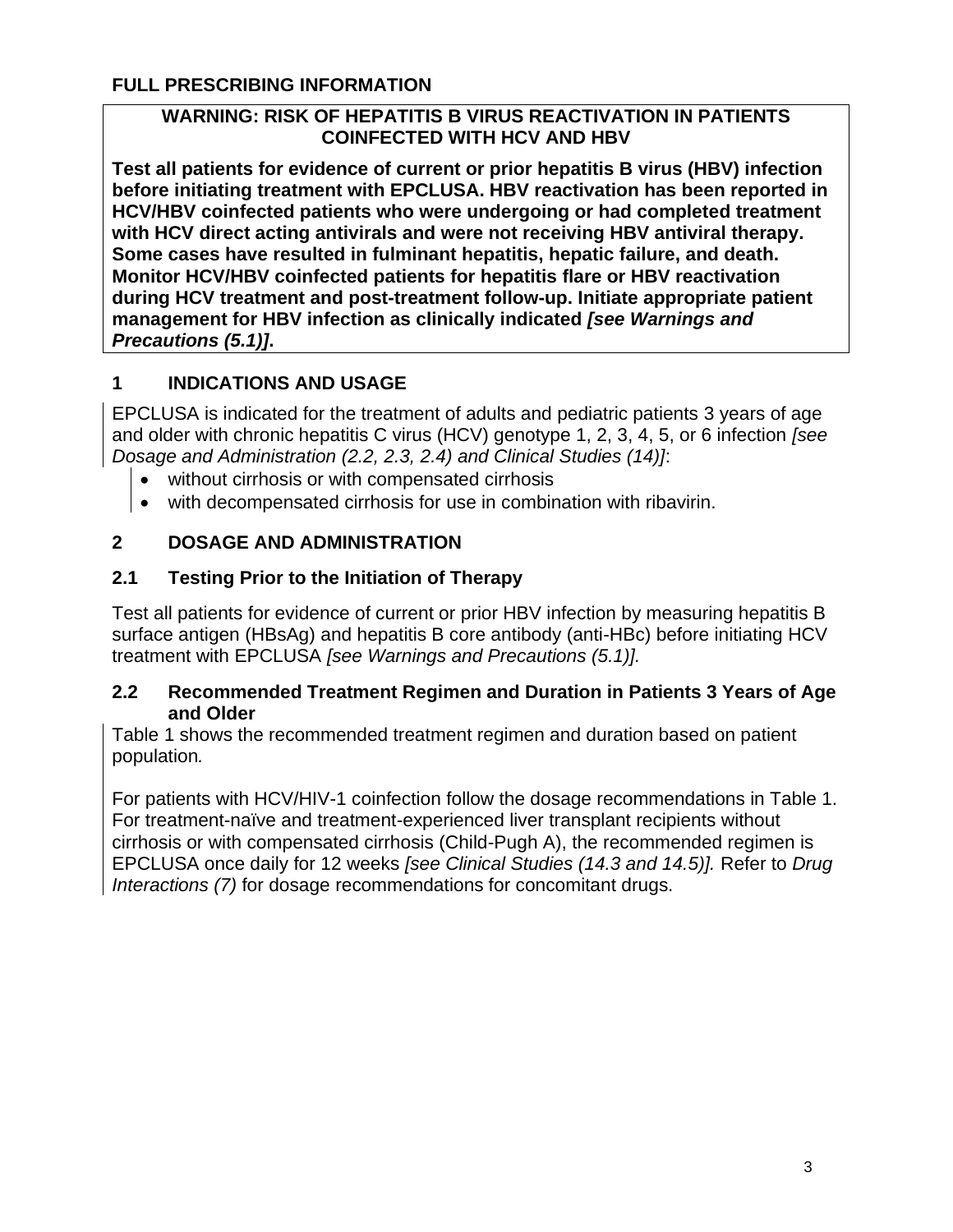# FULL PRESCRIBING INFORMATION

**WARNING: RISK OF HEPATITIS B VIRUS REACTIVATION IN PATIENTS COINFECTED WITH HCV AND HBV**

**Test all patients for evidence of current or prior hepatitis B virus (HBV) infection before initiating treatment with EPCLUSA. HBV reactivation has been reported in HCV/HBV coinfected patients who were undergoing or had completed treatment with HCV direct acting antivirals and were not receiving HBV antiviral therapy. Some cases have resulted in fulminant hepatitis, hepatic failure, and death. Monitor HCV/HBV coinfected patients for hepatitis flare or HBV reactivation during HCV treatment and post-treatment follow-up. Initiate appropriate patient management for HBV infection as clinically indicated *[see Warnings and Precautions (5.1)]*.**

## 1 INDICATIONS AND USAGE

EPCLUSA is indicated for the treatment of adults and pediatric patients 3 years of age and older with chronic hepatitis C virus (HCV) genotype 1, 2, 3, 4, 5, or 6 infection *[see Dosage and Administration (2.2, 2.3, 2.4) and Clinical Studies (14)]*:

- without cirrhosis or with compensated cirrhosis
- with decompensated cirrhosis for use in combination with ribavirin.

## 2 DOSAGE AND ADMINISTRATION

### 2.1 Testing Prior to the Initiation of Therapy

Test all patients for evidence of current or prior HBV infection by measuring hepatitis B surface antigen (HBsAg) and hepatitis B core antibody (anti-HBc) before initiating HCV treatment with EPCLUSA *[see Warnings and Precautions (5.1)].*

### 2.2 Recommended Treatment Regimen and Duration in Patients 3 Years of Age and Older

Table 1 shows the recommended treatment regimen and duration based on patient population*.*

For patients with HCV/HIV-1 coinfection follow the dosage recommendations in Table 1. For treatment-naïve and treatment-experienced liver transplant recipients without cirrhosis or with compensated cirrhosis (Child-Pugh A), the recommended regimen is EPCLUSA once daily for 12 weeks *[see Clinical Studies (14.3 and 14.5)].* Refer to *Drug Interactions (7)* for dosage recommendations for concomitant drugs.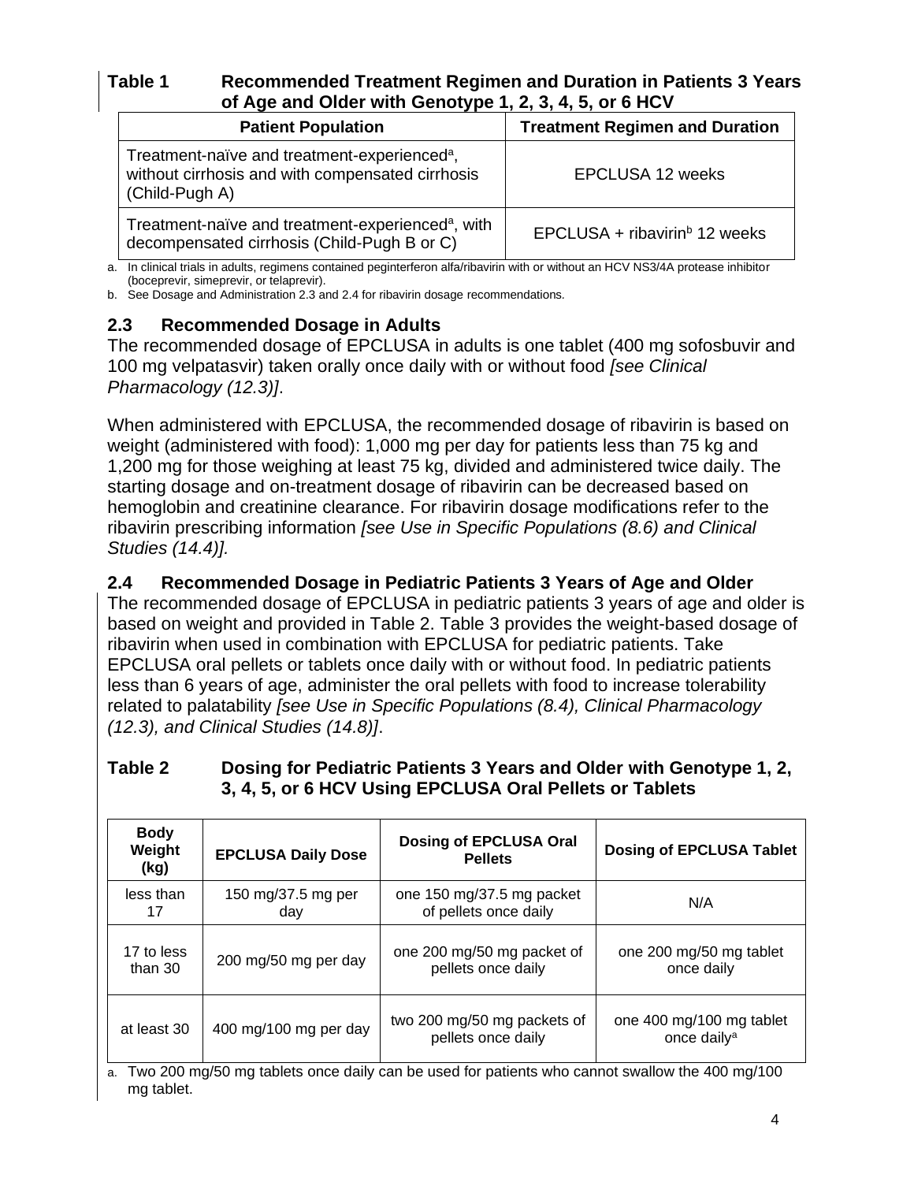**Table 1 Recommended Treatment Regimen and Duration in Patients 3 Years of Age and Older with Genotype 1, 2, 3, 4, 5, or 6 HCV**

| Patient Population | Treatment Regimen and Duration |
|---|---|
| Treatment-naïve and treatment-experienced[a], without cirrhosis and with compensated cirrhosis (Child-Pugh A) | EPCLUSA 12 weeks |
| Treatment-naïve and treatment-experienced[a], with decompensated cirrhosis (Child-Pugh B or C) | EPCLUSA + ribavirin[b] 12 weeks |

a. In clinical trials in adults, regimens contained peginterferon alfa/ribavirin with or without an HCV NS3/4A protease inhibitor (boceprevir, simeprevir, or telaprevir).

b. See Dosage and Administration 2.3 and 2.4 for ribavirin dosage recommendations.

## 2.3 Recommended Dosage in Adults

The recommended dosage of EPCLUSA in adults is one tablet (400 mg sofosbuvir and 100 mg velpatasvir) taken orally once daily with or without food *[see Clinical Pharmacology (12.3)]*.

When administered with EPCLUSA, the recommended dosage of ribavirin is based on weight (administered with food): 1,000 mg per day for patients less than 75 kg and 1,200 mg for those weighing at least 75 kg, divided and administered twice daily. The starting dosage and on-treatment dosage of ribavirin can be decreased based on hemoglobin and creatinine clearance. For ribavirin dosage modifications refer to the ribavirin prescribing information *[see Use in Specific Populations (8.6) and Clinical Studies (14.4)].*

## 2.4 Recommended Dosage in Pediatric Patients 3 Years of Age and Older

The recommended dosage of EPCLUSA in pediatric patients 3 years of age and older is based on weight and provided in Table 2. Table 3 provides the weight-based dosage of ribavirin when used in combination with EPCLUSA for pediatric patients. Take EPCLUSA oral pellets or tablets once daily with or without food. In pediatric patients less than 6 years of age, administer the oral pellets with food to increase tolerability related to palatability *[see Use in Specific Populations (8.4), Clinical Pharmacology (12.3), and Clinical Studies (14.8)]*.

**Table 2 Dosing for Pediatric Patients 3 Years and Older with Genotype 1, 2, 3, 4, 5, or 6 HCV Using EPCLUSA Oral Pellets or Tablets**

| Body Weight (kg) | EPCLUSA Daily Dose | Dosing of EPCLUSA Oral Pellets | Dosing of EPCLUSA Tablet |
|---|---|---|---|
| less than 17 | 150 mg/37.5 mg per day | one 150 mg/37.5 mg packet of pellets once daily | N/A |
| 17 to less than 30 | 200 mg/50 mg per day | one 200 mg/50 mg packet of pellets once daily | one 200 mg/50 mg tablet once daily |
| at least 30 | 400 mg/100 mg per day | two 200 mg/50 mg packets of pellets once daily | one 400 mg/100 mg tablet once daily[a] |

a. Two 200 mg/50 mg tablets once daily can be used for patients who cannot swallow the 400 mg/100 mg tablet.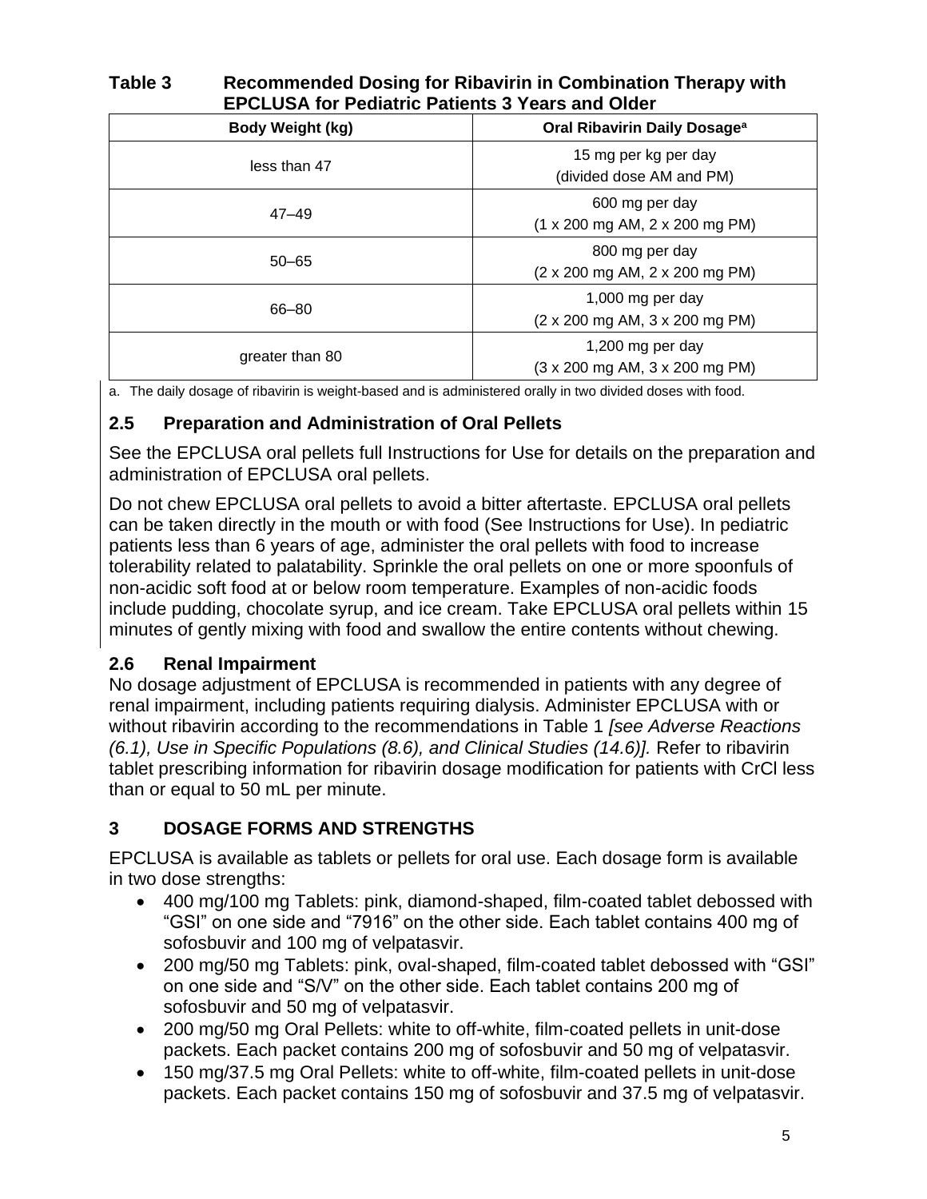**Table 3 Recommended Dosing for Ribavirin in Combination Therapy with EPCLUSA for Pediatric Patients 3 Years and Older**

| Body Weight (kg) | Oral Ribavirin Daily Dosage[a] |
|---|---|
| less than 47 | 15 mg per kg per day (divided dose AM and PM) |
| 47–49 | 600 mg per day (1 x 200 mg AM, 2 x 200 mg PM) |
| 50–65 | 800 mg per day (2 x 200 mg AM, 2 x 200 mg PM) |
| 66–80 | 1,000 mg per day (2 x 200 mg AM, 3 x 200 mg PM) |
| greater than 80 | 1,200 mg per day (3 x 200 mg AM, 3 x 200 mg PM) |

a. The daily dosage of ribavirin is weight-based and is administered orally in two divided doses with food.

## 2.5 Preparation and Administration of Oral Pellets

See the EPCLUSA oral pellets full Instructions for Use for details on the preparation and administration of EPCLUSA oral pellets.

Do not chew EPCLUSA oral pellets to avoid a bitter aftertaste. EPCLUSA oral pellets can be taken directly in the mouth or with food (See Instructions for Use). In pediatric patients less than 6 years of age, administer the oral pellets with food to increase tolerability related to palatability. Sprinkle the oral pellets on one or more spoonfuls of non-acidic soft food at or below room temperature. Examples of non-acidic foods include pudding, chocolate syrup, and ice cream. Take EPCLUSA oral pellets within 15 minutes of gently mixing with food and swallow the entire contents without chewing.

## 2.6 Renal Impairment

No dosage adjustment of EPCLUSA is recommended in patients with any degree of renal impairment, including patients requiring dialysis. Administer EPCLUSA with or without ribavirin according to the recommendations in Table 1 *[see Adverse Reactions (6.1), Use in Specific Populations (8.6), and Clinical Studies (14.6)].* Refer to ribavirin tablet prescribing information for ribavirin dosage modification for patients with CrCl less than or equal to 50 mL per minute.

# 3 DOSAGE FORMS AND STRENGTHS

EPCLUSA is available as tablets or pellets for oral use. Each dosage form is available in two dose strengths:

- 400 mg/100 mg Tablets: pink, diamond-shaped, film-coated tablet debossed with "GSI" on one side and "7916" on the other side. Each tablet contains 400 mg of sofosbuvir and 100 mg of velpatasvir.
- 200 mg/50 mg Tablets: pink, oval-shaped, film-coated tablet debossed with "GSI" on one side and "S/V" on the other side. Each tablet contains 200 mg of sofosbuvir and 50 mg of velpatasvir.
- 200 mg/50 mg Oral Pellets: white to off-white, film-coated pellets in unit-dose packets. Each packet contains 200 mg of sofosbuvir and 50 mg of velpatasvir.
- 150 mg/37.5 mg Oral Pellets: white to off-white, film-coated pellets in unit-dose packets. Each packet contains 150 mg of sofosbuvir and 37.5 mg of velpatasvir.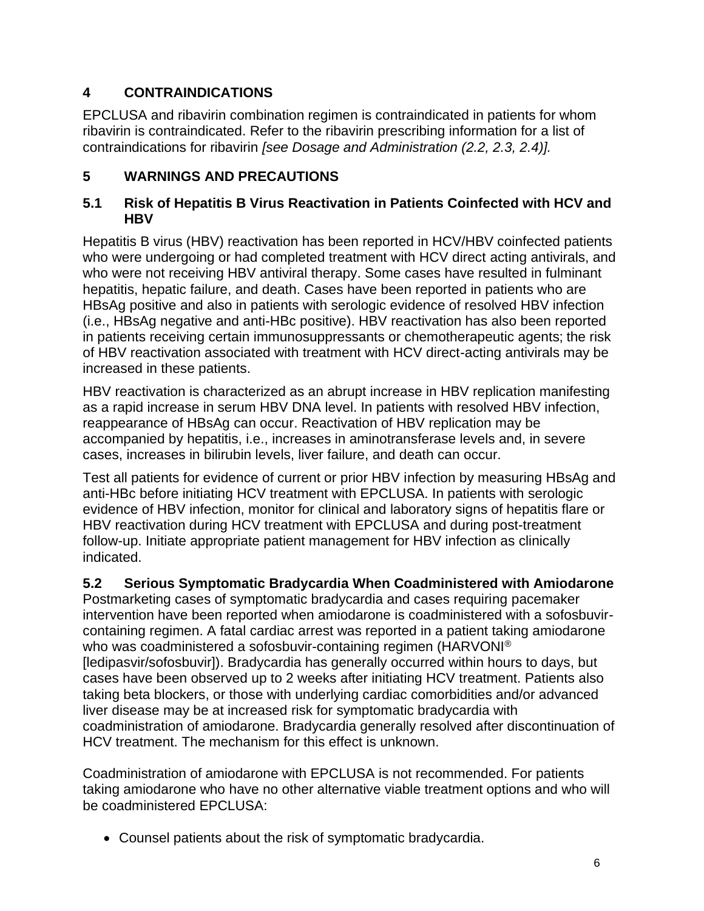## 4 CONTRAINDICATIONS

EPCLUSA and ribavirin combination regimen is contraindicated in patients for whom ribavirin is contraindicated. Refer to the ribavirin prescribing information for a list of contraindications for ribavirin *[see Dosage and Administration (2.2, 2.3, 2.4)].*

## 5 WARNINGS AND PRECAUTIONS

### 5.1 Risk of Hepatitis B Virus Reactivation in Patients Coinfected with HCV and HBV

Hepatitis B virus (HBV) reactivation has been reported in HCV/HBV coinfected patients who were undergoing or had completed treatment with HCV direct acting antivirals, and who were not receiving HBV antiviral therapy. Some cases have resulted in fulminant hepatitis, hepatic failure, and death. Cases have been reported in patients who are HBsAg positive and also in patients with serologic evidence of resolved HBV infection (i.e., HBsAg negative and anti-HBc positive). HBV reactivation has also been reported in patients receiving certain immunosuppressants or chemotherapeutic agents; the risk of HBV reactivation associated with treatment with HCV direct-acting antivirals may be increased in these patients.

HBV reactivation is characterized as an abrupt increase in HBV replication manifesting as a rapid increase in serum HBV DNA level. In patients with resolved HBV infection, reappearance of HBsAg can occur. Reactivation of HBV replication may be accompanied by hepatitis, i.e., increases in aminotransferase levels and, in severe cases, increases in bilirubin levels, liver failure, and death can occur.

Test all patients for evidence of current or prior HBV infection by measuring HBsAg and anti-HBc before initiating HCV treatment with EPCLUSA. In patients with serologic evidence of HBV infection, monitor for clinical and laboratory signs of hepatitis flare or HBV reactivation during HCV treatment with EPCLUSA and during post-treatment follow-up. Initiate appropriate patient management for HBV infection as clinically indicated.

### 5.2 Serious Symptomatic Bradycardia When Coadministered with Amiodarone

Postmarketing cases of symptomatic bradycardia and cases requiring pacemaker intervention have been reported when amiodarone is coadministered with a sofosbuvir-containing regimen. A fatal cardiac arrest was reported in a patient taking amiodarone who was coadministered a sofosbuvir-containing regimen (HARVONI® [ledipasvir/sofosbuvir]). Bradycardia has generally occurred within hours to days, but cases have been observed up to 2 weeks after initiating HCV treatment. Patients also taking beta blockers, or those with underlying cardiac comorbidities and/or advanced liver disease may be at increased risk for symptomatic bradycardia with coadministration of amiodarone. Bradycardia generally resolved after discontinuation of HCV treatment. The mechanism for this effect is unknown.

Coadministration of amiodarone with EPCLUSA is not recommended. For patients taking amiodarone who have no other alternative viable treatment options and who will be coadministered EPCLUSA:

- Counsel patients about the risk of symptomatic bradycardia.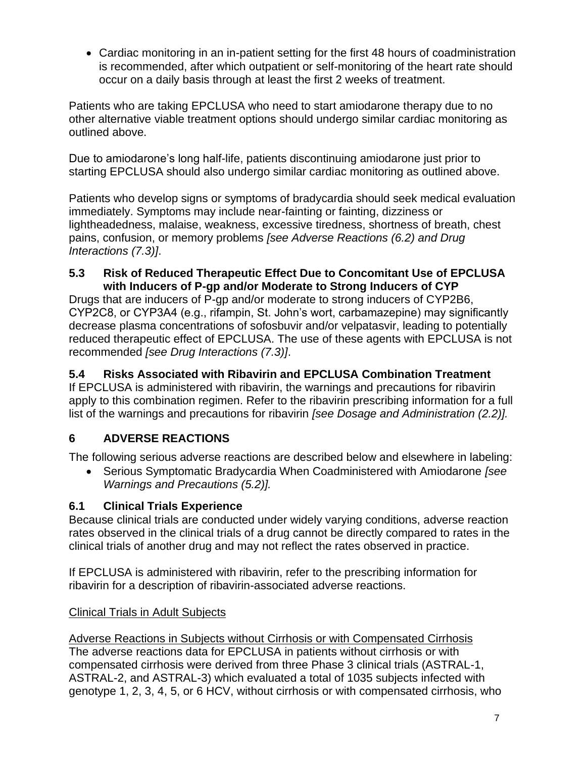- Cardiac monitoring in an in-patient setting for the first 48 hours of coadministration is recommended, after which outpatient or self-monitoring of the heart rate should occur on a daily basis through at least the first 2 weeks of treatment.

Patients who are taking EPCLUSA who need to start amiodarone therapy due to no other alternative viable treatment options should undergo similar cardiac monitoring as outlined above.

Due to amiodarone's long half-life, patients discontinuing amiodarone just prior to starting EPCLUSA should also undergo similar cardiac monitoring as outlined above.

Patients who develop signs or symptoms of bradycardia should seek medical evaluation immediately. Symptoms may include near-fainting or fainting, dizziness or lightheadedness, malaise, weakness, excessive tiredness, shortness of breath, chest pains, confusion, or memory problems *[see Adverse Reactions (6.2) and Drug Interactions (7.3)]*.

### 5.3 Risk of Reduced Therapeutic Effect Due to Concomitant Use of EPCLUSA with Inducers of P-gp and/or Moderate to Strong Inducers of CYP

Drugs that are inducers of P-gp and/or moderate to strong inducers of CYP2B6, CYP2C8, or CYP3A4 (e.g., rifampin, St. John's wort, carbamazepine) may significantly decrease plasma concentrations of sofosbuvir and/or velpatasvir, leading to potentially reduced therapeutic effect of EPCLUSA. The use of these agents with EPCLUSA is not recommended *[see Drug Interactions (7.3)]*.

### 5.4 Risks Associated with Ribavirin and EPCLUSA Combination Treatment

If EPCLUSA is administered with ribavirin, the warnings and precautions for ribavirin apply to this combination regimen. Refer to the ribavirin prescribing information for a full list of the warnings and precautions for ribavirin *[see Dosage and Administration (2.2)].*

## 6 ADVERSE REACTIONS

The following serious adverse reactions are described below and elsewhere in labeling:

- Serious Symptomatic Bradycardia When Coadministered with Amiodarone *[see Warnings and Precautions (5.2)].*

### 6.1 Clinical Trials Experience

Because clinical trials are conducted under widely varying conditions, adverse reaction rates observed in the clinical trials of a drug cannot be directly compared to rates in the clinical trials of another drug and may not reflect the rates observed in practice.

If EPCLUSA is administered with ribavirin, refer to the prescribing information for ribavirin for a description of ribavirin-associated adverse reactions.

<u>Clinical Trials in Adult Subjects</u>

<u>Adverse Reactions in Subjects without Cirrhosis or with Compensated Cirrhosis</u>

The adverse reactions data for EPCLUSA in patients without cirrhosis or with compensated cirrhosis were derived from three Phase 3 clinical trials (ASTRAL-1, ASTRAL-2, and ASTRAL-3) which evaluated a total of 1035 subjects infected with genotype 1, 2, 3, 4, 5, or 6 HCV, without cirrhosis or with compensated cirrhosis, who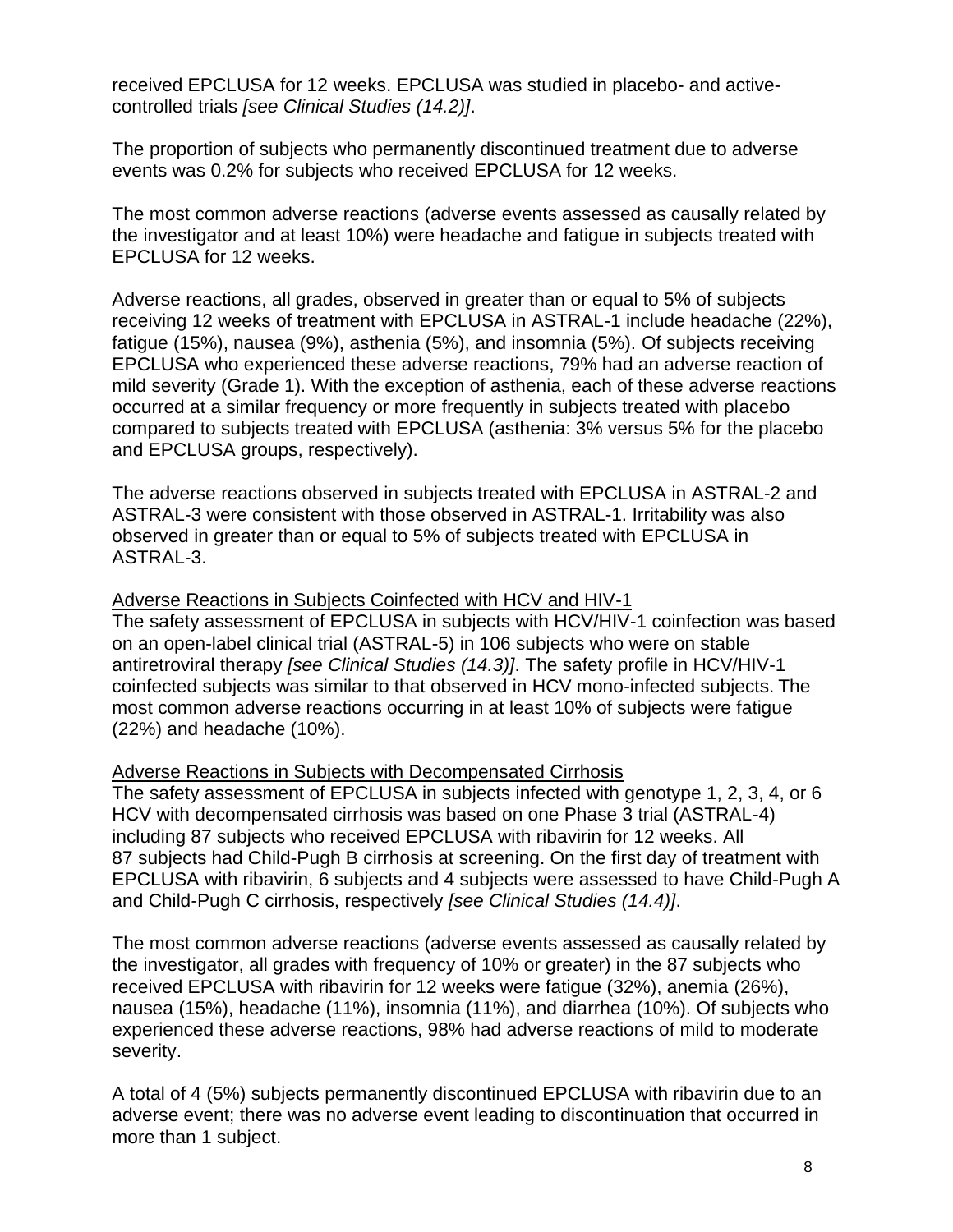received EPCLUSA for 12 weeks. EPCLUSA was studied in placebo- and active-controlled trials *[see Clinical Studies (14.2)]*.

The proportion of subjects who permanently discontinued treatment due to adverse events was 0.2% for subjects who received EPCLUSA for 12 weeks.

The most common adverse reactions (adverse events assessed as causally related by the investigator and at least 10%) were headache and fatigue in subjects treated with EPCLUSA for 12 weeks.

Adverse reactions, all grades, observed in greater than or equal to 5% of subjects receiving 12 weeks of treatment with EPCLUSA in ASTRAL-1 include headache (22%), fatigue (15%), nausea (9%), asthenia (5%), and insomnia (5%). Of subjects receiving EPCLUSA who experienced these adverse reactions, 79% had an adverse reaction of mild severity (Grade 1). With the exception of asthenia, each of these adverse reactions occurred at a similar frequency or more frequently in subjects treated with placebo compared to subjects treated with EPCLUSA (asthenia: 3% versus 5% for the placebo and EPCLUSA groups, respectively).

The adverse reactions observed in subjects treated with EPCLUSA in ASTRAL-2 and ASTRAL-3 were consistent with those observed in ASTRAL-1. Irritability was also observed in greater than or equal to 5% of subjects treated with EPCLUSA in ASTRAL-3.

Adverse Reactions in Subjects Coinfected with HCV and HIV-1

The safety assessment of EPCLUSA in subjects with HCV/HIV-1 coinfection was based on an open-label clinical trial (ASTRAL-5) in 106 subjects who were on stable antiretroviral therapy *[see Clinical Studies (14.3)]*. The safety profile in HCV/HIV-1 coinfected subjects was similar to that observed in HCV mono-infected subjects. The most common adverse reactions occurring in at least 10% of subjects were fatigue (22%) and headache (10%).

Adverse Reactions in Subjects with Decompensated Cirrhosis

The safety assessment of EPCLUSA in subjects infected with genotype 1, 2, 3, 4, or 6 HCV with decompensated cirrhosis was based on one Phase 3 trial (ASTRAL-4) including 87 subjects who received EPCLUSA with ribavirin for 12 weeks. All 87 subjects had Child-Pugh B cirrhosis at screening. On the first day of treatment with EPCLUSA with ribavirin, 6 subjects and 4 subjects were assessed to have Child-Pugh A and Child-Pugh C cirrhosis, respectively *[see Clinical Studies (14.4)]*.

The most common adverse reactions (adverse events assessed as causally related by the investigator, all grades with frequency of 10% or greater) in the 87 subjects who received EPCLUSA with ribavirin for 12 weeks were fatigue (32%), anemia (26%), nausea (15%), headache (11%), insomnia (11%), and diarrhea (10%). Of subjects who experienced these adverse reactions, 98% had adverse reactions of mild to moderate severity.

A total of 4 (5%) subjects permanently discontinued EPCLUSA with ribavirin due to an adverse event; there was no adverse event leading to discontinuation that occurred in more than 1 subject.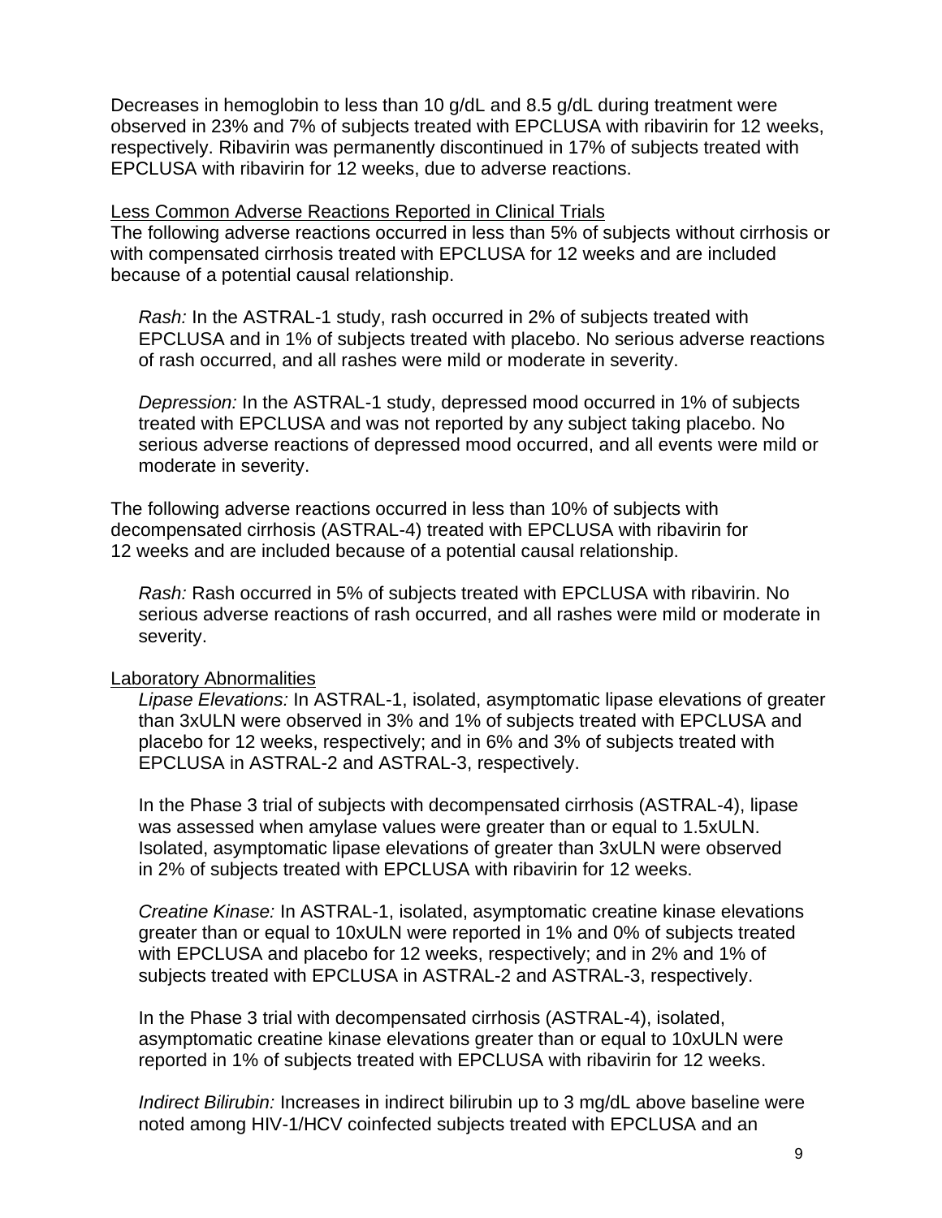Decreases in hemoglobin to less than 10 g/dL and 8.5 g/dL during treatment were observed in 23% and 7% of subjects treated with EPCLUSA with ribavirin for 12 weeks, respectively. Ribavirin was permanently discontinued in 17% of subjects treated with EPCLUSA with ribavirin for 12 weeks, due to adverse reactions.

<u>Less Common Adverse Reactions Reported in Clinical Trials</u>

The following adverse reactions occurred in less than 5% of subjects without cirrhosis or with compensated cirrhosis treated with EPCLUSA for 12 weeks and are included because of a potential causal relationship.

*Rash:* In the ASTRAL-1 study, rash occurred in 2% of subjects treated with EPCLUSA and in 1% of subjects treated with placebo. No serious adverse reactions of rash occurred, and all rashes were mild or moderate in severity.

*Depression:* In the ASTRAL-1 study, depressed mood occurred in 1% of subjects treated with EPCLUSA and was not reported by any subject taking placebo. No serious adverse reactions of depressed mood occurred, and all events were mild or moderate in severity.

The following adverse reactions occurred in less than 10% of subjects with decompensated cirrhosis (ASTRAL-4) treated with EPCLUSA with ribavirin for 12 weeks and are included because of a potential causal relationship.

*Rash:* Rash occurred in 5% of subjects treated with EPCLUSA with ribavirin. No serious adverse reactions of rash occurred, and all rashes were mild or moderate in severity.

<u>Laboratory Abnormalities</u>

*Lipase Elevations:* In ASTRAL-1, isolated, asymptomatic lipase elevations of greater than 3xULN were observed in 3% and 1% of subjects treated with EPCLUSA and placebo for 12 weeks, respectively; and in 6% and 3% of subjects treated with EPCLUSA in ASTRAL-2 and ASTRAL-3, respectively.

In the Phase 3 trial of subjects with decompensated cirrhosis (ASTRAL-4), lipase was assessed when amylase values were greater than or equal to 1.5xULN. Isolated, asymptomatic lipase elevations of greater than 3xULN were observed in 2% of subjects treated with EPCLUSA with ribavirin for 12 weeks.

*Creatine Kinase:* In ASTRAL-1, isolated, asymptomatic creatine kinase elevations greater than or equal to 10xULN were reported in 1% and 0% of subjects treated with EPCLUSA and placebo for 12 weeks, respectively; and in 2% and 1% of subjects treated with EPCLUSA in ASTRAL-2 and ASTRAL-3, respectively.

In the Phase 3 trial with decompensated cirrhosis (ASTRAL-4), isolated, asymptomatic creatine kinase elevations greater than or equal to 10xULN were reported in 1% of subjects treated with EPCLUSA with ribavirin for 12 weeks.

*Indirect Bilirubin:* Increases in indirect bilirubin up to 3 mg/dL above baseline were noted among HIV-1/HCV coinfected subjects treated with EPCLUSA and an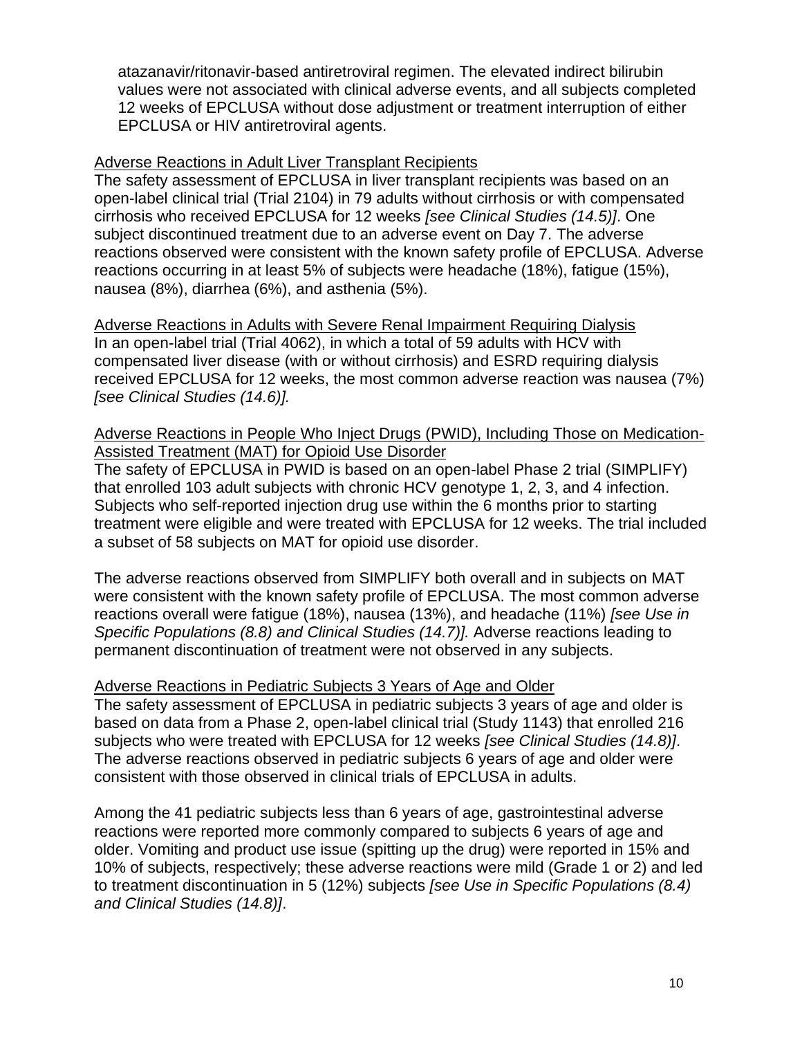atazanavir/ritonavir-based antiretroviral regimen. The elevated indirect bilirubin values were not associated with clinical adverse events, and all subjects completed 12 weeks of EPCLUSA without dose adjustment or treatment interruption of either EPCLUSA or HIV antiretroviral agents.

<u>Adverse Reactions in Adult Liver Transplant Recipients</u>

The safety assessment of EPCLUSA in liver transplant recipients was based on an open-label clinical trial (Trial 2104) in 79 adults without cirrhosis or with compensated cirrhosis who received EPCLUSA for 12 weeks *[see Clinical Studies (14.5)]*. One subject discontinued treatment due to an adverse event on Day 7. The adverse reactions observed were consistent with the known safety profile of EPCLUSA. Adverse reactions occurring in at least 5% of subjects were headache (18%), fatigue (15%), nausea (8%), diarrhea (6%), and asthenia (5%).

<u>Adverse Reactions in Adults with Severe Renal Impairment Requiring Dialysis</u>

In an open-label trial (Trial 4062), in which a total of 59 adults with HCV with compensated liver disease (with or without cirrhosis) and ESRD requiring dialysis received EPCLUSA for 12 weeks, the most common adverse reaction was nausea (7%) *[see Clinical Studies (14.6)].*

<u>Adverse Reactions in People Who Inject Drugs (PWID), Including Those on Medication-Assisted Treatment (MAT) for Opioid Use Disorder</u>

The safety of EPCLUSA in PWID is based on an open-label Phase 2 trial (SIMPLIFY) that enrolled 103 adult subjects with chronic HCV genotype 1, 2, 3, and 4 infection. Subjects who self-reported injection drug use within the 6 months prior to starting treatment were eligible and were treated with EPCLUSA for 12 weeks. The trial included a subset of 58 subjects on MAT for opioid use disorder.

The adverse reactions observed from SIMPLIFY both overall and in subjects on MAT were consistent with the known safety profile of EPCLUSA. The most common adverse reactions overall were fatigue (18%), nausea (13%), and headache (11%) *[see Use in Specific Populations (8.8) and Clinical Studies (14.7)].* Adverse reactions leading to permanent discontinuation of treatment were not observed in any subjects.

<u>Adverse Reactions in Pediatric Subjects 3 Years of Age and Older</u>

The safety assessment of EPCLUSA in pediatric subjects 3 years of age and older is based on data from a Phase 2, open-label clinical trial (Study 1143) that enrolled 216 subjects who were treated with EPCLUSA for 12 weeks *[see Clinical Studies (14.8)]*. The adverse reactions observed in pediatric subjects 6 years of age and older were consistent with those observed in clinical trials of EPCLUSA in adults.

Among the 41 pediatric subjects less than 6 years of age, gastrointestinal adverse reactions were reported more commonly compared to subjects 6 years of age and older. Vomiting and product use issue (spitting up the drug) were reported in 15% and 10% of subjects, respectively; these adverse reactions were mild (Grade 1 or 2) and led to treatment discontinuation in 5 (12%) subjects *[see Use in Specific Populations (8.4) and Clinical Studies (14.8)]*.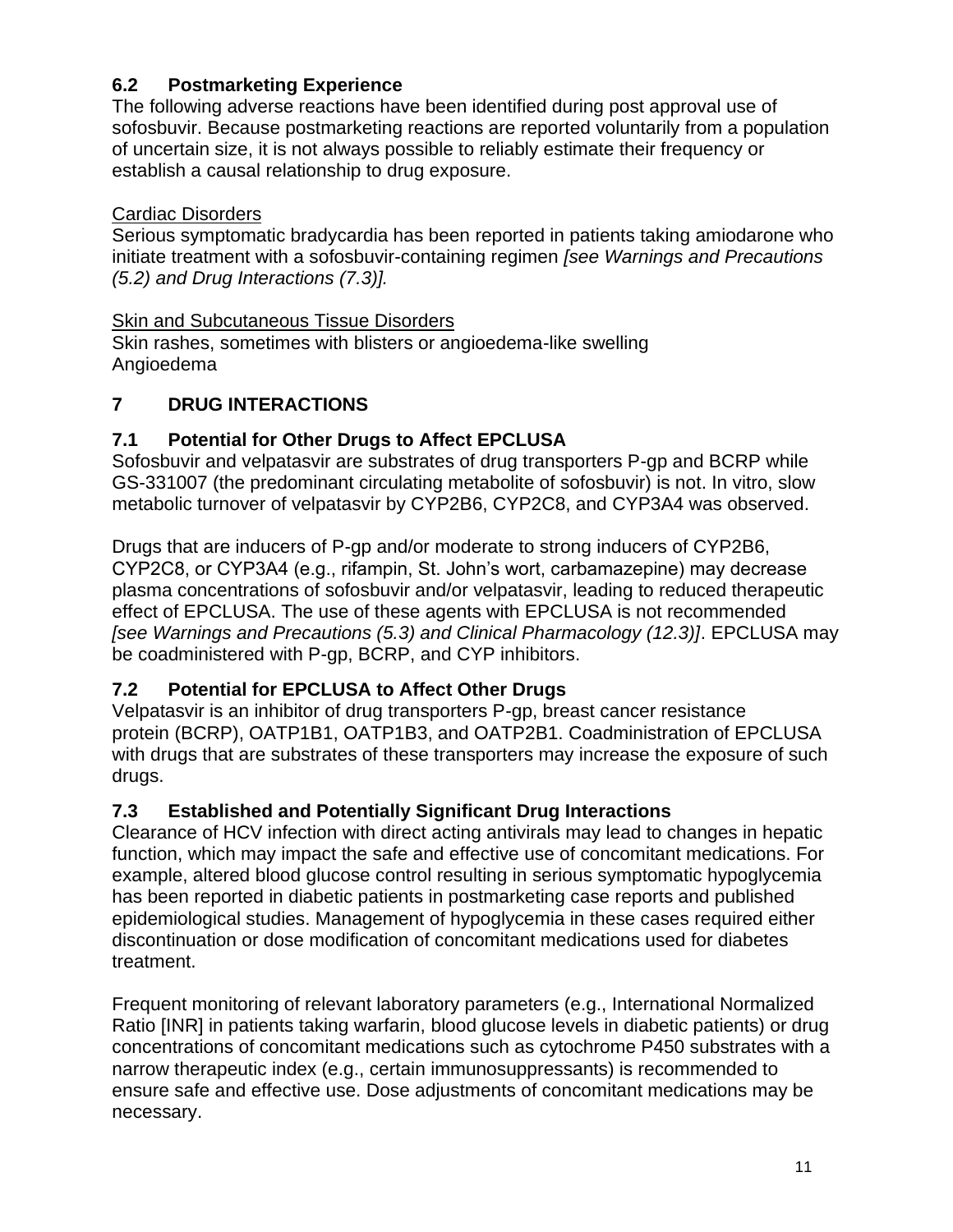## 6.2 Postmarketing Experience

The following adverse reactions have been identified during post approval use of sofosbuvir. Because postmarketing reactions are reported voluntarily from a population of uncertain size, it is not always possible to reliably estimate their frequency or establish a causal relationship to drug exposure.

Cardiac Disorders

Serious symptomatic bradycardia has been reported in patients taking amiodarone who initiate treatment with a sofosbuvir-containing regimen *[see Warnings and Precautions (5.2) and Drug Interactions (7.3)].*

Skin and Subcutaneous Tissue Disorders

Skin rashes, sometimes with blisters or angioedema-like swelling
Angioedema

# 7 DRUG INTERACTIONS

## 7.1 Potential for Other Drugs to Affect EPCLUSA

Sofosbuvir and velpatasvir are substrates of drug transporters P-gp and BCRP while GS-331007 (the predominant circulating metabolite of sofosbuvir) is not. In vitro, slow metabolic turnover of velpatasvir by CYP2B6, CYP2C8, and CYP3A4 was observed.

Drugs that are inducers of P-gp and/or moderate to strong inducers of CYP2B6, CYP2C8, or CYP3A4 (e.g., rifampin, St. John's wort, carbamazepine) may decrease plasma concentrations of sofosbuvir and/or velpatasvir, leading to reduced therapeutic effect of EPCLUSA. The use of these agents with EPCLUSA is not recommended *[see Warnings and Precautions (5.3) and Clinical Pharmacology (12.3)]*. EPCLUSA may be coadministered with P-gp, BCRP, and CYP inhibitors.

## 7.2 Potential for EPCLUSA to Affect Other Drugs

Velpatasvir is an inhibitor of drug transporters P-gp, breast cancer resistance protein (BCRP), OATP1B1, OATP1B3, and OATP2B1. Coadministration of EPCLUSA with drugs that are substrates of these transporters may increase the exposure of such drugs.

## 7.3 Established and Potentially Significant Drug Interactions

Clearance of HCV infection with direct acting antivirals may lead to changes in hepatic function, which may impact the safe and effective use of concomitant medications. For example, altered blood glucose control resulting in serious symptomatic hypoglycemia has been reported in diabetic patients in postmarketing case reports and published epidemiological studies. Management of hypoglycemia in these cases required either discontinuation or dose modification of concomitant medications used for diabetes treatment.

Frequent monitoring of relevant laboratory parameters (e.g., International Normalized Ratio [INR] in patients taking warfarin, blood glucose levels in diabetic patients) or drug concentrations of concomitant medications such as cytochrome P450 substrates with a narrow therapeutic index (e.g., certain immunosuppressants) is recommended to ensure safe and effective use. Dose adjustments of concomitant medications may be necessary.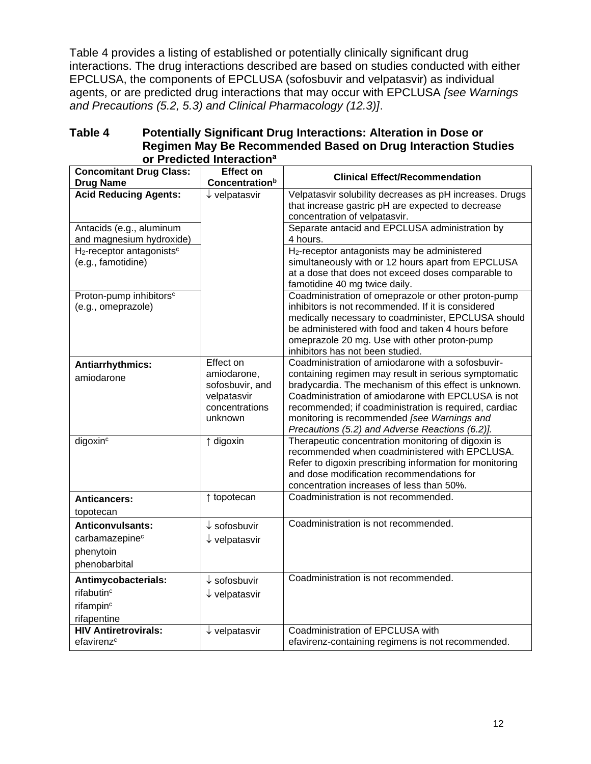Table 4 provides a listing of established or potentially clinically significant drug interactions. The drug interactions described are based on studies conducted with either EPCLUSA, the components of EPCLUSA (sofosbuvir and velpatasvir) as individual agents, or are predicted drug interactions that may occur with EPCLUSA *[see Warnings and Precautions (5.2, 5.3) and Clinical Pharmacology (12.3)]*.

**Table 4 Potentially Significant Drug Interactions: Alteration in Dose or Regimen May Be Recommended Based on Drug Interaction Studies or Predicted Interaction[a]**

| Concomitant Drug Class: Drug Name | Effect on Concentration[b] | Clinical Effect/Recommendation |
|---|---|---|
| **Acid Reducing Agents:** | ↓ velpatasvir | Velpatasvir solubility decreases as pH increases. Drugs that increase gastric pH are expected to decrease concentration of velpatasvir. |
| Antacids (e.g., aluminum and magnesium hydroxide) | | Separate antacid and EPCLUSA administration by 4 hours. |
| $H_2$-receptor antagonists[c] (e.g., famotidine) | | $H_2$-receptor antagonists may be administered simultaneously with or 12 hours apart from EPCLUSA at a dose that does not exceed doses comparable to famotidine 40 mg twice daily. |
| Proton-pump inhibitors[c] (e.g., omeprazole) | | Coadministration of omeprazole or other proton-pump inhibitors is not recommended. If it is considered medically necessary to coadminister, EPCLUSA should be administered with food and taken 4 hours before omeprazole 20 mg. Use with other proton-pump inhibitors has not been studied. |
| **Antiarrhythmics:** amiodarone | Effect on amiodarone, sofosbuvir, and velpatasvir concentrations unknown | Coadministration of amiodarone with a sofosbuvir-containing regimen may result in serious symptomatic bradycardia. The mechanism of this effect is unknown. Coadministration of amiodarone with EPCLUSA is not recommended; if coadministration is required, cardiac monitoring is recommended *[see Warnings and Precautions (5.2) and Adverse Reactions (6.2)]*. |
| digoxin[c] | ↑ digoxin | Therapeutic concentration monitoring of digoxin is recommended when coadministered with EPCLUSA. Refer to digoxin prescribing information for monitoring and dose modification recommendations for concentration increases of less than 50%. |
| **Anticancers:** topotecan | ↑ topotecan | Coadministration is not recommended. |
| **Anticonvulsants:** carbamazepine[c] phenytoin phenobarbital | ↓ sofosbuvir ↓ velpatasvir | Coadministration is not recommended. |
| **Antimycobacterials:** rifabutin[c] rifampin[c] rifapentine | ↓ sofosbuvir ↓ velpatasvir | Coadministration is not recommended. |
| **HIV Antiretrovirals:** efavirenz[c] | ↓ velpatasvir | Coadministration of EPCLUSA with efavirenz-containing regimens is not recommended. |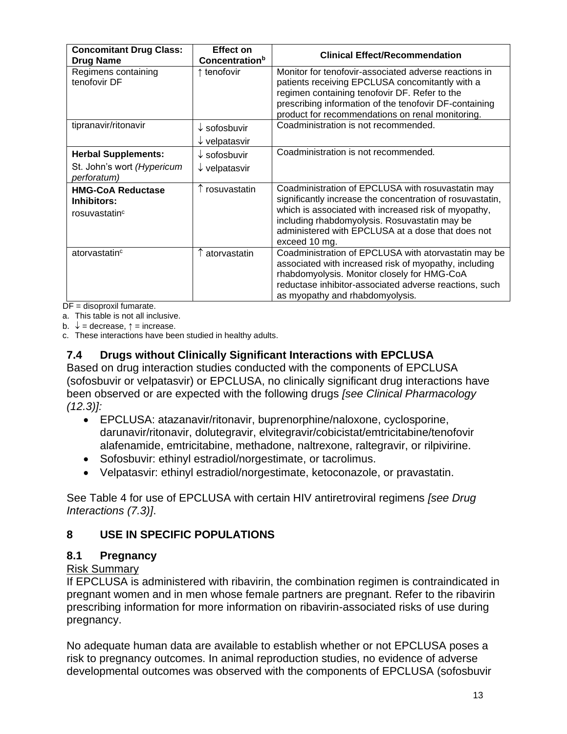| Concomitant Drug Class: Drug Name | Effect on Concentration[b] | Clinical Effect/Recommendation |
|---|---|---|
| Regimens containing tenofovir DF | ↑ tenofovir | Monitor for tenofovir-associated adverse reactions in patients receiving EPCLUSA concomitantly with a regimen containing tenofovir DF. Refer to the prescribing information of the tenofovir DF-containing product for recommendations on renal monitoring. |
| tipranavir/ritonavir | ↓ sofosbuvir<br>↓ velpatasvir | Coadministration is not recommended. |
| **Herbal Supplements:**<br>St. John's wort *(Hypericum perforatum)* | ↓ sofosbuvir<br>↓ velpatasvir | Coadministration is not recommended. |
| **HMG-CoA Reductase Inhibitors:**<br>rosuvastatin[c] | ↑ rosuvastatin | Coadministration of EPCLUSA with rosuvastatin may significantly increase the concentration of rosuvastatin, which is associated with increased risk of myopathy, including rhabdomyolysis. Rosuvastatin may be administered with EPCLUSA at a dose that does not exceed 10 mg. |
| atorvastatin[c] | ↑ atorvastatin | Coadministration of EPCLUSA with atorvastatin may be associated with increased risk of myopathy, including rhabdomyolysis. Monitor closely for HMG-CoA reductase inhibitor-associated adverse reactions, such as myopathy and rhabdomyolysis. |

DF = disoproxil fumarate.

a. This table is not all inclusive.

b. ↓ = decrease, ↑ = increase.

c. These interactions have been studied in healthy adults.

### 7.4 Drugs without Clinically Significant Interactions with EPCLUSA

Based on drug interaction studies conducted with the components of EPCLUSA (sofosbuvir or velpatasvir) or EPCLUSA, no clinically significant drug interactions have been observed or are expected with the following drugs *[see Clinical Pharmacology (12.3)]:*

- EPCLUSA: atazanavir/ritonavir, buprenorphine/naloxone, cyclosporine, darunavir/ritonavir, dolutegravir, elvitegravir/cobicistat/emtricitabine/tenofovir alafenamide, emtricitabine, methadone, naltrexone, raltegravir, or rilpivirine.
- Sofosbuvir: ethinyl estradiol/norgestimate, or tacrolimus.
- Velpatasvir: ethinyl estradiol/norgestimate, ketoconazole, or pravastatin.

See Table 4 for use of EPCLUSA with certain HIV antiretroviral regimens *[see Drug Interactions (7.3)]*.

## 8 USE IN SPECIFIC POPULATIONS

### 8.1 Pregnancy

Risk Summary

If EPCLUSA is administered with ribavirin, the combination regimen is contraindicated in pregnant women and in men whose female partners are pregnant. Refer to the ribavirin prescribing information for more information on ribavirin-associated risks of use during pregnancy.

No adequate human data are available to establish whether or not EPCLUSA poses a risk to pregnancy outcomes. In animal reproduction studies, no evidence of adverse developmental outcomes was observed with the components of EPCLUSA (sofosbuvir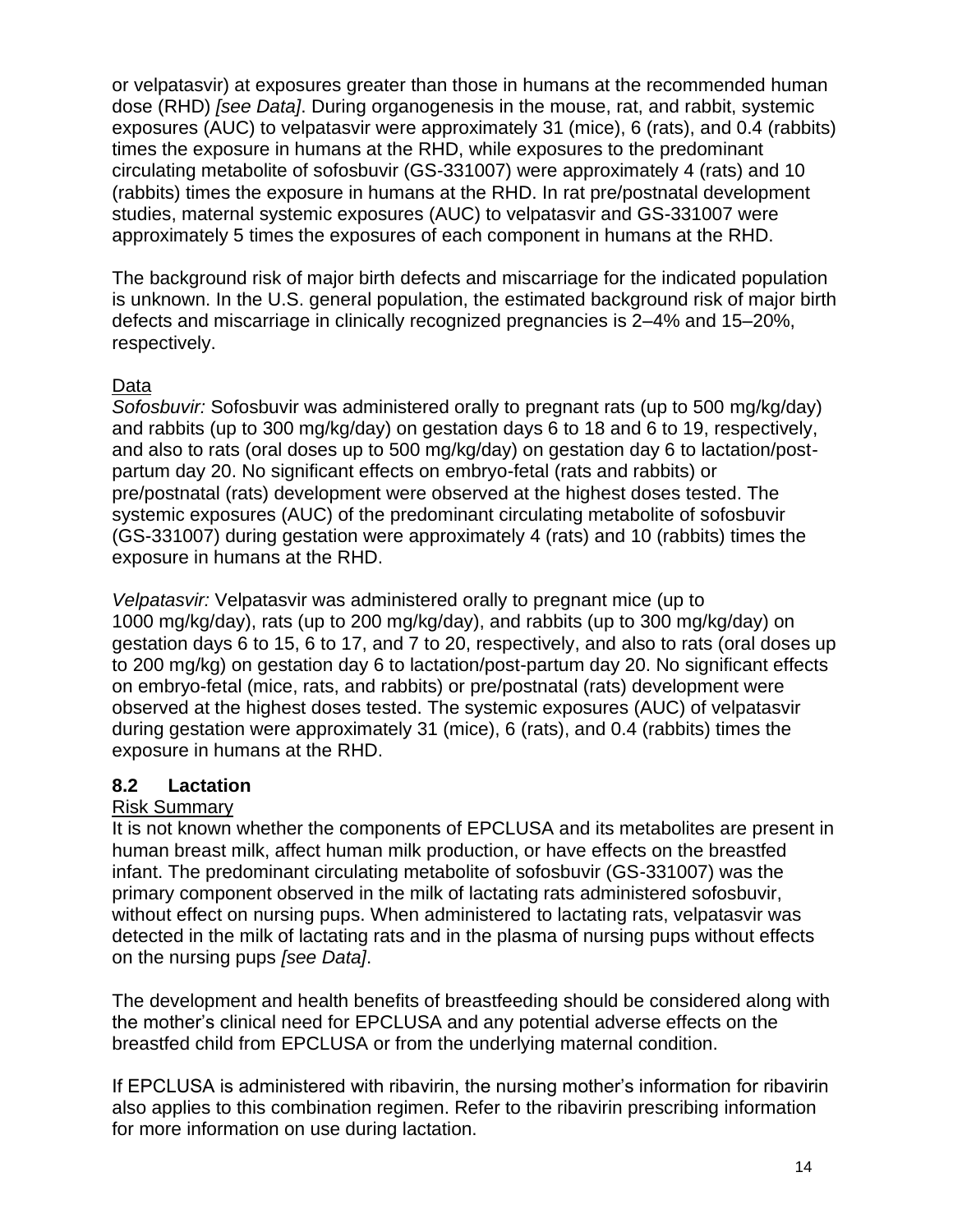or velpatasvir) at exposures greater than those in humans at the recommended human dose (RHD) *[see Data]*. During organogenesis in the mouse, rat, and rabbit, systemic exposures (AUC) to velpatasvir were approximately 31 (mice), 6 (rats), and 0.4 (rabbits) times the exposure in humans at the RHD, while exposures to the predominant circulating metabolite of sofosbuvir (GS-331007) were approximately 4 (rats) and 10 (rabbits) times the exposure in humans at the RHD. In rat pre/postnatal development studies, maternal systemic exposures (AUC) to velpatasvir and GS-331007 were approximately 5 times the exposures of each component in humans at the RHD.

The background risk of major birth defects and miscarriage for the indicated population is unknown. In the U.S. general population, the estimated background risk of major birth defects and miscarriage in clinically recognized pregnancies is 2–4% and 15–20%, respectively.

<u>Data</u>

*Sofosbuvir:* Sofosbuvir was administered orally to pregnant rats (up to 500 mg/kg/day) and rabbits (up to 300 mg/kg/day) on gestation days 6 to 18 and 6 to 19, respectively, and also to rats (oral doses up to 500 mg/kg/day) on gestation day 6 to lactation/post-partum day 20. No significant effects on embryo-fetal (rats and rabbits) or pre/postnatal (rats) development were observed at the highest doses tested. The systemic exposures (AUC) of the predominant circulating metabolite of sofosbuvir (GS-331007) during gestation were approximately 4 (rats) and 10 (rabbits) times the exposure in humans at the RHD.

*Velpatasvir:* Velpatasvir was administered orally to pregnant mice (up to 1000 mg/kg/day), rats (up to 200 mg/kg/day), and rabbits (up to 300 mg/kg/day) on gestation days 6 to 15, 6 to 17, and 7 to 20, respectively, and also to rats (oral doses up to 200 mg/kg) on gestation day 6 to lactation/post-partum day 20. No significant effects on embryo-fetal (mice, rats, and rabbits) or pre/postnatal (rats) development were observed at the highest doses tested. The systemic exposures (AUC) of velpatasvir during gestation were approximately 31 (mice), 6 (rats), and 0.4 (rabbits) times the exposure in humans at the RHD.

### 8.2 Lactation

<u>Risk Summary</u>

It is not known whether the components of EPCLUSA and its metabolites are present in human breast milk, affect human milk production, or have effects on the breastfed infant. The predominant circulating metabolite of sofosbuvir (GS-331007) was the primary component observed in the milk of lactating rats administered sofosbuvir, without effect on nursing pups. When administered to lactating rats, velpatasvir was detected in the milk of lactating rats and in the plasma of nursing pups without effects on the nursing pups *[see Data]*.

The development and health benefits of breastfeeding should be considered along with the mother's clinical need for EPCLUSA and any potential adverse effects on the breastfed child from EPCLUSA or from the underlying maternal condition.

If EPCLUSA is administered with ribavirin, the nursing mother's information for ribavirin also applies to this combination regimen. Refer to the ribavirin prescribing information for more information on use during lactation.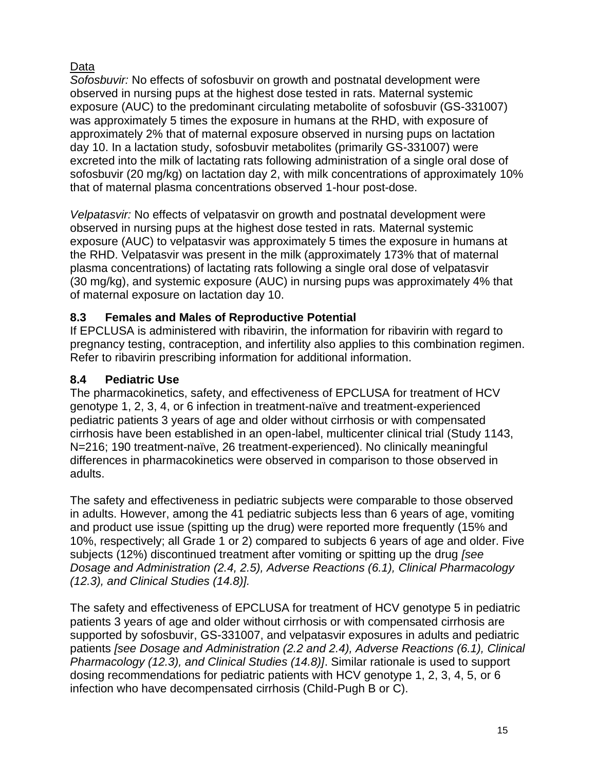<u>Data</u>

*Sofosbuvir:* No effects of sofosbuvir on growth and postnatal development were observed in nursing pups at the highest dose tested in rats. Maternal systemic exposure (AUC) to the predominant circulating metabolite of sofosbuvir (GS-331007) was approximately 5 times the exposure in humans at the RHD, with exposure of approximately 2% that of maternal exposure observed in nursing pups on lactation day 10. In a lactation study, sofosbuvir metabolites (primarily GS-331007) were excreted into the milk of lactating rats following administration of a single oral dose of sofosbuvir (20 mg/kg) on lactation day 2, with milk concentrations of approximately 10% that of maternal plasma concentrations observed 1-hour post-dose.

*Velpatasvir:* No effects of velpatasvir on growth and postnatal development were observed in nursing pups at the highest dose tested in rats. Maternal systemic exposure (AUC) to velpatasvir was approximately 5 times the exposure in humans at the RHD. Velpatasvir was present in the milk (approximately 173% that of maternal plasma concentrations) of lactating rats following a single oral dose of velpatasvir (30 mg/kg), and systemic exposure (AUC) in nursing pups was approximately 4% that of maternal exposure on lactation day 10.

### 8.3 Females and Males of Reproductive Potential

If EPCLUSA is administered with ribavirin, the information for ribavirin with regard to pregnancy testing, contraception, and infertility also applies to this combination regimen. Refer to ribavirin prescribing information for additional information.

### 8.4 Pediatric Use

The pharmacokinetics, safety, and effectiveness of EPCLUSA for treatment of HCV genotype 1, 2, 3, 4, or 6 infection in treatment-naïve and treatment-experienced pediatric patients 3 years of age and older without cirrhosis or with compensated cirrhosis have been established in an open-label, multicenter clinical trial (Study 1143, N=216; 190 treatment-naïve, 26 treatment-experienced). No clinically meaningful differences in pharmacokinetics were observed in comparison to those observed in adults.

The safety and effectiveness in pediatric subjects were comparable to those observed in adults. However, among the 41 pediatric subjects less than 6 years of age, vomiting and product use issue (spitting up the drug) were reported more frequently (15% and 10%, respectively; all Grade 1 or 2) compared to subjects 6 years of age and older. Five subjects (12%) discontinued treatment after vomiting or spitting up the drug *[see Dosage and Administration (2.4, 2.5), Adverse Reactions (6.1), Clinical Pharmacology (12.3), and Clinical Studies (14.8)].*

The safety and effectiveness of EPCLUSA for treatment of HCV genotype 5 in pediatric patients 3 years of age and older without cirrhosis or with compensated cirrhosis are supported by sofosbuvir, GS-331007, and velpatasvir exposures in adults and pediatric patients *[see Dosage and Administration (2.2 and 2.4), Adverse Reactions (6.1), Clinical Pharmacology (12.3), and Clinical Studies (14.8)]*. Similar rationale is used to support dosing recommendations for pediatric patients with HCV genotype 1, 2, 3, 4, 5, or 6 infection who have decompensated cirrhosis (Child-Pugh B or C).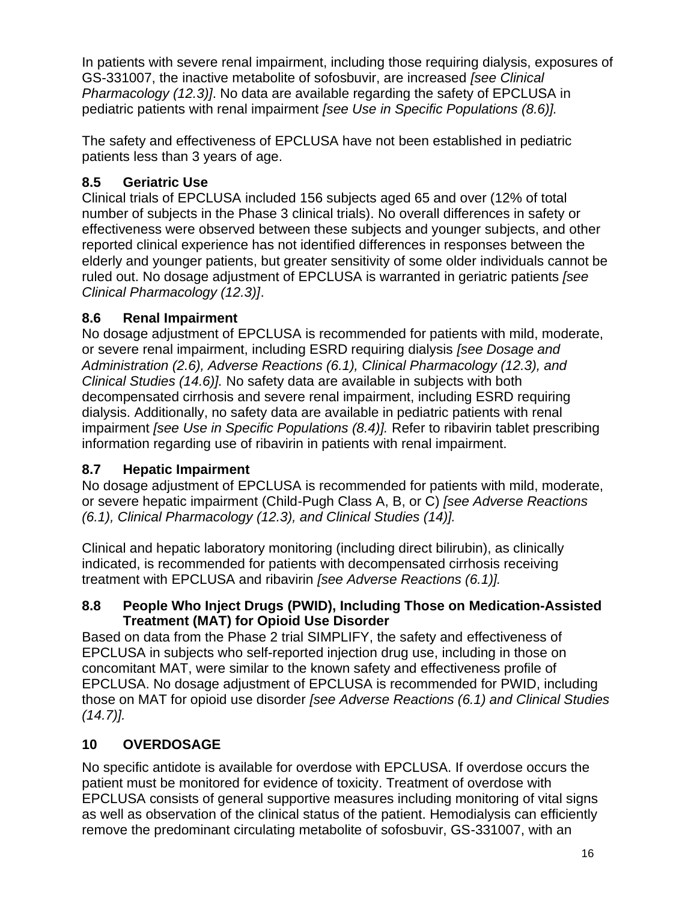In patients with severe renal impairment, including those requiring dialysis, exposures of GS-331007, the inactive metabolite of sofosbuvir, are increased *[see Clinical Pharmacology (12.3)]*. No data are available regarding the safety of EPCLUSA in pediatric patients with renal impairment *[see Use in Specific Populations (8.6)].*

The safety and effectiveness of EPCLUSA have not been established in pediatric patients less than 3 years of age.

### 8.5 Geriatric Use

Clinical trials of EPCLUSA included 156 subjects aged 65 and over (12% of total number of subjects in the Phase 3 clinical trials). No overall differences in safety or effectiveness were observed between these subjects and younger subjects, and other reported clinical experience has not identified differences in responses between the elderly and younger patients, but greater sensitivity of some older individuals cannot be ruled out. No dosage adjustment of EPCLUSA is warranted in geriatric patients *[see Clinical Pharmacology (12.3)]*.

### 8.6 Renal Impairment

No dosage adjustment of EPCLUSA is recommended for patients with mild, moderate, or severe renal impairment, including ESRD requiring dialysis *[see Dosage and Administration (2.6), Adverse Reactions (6.1), Clinical Pharmacology (12.3), and Clinical Studies (14.6)].* No safety data are available in subjects with both decompensated cirrhosis and severe renal impairment, including ESRD requiring dialysis. Additionally, no safety data are available in pediatric patients with renal impairment *[see Use in Specific Populations (8.4)].* Refer to ribavirin tablet prescribing information regarding use of ribavirin in patients with renal impairment.

### 8.7 Hepatic Impairment

No dosage adjustment of EPCLUSA is recommended for patients with mild, moderate, or severe hepatic impairment (Child-Pugh Class A, B, or C) *[see Adverse Reactions (6.1), Clinical Pharmacology (12.3), and Clinical Studies (14)].*

Clinical and hepatic laboratory monitoring (including direct bilirubin), as clinically indicated, is recommended for patients with decompensated cirrhosis receiving treatment with EPCLUSA and ribavirin *[see Adverse Reactions (6.1)].*

### 8.8 People Who Inject Drugs (PWID), Including Those on Medication-Assisted Treatment (MAT) for Opioid Use Disorder

Based on data from the Phase 2 trial SIMPLIFY, the safety and effectiveness of EPCLUSA in subjects who self-reported injection drug use, including in those on concomitant MAT, were similar to the known safety and effectiveness profile of EPCLUSA. No dosage adjustment of EPCLUSA is recommended for PWID, including those on MAT for opioid use disorder *[see Adverse Reactions (6.1) and Clinical Studies (14.7)].*

## 10 OVERDOSAGE

No specific antidote is available for overdose with EPCLUSA. If overdose occurs the patient must be monitored for evidence of toxicity. Treatment of overdose with EPCLUSA consists of general supportive measures including monitoring of vital signs as well as observation of the clinical status of the patient. Hemodialysis can efficiently remove the predominant circulating metabolite of sofosbuvir, GS-331007, with an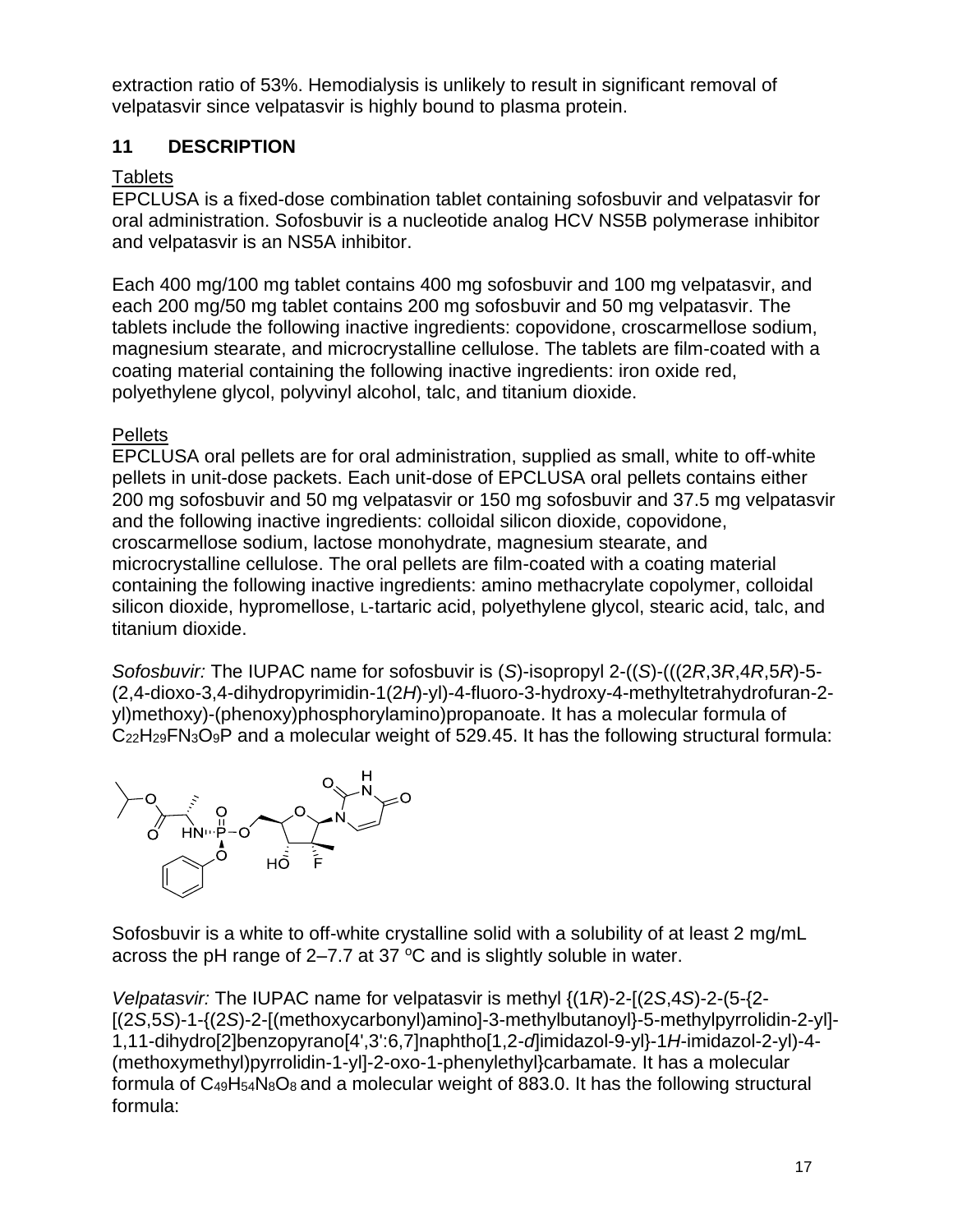extraction ratio of 53%. Hemodialysis is unlikely to result in significant removal of velpatasvir since velpatasvir is highly bound to plasma protein.

## 11 DESCRIPTION

Tablets

EPCLUSA is a fixed-dose combination tablet containing sofosbuvir and velpatasvir for oral administration. Sofosbuvir is a nucleotide analog HCV NS5B polymerase inhibitor and velpatasvir is an NS5A inhibitor.

Each 400 mg/100 mg tablet contains 400 mg sofosbuvir and 100 mg velpatasvir, and each 200 mg/50 mg tablet contains 200 mg sofosbuvir and 50 mg velpatasvir. The tablets include the following inactive ingredients: copovidone, croscarmellose sodium, magnesium stearate, and microcrystalline cellulose. The tablets are film-coated with a coating material containing the following inactive ingredients: iron oxide red, polyethylene glycol, polyvinyl alcohol, talc, and titanium dioxide.

Pellets

EPCLUSA oral pellets are for oral administration, supplied as small, white to off-white pellets in unit-dose packets. Each unit-dose of EPCLUSA oral pellets contains either 200 mg sofosbuvir and 50 mg velpatasvir or 150 mg sofosbuvir and 37.5 mg velpatasvir and the following inactive ingredients: colloidal silicon dioxide, copovidone, croscarmellose sodium, lactose monohydrate, magnesium stearate, and microcrystalline cellulose. The oral pellets are film-coated with a coating material containing the following inactive ingredients: amino methacrylate copolymer, colloidal silicon dioxide, hypromellose, L-tartaric acid, polyethylene glycol, stearic acid, talc, and titanium dioxide.

*Sofosbuvir:* The IUPAC name for sofosbuvir is (*S*)-isopropyl 2-((*S*)-(((2*R*,3*R*,4*R*,5*R*)-5-(2,4-dioxo-3,4-dihydropyrimidin-1(2*H*)-yl)-4-fluoro-3-hydroxy-4-methyltetrahydrofuran-2-yl)methoxy)-(phenoxy)phosphorylamino)propanoate. It has a molecular formula of $C_{22}H_{29}FN_3O_9P$ and a molecular weight of 529.45. It has the following structural formula:

Sofosbuvir is a white to off-white crystalline solid with a solubility of at least 2 mg/mL across the pH range of 2–7.7 at 37 ºC and is slightly soluble in water.

*Velpatasvir:* The IUPAC name for velpatasvir is methyl {(1*R*)-2-[(2*S*,4*S*)-2-(5-{2-[(2*S*,5*S*)-1-{(2*S*)-2-[(methoxycarbonyl)amino]-3-methylbutanoyl}-5-methylpyrrolidin-2-yl]-1,11-dihydro[2]benzopyrano[4',3':6,7]naphtho[1,2-*d*]imidazol-9-yl}-1*H*-imidazol-2-yl)-4-(methoxymethyl)pyrrolidin-1-yl]-2-oxo-1-phenylethyl}carbamate. It has a molecular formula of $C_{49}H_{54}N_8O_8$ and a molecular weight of 883.0. It has the following structural formula: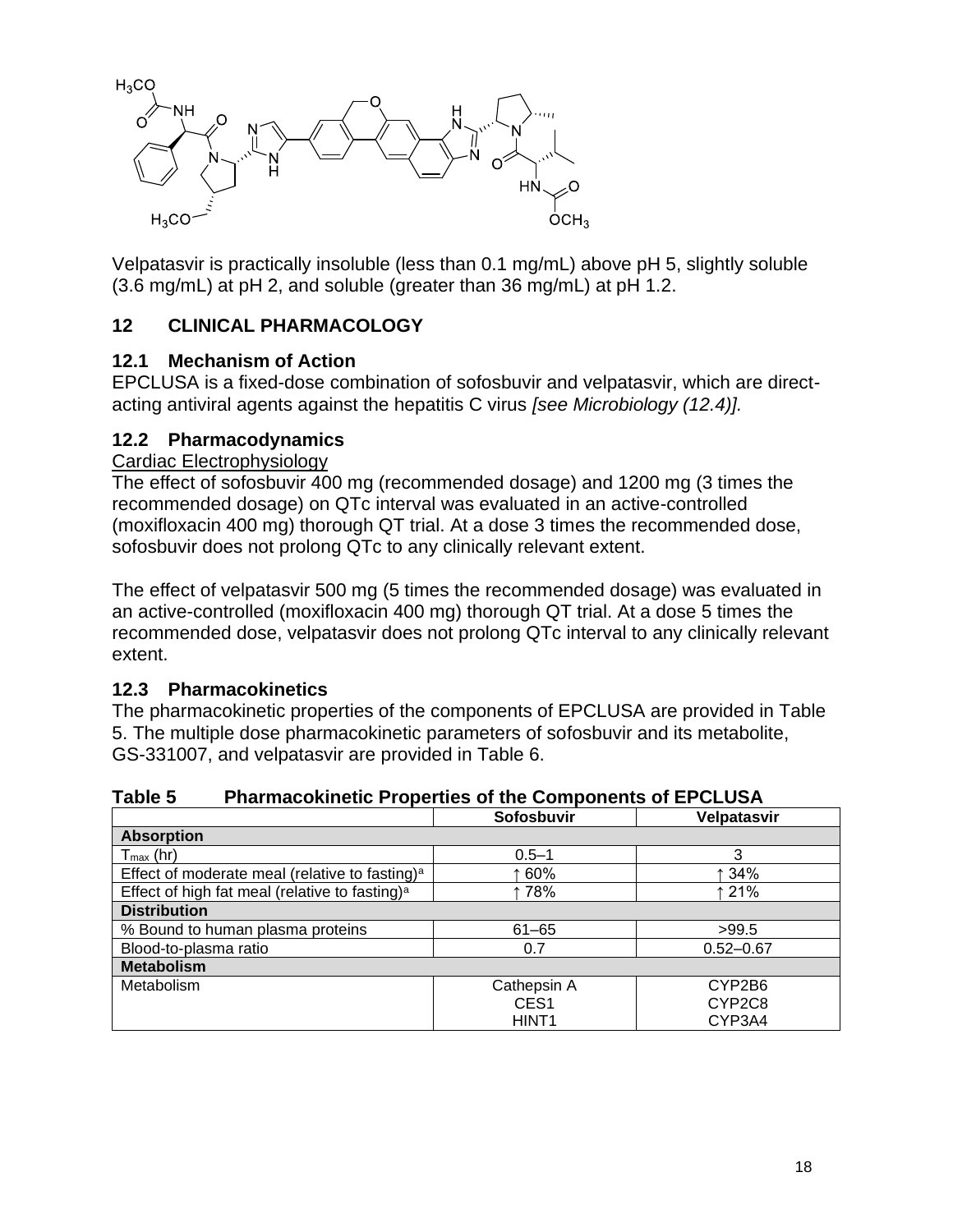Velpatasvir is practically insoluble (less than 0.1 mg/mL) above pH 5, slightly soluble (3.6 mg/mL) at pH 2, and soluble (greater than 36 mg/mL) at pH 1.2.

## 12 CLINICAL PHARMACOLOGY

### 12.1 Mechanism of Action

EPCLUSA is a fixed-dose combination of sofosbuvir and velpatasvir, which are direct-acting antiviral agents against the hepatitis C virus *[see Microbiology (12.4)].*

### 12.2 Pharmacodynamics

Cardiac Electrophysiology

The effect of sofosbuvir 400 mg (recommended dosage) and 1200 mg (3 times the recommended dosage) on QTc interval was evaluated in an active-controlled (moxifloxacin 400 mg) thorough QT trial. At a dose 3 times the recommended dose, sofosbuvir does not prolong QTc to any clinically relevant extent.

The effect of velpatasvir 500 mg (5 times the recommended dosage) was evaluated in an active-controlled (moxifloxacin 400 mg) thorough QT trial. At a dose 5 times the recommended dose, velpatasvir does not prolong QTc interval to any clinically relevant extent.

### 12.3 Pharmacokinetics

The pharmacokinetic properties of the components of EPCLUSA are provided in Table 5. The multiple dose pharmacokinetic parameters of sofosbuvir and its metabolite, GS-331007, and velpatasvir are provided in Table 6.

**Table 5 Pharmacokinetic Properties of the Components of EPCLUSA**

| | Sofosbuvir | Velpatasvir |
|---|---|---|
| **Absorption** | | |
| $T_{max}$ (hr) | 0.5–1 | 3 |
| Effect of moderate meal (relative to fasting)[a] | ↑ 60% | ↑ 34% |
| Effect of high fat meal (relative to fasting)[a] | ↑ 78% | ↑ 21% |
| **Distribution** | | |
| % Bound to human plasma proteins | 61–65 | >99.5 |
| Blood-to-plasma ratio | 0.7 | 0.52–0.67 |
| **Metabolism** | | |
| Metabolism | Cathepsin A<br>CES1<br>HINT1 | CYP2B6<br>CYP2C8<br>CYP3A4 |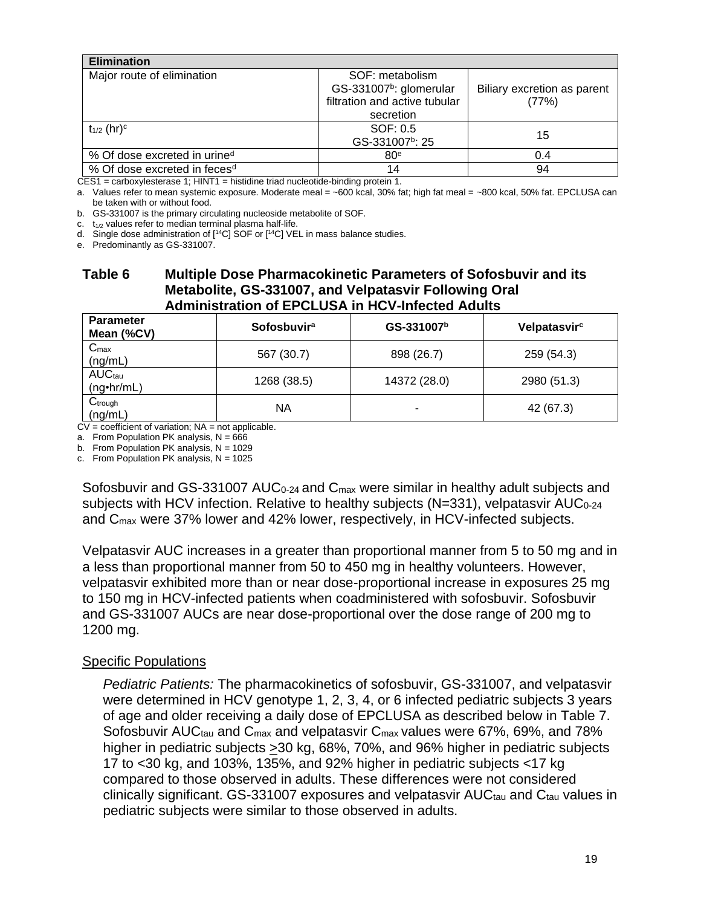| Elimination | | |
|---|---|---|
| Major route of elimination | SOF: metabolism<br>GS-331007[b]: glomerular filtration and active tubular secretion | Biliary excretion as parent (77%) |
| $t_{1/2}$ (hr)[c] | SOF: 0.5<br>GS-331007[b]: 25 | 15 |
| % Of dose excreted in urine[d] | 80[e] | 0.4 |
| % Of dose excreted in feces[d] | 14 | 94 |

CES1 = carboxylesterase 1; HINT1 = histidine triad nucleotide-binding protein 1.

a. Values refer to mean systemic exposure. Moderate meal = ~600 kcal, 30% fat; high fat meal = ~800 kcal, 50% fat. EPCLUSA can be taken with or without food.

b. GS-331007 is the primary circulating nucleoside metabolite of SOF.

c. $t_{1/2}$ values refer to median terminal plasma half-life.

d. Single dose administration of [$^{14}$C] SOF or [$^{14}$C] VEL in mass balance studies.

e. Predominantly as GS-331007.

**Table 6 Multiple Dose Pharmacokinetic Parameters of Sofosbuvir and its Metabolite, GS-331007, and Velpatasvir Following Oral Administration of EPCLUSA in HCV-Infected Adults**

| Parameter Mean (%CV) | Sofosbuvir[a] | GS-331007[b] | Velpatasvir[c] |
|---|---|---|---|
| $C_{max}$ (ng/mL) | 567 (30.7) | 898 (26.7) | 259 (54.3) |
| $AUC_{tau}$ (ng•hr/mL) | 1268 (38.5) | 14372 (28.0) | 2980 (51.3) |
| $C_{trough}$ (ng/mL) | NA | - | 42 (67.3) |

CV = coefficient of variation; NA = not applicable.

a. From Population PK analysis, N = 666

b. From Population PK analysis, N = 1029

c. From Population PK analysis, N = 1025

Sofosbuvir and GS-331007 $AUC_{0\text{-}24}$ and $C_{max}$ were similar in healthy adult subjects and subjects with HCV infection. Relative to healthy subjects (N=331), velpatasvir $AUC_{0\text{-}24}$ and $C_{max}$ were 37% lower and 42% lower, respectively, in HCV-infected subjects.

Velpatasvir AUC increases in a greater than proportional manner from 5 to 50 mg and in a less than proportional manner from 50 to 450 mg in healthy volunteers. However, velpatasvir exhibited more than or near dose-proportional increase in exposures 25 mg to 150 mg in HCV-infected patients when coadministered with sofosbuvir. Sofosbuvir and GS-331007 AUCs are near dose-proportional over the dose range of 200 mg to 1200 mg.

## Specific Populations

*Pediatric Patients:* The pharmacokinetics of sofosbuvir, GS-331007, and velpatasvir were determined in HCV genotype 1, 2, 3, 4, or 6 infected pediatric subjects 3 years of age and older receiving a daily dose of EPCLUSA as described below in Table 7. Sofosbuvir $AUC_{tau}$ and $C_{max}$ and velpatasvir $C_{max}$ values were 67%, 69%, and 78% higher in pediatric subjects $\geq$30 kg, 68%, 70%, and 96% higher in pediatric subjects 17 to <30 kg, and 103%, 135%, and 92% higher in pediatric subjects <17 kg compared to those observed in adults. These differences were not considered clinically significant. GS-331007 exposures and velpatasvir $AUC_{tau}$ and $C_{tau}$ values in pediatric subjects were similar to those observed in adults.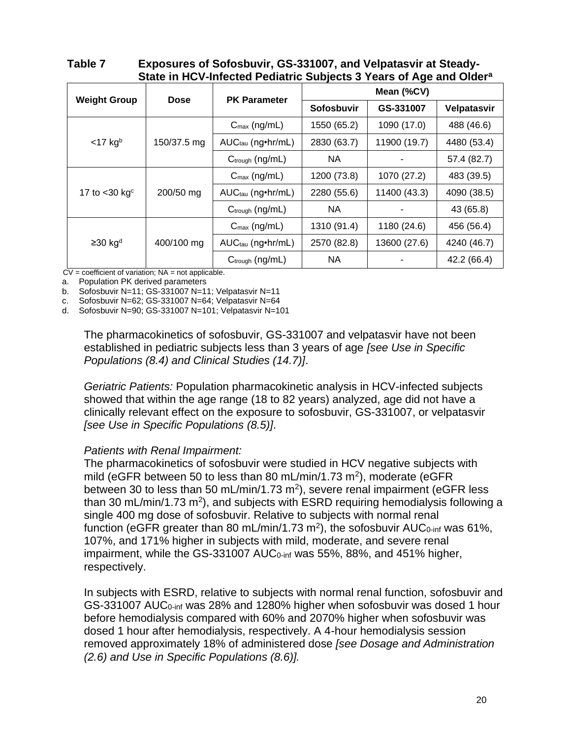**Table 7 Exposures of Sofosbuvir, GS-331007, and Velpatasvir at Steady-State in HCV-Infected Pediatric Subjects 3 Years of Age and Older[a]**

| Weight Group | Dose | PK Parameter | Mean (%CV) | | |
|---|---|---|---|---|---|
| | | | Sofosbuvir | GS-331007 | Velpatasvir |
| <17 kg[b] | 150/37.5 mg | $C_{max}$ (ng/mL) | 1550 (65.2) | 1090 (17.0) | 488 (46.6) |
| | | $AUC_{tau}$ (ng•hr/mL) | 2830 (63.7) | 11900 (19.7) | 4480 (53.4) |
| | | $C_{trough}$ (ng/mL) | NA | - | 57.4 (82.7) |
| 17 to <30 kg[c] | 200/50 mg | $C_{max}$ (ng/mL) | 1200 (73.8) | 1070 (27.2) | 483 (39.5) |
| | | $AUC_{tau}$ (ng•hr/mL) | 2280 (55.6) | 11400 (43.3) | 4090 (38.5) |
| | | $C_{trough}$ (ng/mL) | NA | - | 43 (65.8) |
| ≥30 kg[d] | 400/100 mg | $C_{max}$ (ng/mL) | 1310 (91.4) | 1180 (24.6) | 456 (56.4) |
| | | $AUC_{tau}$ (ng•hr/mL) | 2570 (82.8) | 13600 (27.6) | 4240 (46.7) |
| | | $C_{trough}$ (ng/mL) | NA | - | 42.2 (66.4) |

CV = coefficient of variation; NA = not applicable.

a. Population PK derived parameters
b. Sofosbuvir N=11; GS-331007 N=11; Velpatasvir N=11
c. Sofosbuvir N=62; GS-331007 N=64; Velpatasvir N=64
d. Sofosbuvir N=90; GS-331007 N=101; Velpatasvir N=101

The pharmacokinetics of sofosbuvir, GS-331007 and velpatasvir have not been established in pediatric subjects less than 3 years of age *[see Use in Specific Populations (8.4) and Clinical Studies (14.7)]*.

*Geriatric Patients:* Population pharmacokinetic analysis in HCV-infected subjects showed that within the age range (18 to 82 years) analyzed, age did not have a clinically relevant effect on the exposure to sofosbuvir, GS-331007, or velpatasvir *[see Use in Specific Populations (8.5)]*.

*Patients with Renal Impairment:*

The pharmacokinetics of sofosbuvir were studied in HCV negative subjects with mild (eGFR between 50 to less than 80 mL/min/1.73 $m^2$), moderate (eGFR between 30 to less than 50 mL/min/1.73 $m^2$), severe renal impairment (eGFR less than 30 mL/min/1.73 $m^2$), and subjects with ESRD requiring hemodialysis following a single 400 mg dose of sofosbuvir. Relative to subjects with normal renal function (eGFR greater than 80 mL/min/1.73 $m^2$), the sofosbuvir $AUC_{0\text{-}inf}$ was 61%, 107%, and 171% higher in subjects with mild, moderate, and severe renal impairment, while the GS-331007 $AUC_{0\text{-}inf}$ was 55%, 88%, and 451% higher, respectively.

In subjects with ESRD, relative to subjects with normal renal function, sofosbuvir and GS-331007 $AUC_{0\text{-}inf}$ was 28% and 1280% higher when sofosbuvir was dosed 1 hour before hemodialysis compared with 60% and 2070% higher when sofosbuvir was dosed 1 hour after hemodialysis, respectively. A 4-hour hemodialysis session removed approximately 18% of administered dose *[see Dosage and Administration (2.6) and Use in Specific Populations (8.6)].*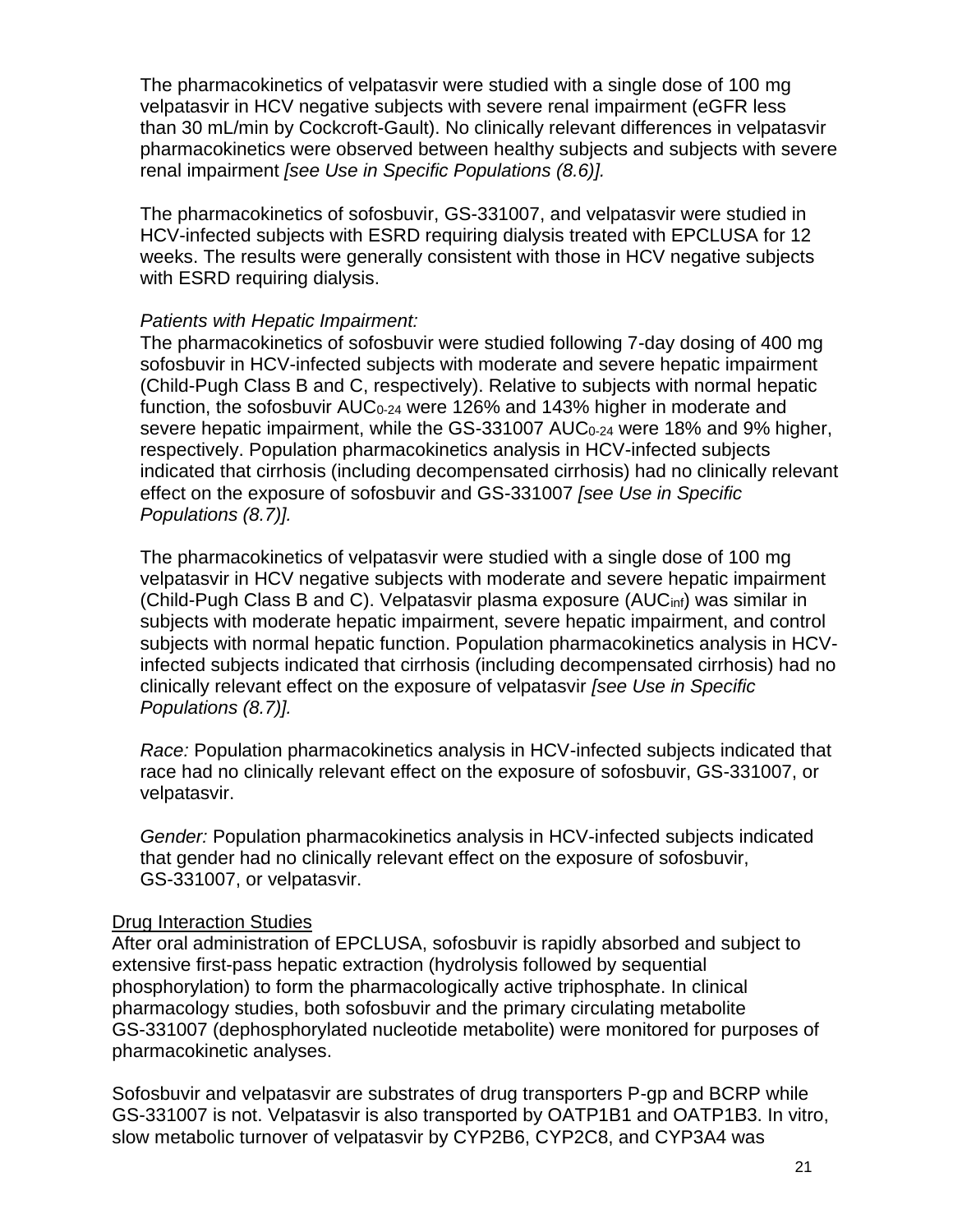The pharmacokinetics of velpatasvir were studied with a single dose of 100 mg velpatasvir in HCV negative subjects with severe renal impairment (eGFR less than 30 mL/min by Cockcroft-Gault). No clinically relevant differences in velpatasvir pharmacokinetics were observed between healthy subjects and subjects with severe renal impairment *[see Use in Specific Populations (8.6)].*

The pharmacokinetics of sofosbuvir, GS-331007, and velpatasvir were studied in HCV-infected subjects with ESRD requiring dialysis treated with EPCLUSA for 12 weeks. The results were generally consistent with those in HCV negative subjects with ESRD requiring dialysis.

*Patients with Hepatic Impairment:*
The pharmacokinetics of sofosbuvir were studied following 7-day dosing of 400 mg sofosbuvir in HCV-infected subjects with moderate and severe hepatic impairment (Child-Pugh Class B and C, respectively). Relative to subjects with normal hepatic function, the sofosbuvir $AUC_{0\text{-}24}$ were 126% and 143% higher in moderate and severe hepatic impairment, while the GS-331007 $AUC_{0\text{-}24}$ were 18% and 9% higher, respectively. Population pharmacokinetics analysis in HCV-infected subjects indicated that cirrhosis (including decompensated cirrhosis) had no clinically relevant effect on the exposure of sofosbuvir and GS-331007 *[see Use in Specific Populations (8.7)].*

The pharmacokinetics of velpatasvir were studied with a single dose of 100 mg velpatasvir in HCV negative subjects with moderate and severe hepatic impairment (Child-Pugh Class B and C). Velpatasvir plasma exposure ($AUC_{inf}$) was similar in subjects with moderate hepatic impairment, severe hepatic impairment, and control subjects with normal hepatic function. Population pharmacokinetics analysis in HCV-infected subjects indicated that cirrhosis (including decompensated cirrhosis) had no clinically relevant effect on the exposure of velpatasvir *[see Use in Specific Populations (8.7)].*

*Race:* Population pharmacokinetics analysis in HCV-infected subjects indicated that race had no clinically relevant effect on the exposure of sofosbuvir, GS-331007, or velpatasvir.

*Gender:* Population pharmacokinetics analysis in HCV-infected subjects indicated that gender had no clinically relevant effect on the exposure of sofosbuvir, GS-331007, or velpatasvir.

Drug Interaction Studies

After oral administration of EPCLUSA, sofosbuvir is rapidly absorbed and subject to extensive first-pass hepatic extraction (hydrolysis followed by sequential phosphorylation) to form the pharmacologically active triphosphate. In clinical pharmacology studies, both sofosbuvir and the primary circulating metabolite GS-331007 (dephosphorylated nucleotide metabolite) were monitored for purposes of pharmacokinetic analyses.

Sofosbuvir and velpatasvir are substrates of drug transporters P-gp and BCRP while GS-331007 is not. Velpatasvir is also transported by OATP1B1 and OATP1B3. In vitro, slow metabolic turnover of velpatasvir by CYP2B6, CYP2C8, and CYP3A4 was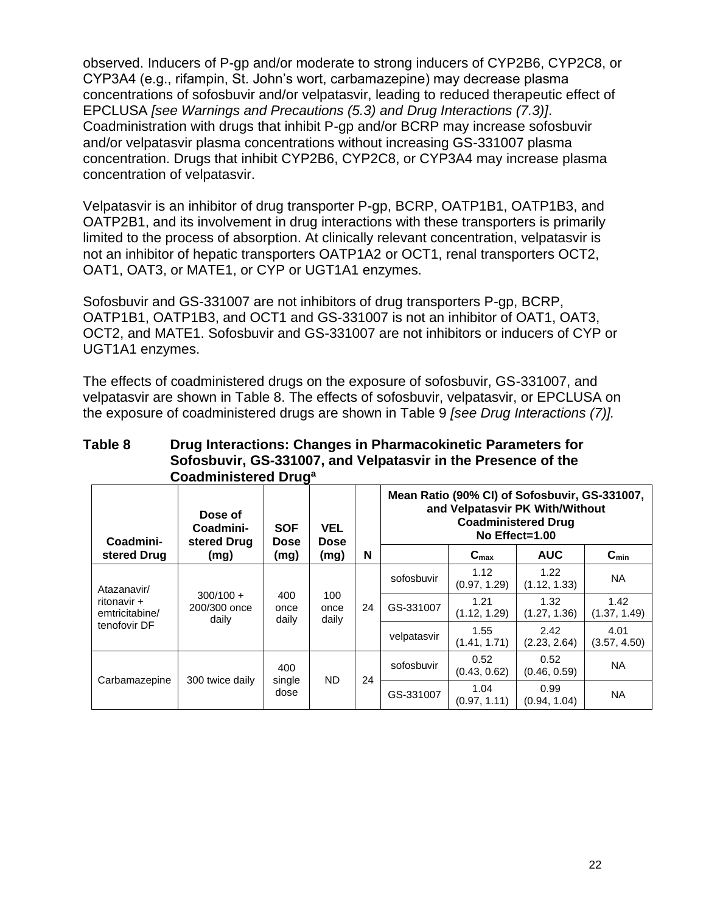observed. Inducers of P-gp and/or moderate to strong inducers of CYP2B6, CYP2C8, or CYP3A4 (e.g., rifampin, St. John's wort, carbamazepine) may decrease plasma concentrations of sofosbuvir and/or velpatasvir, leading to reduced therapeutic effect of EPCLUSA *[see Warnings and Precautions (5.3) and Drug Interactions (7.3)]*. Coadministration with drugs that inhibit P-gp and/or BCRP may increase sofosbuvir and/or velpatasvir plasma concentrations without increasing GS-331007 plasma concentration. Drugs that inhibit CYP2B6, CYP2C8, or CYP3A4 may increase plasma concentration of velpatasvir.

Velpatasvir is an inhibitor of drug transporter P-gp, BCRP, OATP1B1, OATP1B3, and OATP2B1, and its involvement in drug interactions with these transporters is primarily limited to the process of absorption. At clinically relevant concentration, velpatasvir is not an inhibitor of hepatic transporters OATP1A2 or OCT1, renal transporters OCT2, OAT1, OAT3, or MATE1, or CYP or UGT1A1 enzymes.

Sofosbuvir and GS-331007 are not inhibitors of drug transporters P-gp, BCRP, OATP1B1, OATP1B3, and OCT1 and GS-331007 is not an inhibitor of OAT1, OAT3, OCT2, and MATE1. Sofosbuvir and GS-331007 are not inhibitors or inducers of CYP or UGT1A1 enzymes.

The effects of coadministered drugs on the exposure of sofosbuvir, GS-331007, and velpatasvir are shown in Table 8. The effects of sofosbuvir, velpatasvir, or EPCLUSA on the exposure of coadministered drugs are shown in Table 9 *[see Drug Interactions (7)].*

**Table 8 Drug Interactions: Changes in Pharmacokinetic Parameters for Sofosbuvir, GS-331007, and Velpatasvir in the Presence of the Coadministered Drug[a]**

| Coadministered Drug | Dose of Coadministered Drug (mg) | SOF Dose (mg) | VEL Dose (mg) | N | Mean Ratio (90% CI) of Sofosbuvir, GS-331007, and Velpatasvir PK With/Without Coadministered Drug No Effect=1.00 | | | |
|---|---|---|---|---|---|---|---|---|
| | | | | | | $C_{max}$ | AUC | $C_{min}$ |
| Atazanavir/ ritonavir + emtricitabine/ tenofovir DF | 300/100 + 200/300 once daily | 400 once daily | 100 once daily | 24 | sofosbuvir | 1.12 (0.97, 1.29) | 1.22 (1.12, 1.33) | NA |
| | | | | | GS-331007 | 1.21 (1.12, 1.29) | 1.32 (1.27, 1.36) | 1.42 (1.37, 1.49) |
| | | | | | velpatasvir | 1.55 (1.41, 1.71) | 2.42 (2.23, 2.64) | 4.01 (3.57, 4.50) |
| Carbamazepine | 300 twice daily | 400 single dose | ND | 24 | sofosbuvir | 0.52 (0.43, 0.62) | 0.52 (0.46, 0.59) | NA |
| | | | | | GS-331007 | 1.04 (0.97, 1.11) | 0.99 (0.94, 1.04) | NA |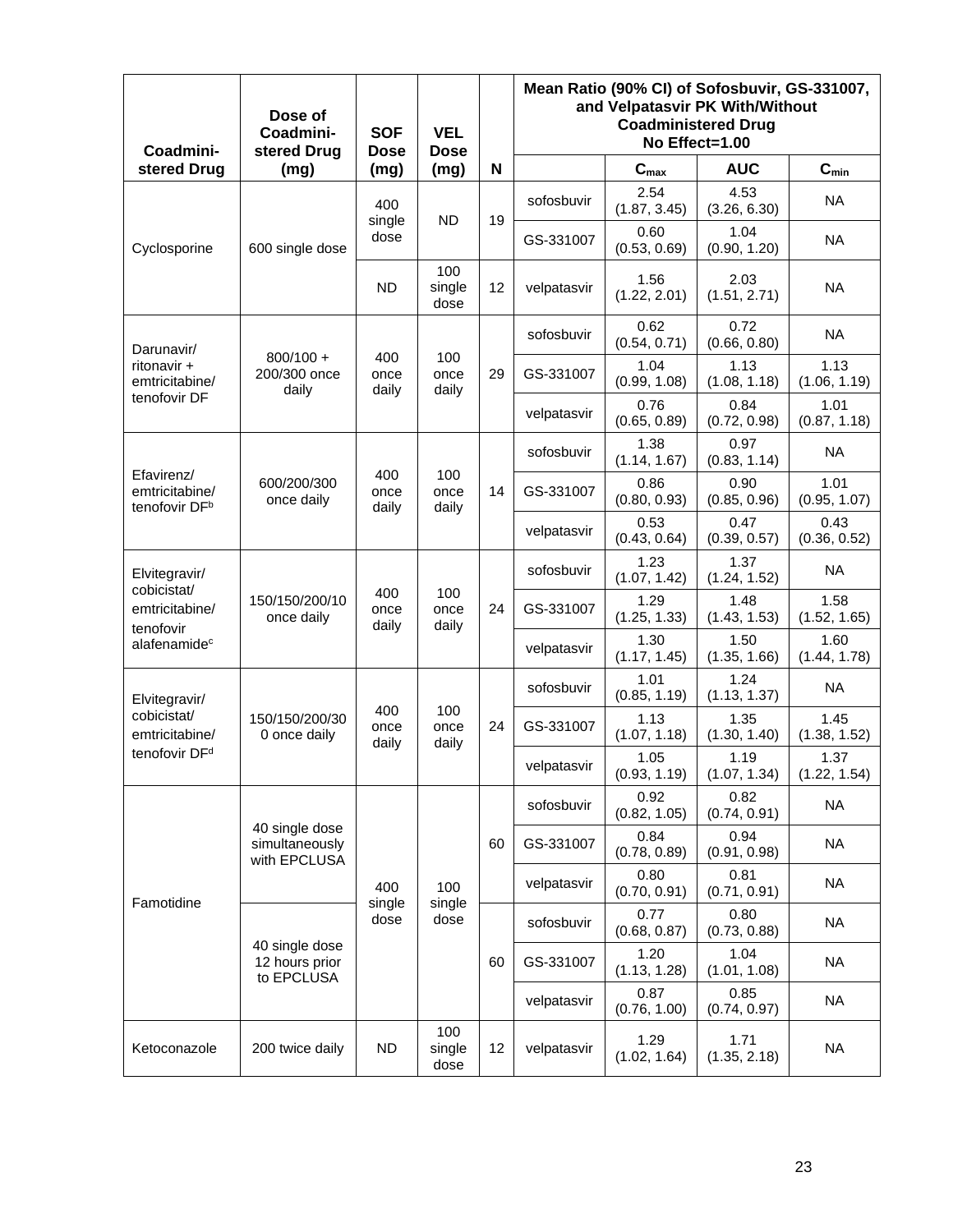| Coadministered Drug | Dose of Coadministered Drug (mg) | SOF Dose (mg) | VEL Dose (mg) | N | Mean Ratio (90% CI) of Sofosbuvir, GS-331007, and Velpatasvir PK With/Without Coadministered Drug No Effect=1.00 | | | |
|---|---|---|---|---|---|---|---|---|
| | | | | | | $C_{max}$ | AUC | $C_{min}$ |
| Cyclosporine | 600 single dose | 400 single dose | ND | 19 | sofosbuvir | 2.54 (1.87, 3.45) | 4.53 (3.26, 6.30) | NA |
| | | | | | GS-331007 | 0.60 (0.53, 0.69) | 1.04 (0.90, 1.20) | NA |
| | | ND | 100 single dose | 12 | velpatasvir | 1.56 (1.22, 2.01) | 2.03 (1.51, 2.71) | NA |
| Darunavir/ ritonavir + emtricitabine/ tenofovir DF | 800/100 + 200/300 once daily | 400 once daily | 100 once daily | 29 | sofosbuvir | 0.62 (0.54, 0.71) | 0.72 (0.66, 0.80) | NA |
| | | | | | GS-331007 | 1.04 (0.99, 1.08) | 1.13 (1.08, 1.18) | 1.13 (1.06, 1.19) |
| | | | | | velpatasvir | 0.76 (0.65, 0.89) | 0.84 (0.72, 0.98) | 1.01 (0.87, 1.18) |
| Efavirenz/ emtricitabine/ tenofovir DF[b] | 600/200/300 once daily | 400 once daily | 100 once daily | 14 | sofosbuvir | 1.38 (1.14, 1.67) | 0.97 (0.83, 1.14) | NA |
| | | | | | GS-331007 | 0.86 (0.80, 0.93) | 0.90 (0.85, 0.96) | 1.01 (0.95, 1.07) |
| | | | | | velpatasvir | 0.53 (0.43, 0.64) | 0.47 (0.39, 0.57) | 0.43 (0.36, 0.52) |
| Elvitegravir/ cobicistat/ emtricitabine/ tenofovir alafenamide[c] | 150/150/200/10 once daily | 400 once daily | 100 once daily | 24 | sofosbuvir | 1.23 (1.07, 1.42) | 1.37 (1.24, 1.52) | NA |
| | | | | | GS-331007 | 1.29 (1.25, 1.33) | 1.48 (1.43, 1.53) | 1.58 (1.52, 1.65) |
| | | | | | velpatasvir | 1.30 (1.17, 1.45) | 1.50 (1.35, 1.66) | 1.60 (1.44, 1.78) |
| Elvitegravir/ cobicistat/ emtricitabine/ tenofovir DF[d] | 150/150/200/300 once daily | 400 once daily | 100 once daily | 24 | sofosbuvir | 1.01 (0.85, 1.19) | 1.24 (1.13, 1.37) | NA |
| | | | | | GS-331007 | 1.13 (1.07, 1.18) | 1.35 (1.30, 1.40) | 1.45 (1.38, 1.52) |
| | | | | | velpatasvir | 1.05 (0.93, 1.19) | 1.19 (1.07, 1.34) | 1.37 (1.22, 1.54) |
| Famotidine | 40 single dose simultaneously with EPCLUSA | 400 single dose | 100 single dose | 60 | sofosbuvir | 0.92 (0.82, 1.05) | 0.82 (0.74, 0.91) | NA |
| | | | | | GS-331007 | 0.84 (0.78, 0.89) | 0.94 (0.91, 0.98) | NA |
| | | | | | velpatasvir | 0.80 (0.70, 0.91) | 0.81 (0.71, 0.91) | NA |
| | 40 single dose 12 hours prior to EPCLUSA | | | 60 | sofosbuvir | 0.77 (0.68, 0.87) | 0.80 (0.73, 0.88) | NA |
| | | | | | GS-331007 | 1.20 (1.13, 1.28) | 1.04 (1.01, 1.08) | NA |
| | | | | | velpatasvir | 0.87 (0.76, 1.00) | 0.85 (0.74, 0.97) | NA |
| Ketoconazole | 200 twice daily | ND | 100 single dose | 12 | velpatasvir | 1.29 (1.02, 1.64) | 1.71 (1.35, 2.18) | NA |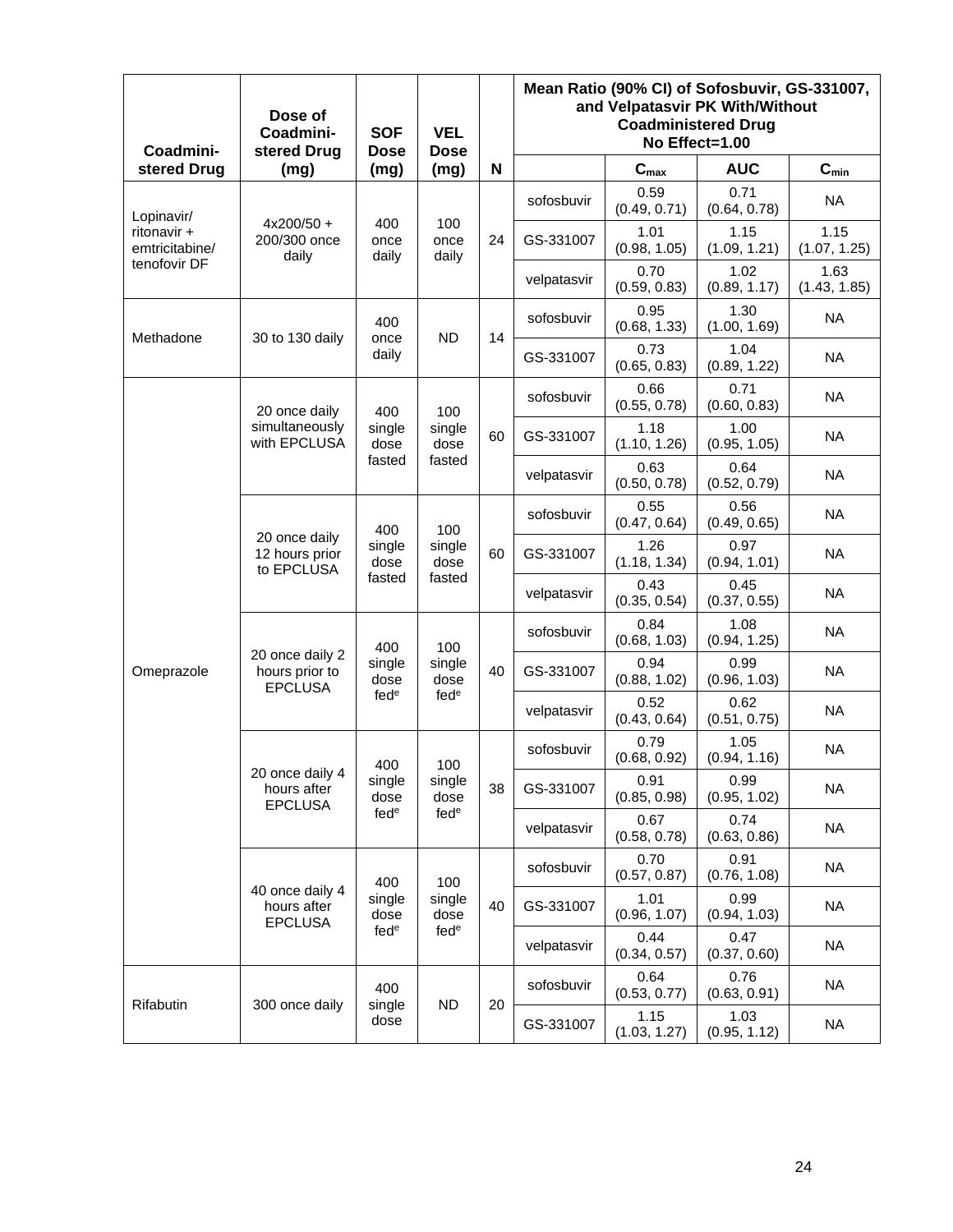| Coadministered Drug | Dose of Coadministered Drug (mg) | SOF Dose (mg) | VEL Dose (mg) | N | Mean Ratio (90% CI) of Sofosbuvir, GS-331007, and Velpatasvir PK With/Without Coadministered Drug No Effect=1.00 | | | |
|---|---|---|---|---|---|---|---|---|
| | | | | | | $C_{max}$ | AUC | $C_{min}$ |
| Lopinavir/ ritonavir + emtricitabine/ tenofovir DF | 4x200/50 + 200/300 once daily | 400 once daily | 100 once daily | 24 | sofosbuvir | 0.59 (0.49, 0.71) | 0.71 (0.64, 0.78) | NA |
| | | | | | GS-331007 | 1.01 (0.98, 1.05) | 1.15 (1.09, 1.21) | 1.15 (1.07, 1.25) |
| | | | | | velpatasvir | 0.70 (0.59, 0.83) | 1.02 (0.89, 1.17) | 1.63 (1.43, 1.85) |
| Methadone | 30 to 130 daily | 400 once daily | ND | 14 | sofosbuvir | 0.95 (0.68, 1.33) | 1.30 (1.00, 1.69) | NA |
| | | | | | GS-331007 | 0.73 (0.65, 0.83) | 1.04 (0.89, 1.22) | NA |
| Omeprazole | 20 once daily simultaneously with EPCLUSA | 400 single dose fasted | 100 single dose fasted | 60 | sofosbuvir | 0.66 (0.55, 0.78) | 0.71 (0.60, 0.83) | NA |
| | | | | | GS-331007 | 1.18 (1.10, 1.26) | 1.00 (0.95, 1.05) | NA |
| | | | | | velpatasvir | 0.63 (0.50, 0.78) | 0.64 (0.52, 0.79) | NA |
| | 20 once daily 12 hours prior to EPCLUSA | 400 single dose fasted | 100 single dose fasted | 60 | sofosbuvir | 0.55 (0.47, 0.64) | 0.56 (0.49, 0.65) | NA |
| | | | | | GS-331007 | 1.26 (1.18, 1.34) | 0.97 (0.94, 1.01) | NA |
| | | | | | velpatasvir | 0.43 (0.35, 0.54) | 0.45 (0.37, 0.55) | NA |
| | 20 once daily 2 hours prior to EPCLUSA | 400 single dose fed[e] | 100 single dose fed[e] | 40 | sofosbuvir | 0.84 (0.68, 1.03) | 1.08 (0.94, 1.25) | NA |
| | | | | | GS-331007 | 0.94 (0.88, 1.02) | 0.99 (0.96, 1.03) | NA |
| | | | | | velpatasvir | 0.52 (0.43, 0.64) | 0.62 (0.51, 0.75) | NA |
| | 20 once daily 4 hours after EPCLUSA | 400 single dose fed[e] | 100 single dose fed[e] | 38 | sofosbuvir | 0.79 (0.68, 0.92) | 1.05 (0.94, 1.16) | NA |
| | | | | | GS-331007 | 0.91 (0.85, 0.98) | 0.99 (0.95, 1.02) | NA |
| | | | | | velpatasvir | 0.67 (0.58, 0.78) | 0.74 (0.63, 0.86) | NA |
| | 40 once daily 4 hours after EPCLUSA | 400 single dose fed[e] | 100 single dose fed[e] | 40 | sofosbuvir | 0.70 (0.57, 0.87) | 0.91 (0.76, 1.08) | NA |
| | | | | | GS-331007 | 1.01 (0.96, 1.07) | 0.99 (0.94, 1.03) | NA |
| | | | | | velpatasvir | 0.44 (0.34, 0.57) | 0.47 (0.37, 0.60) | NA |
| Rifabutin | 300 once daily | 400 single dose | ND | 20 | sofosbuvir | 0.64 (0.53, 0.77) | 0.76 (0.63, 0.91) | NA |
| | | | | | GS-331007 | 1.15 (1.03, 1.27) | 1.03 (0.95, 1.12) | NA |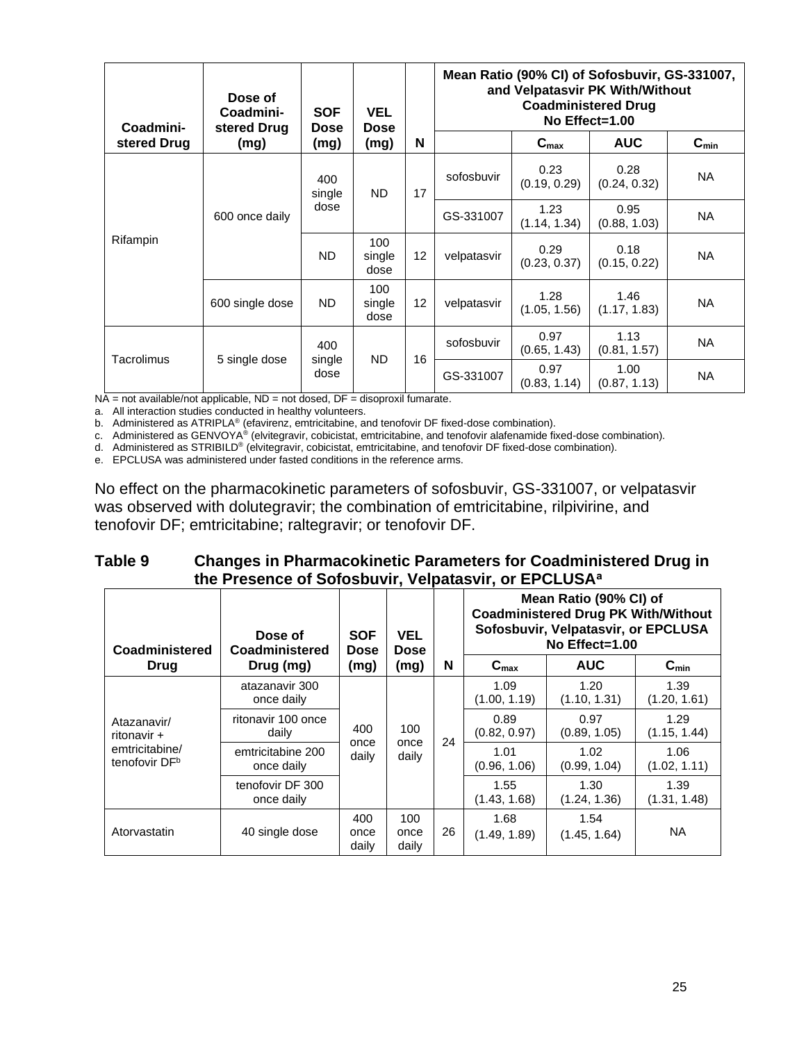| Coadministered Drug | Dose of Coadministered Drug (mg) | SOF Dose (mg) | VEL Dose (mg) | N | Mean Ratio (90% CI) of Sofosbuvir, GS-331007, and Velpatasvir PK With/Without Coadministered Drug No Effect=1.00 | | | |
|---|---|---|---|---|---|---|---|---|
| | | | | | | $C_{max}$ | AUC | $C_{min}$ |
| Rifampin | 600 once daily | 400 single dose | ND | 17 | sofosbuvir | 0.23 (0.19, 0.29) | 0.28 (0.24, 0.32) | NA |
| | | | | | GS-331007 | 1.23 (1.14, 1.34) | 0.95 (0.88, 1.03) | NA |
| | | ND | 100 single dose | 12 | velpatasvir | 0.29 (0.23, 0.37) | 0.18 (0.15, 0.22) | NA |
| | 600 single dose | ND | 100 single dose | 12 | velpatasvir | 1.28 (1.05, 1.56) | 1.46 (1.17, 1.83) | NA |
| Tacrolimus | 5 single dose | 400 single dose | ND | 16 | sofosbuvir | 0.97 (0.65, 1.43) | 1.13 (0.81, 1.57) | NA |
| | | | | | GS-331007 | 0.97 (0.83, 1.14) | 1.00 (0.87, 1.13) | NA |

NA = not available/not applicable, ND = not dosed, DF = disoproxil fumarate.

a. All interaction studies conducted in healthy volunteers.

b. Administered as ATRIPLA® (efavirenz, emtricitabine, and tenofovir DF fixed-dose combination).

c. Administered as GENVOYA® (elvitegravir, cobicistat, emtricitabine, and tenofovir alafenamide fixed-dose combination).

d. Administered as STRIBILD® (elvitegravir, cobicistat, emtricitabine, and tenofovir DF fixed-dose combination).

e. EPCLUSA was administered under fasted conditions in the reference arms.

No effect on the pharmacokinetic parameters of sofosbuvir, GS-331007, or velpatasvir was observed with dolutegravir; the combination of emtricitabine, rilpivirine, and tenofovir DF; emtricitabine; raltegravir; or tenofovir DF.

**Table 9 Changes in Pharmacokinetic Parameters for Coadministered Drug in the Presence of Sofosbuvir, Velpatasvir, or EPCLUSA[a]**

| Coadministered Drug | Dose of Coadministered Drug (mg) | SOF Dose (mg) | VEL Dose (mg) | N | Mean Ratio (90% CI) of Coadministered Drug PK With/Without Sofosbuvir, Velpatasvir, or EPCLUSA No Effect=1.00 | | |
|---|---|---|---|---|---|---|---|
| | | | | | $C_{max}$ | AUC | $C_{min}$ |
| Atazanavir/ ritonavir + emtricitabine/ tenofovir DF[b] | atazanavir 300 once daily | 400 once daily | 100 once daily | 24 | 1.09 (1.00, 1.19) | 1.20 (1.10, 1.31) | 1.39 (1.20, 1.61) |
| | ritonavir 100 once daily | | | | 0.89 (0.82, 0.97) | 0.97 (0.89, 1.05) | 1.29 (1.15, 1.44) |
| | emtricitabine 200 once daily | | | | 1.01 (0.96, 1.06) | 1.02 (0.99, 1.04) | 1.06 (1.02, 1.11) |
| | tenofovir DF 300 once daily | | | | 1.55 (1.43, 1.68) | 1.30 (1.24, 1.36) | 1.39 (1.31, 1.48) |
| Atorvastatin | 40 single dose | 400 once daily | 100 once daily | 26 | 1.68 (1.49, 1.89) | 1.54 (1.45, 1.64) | NA |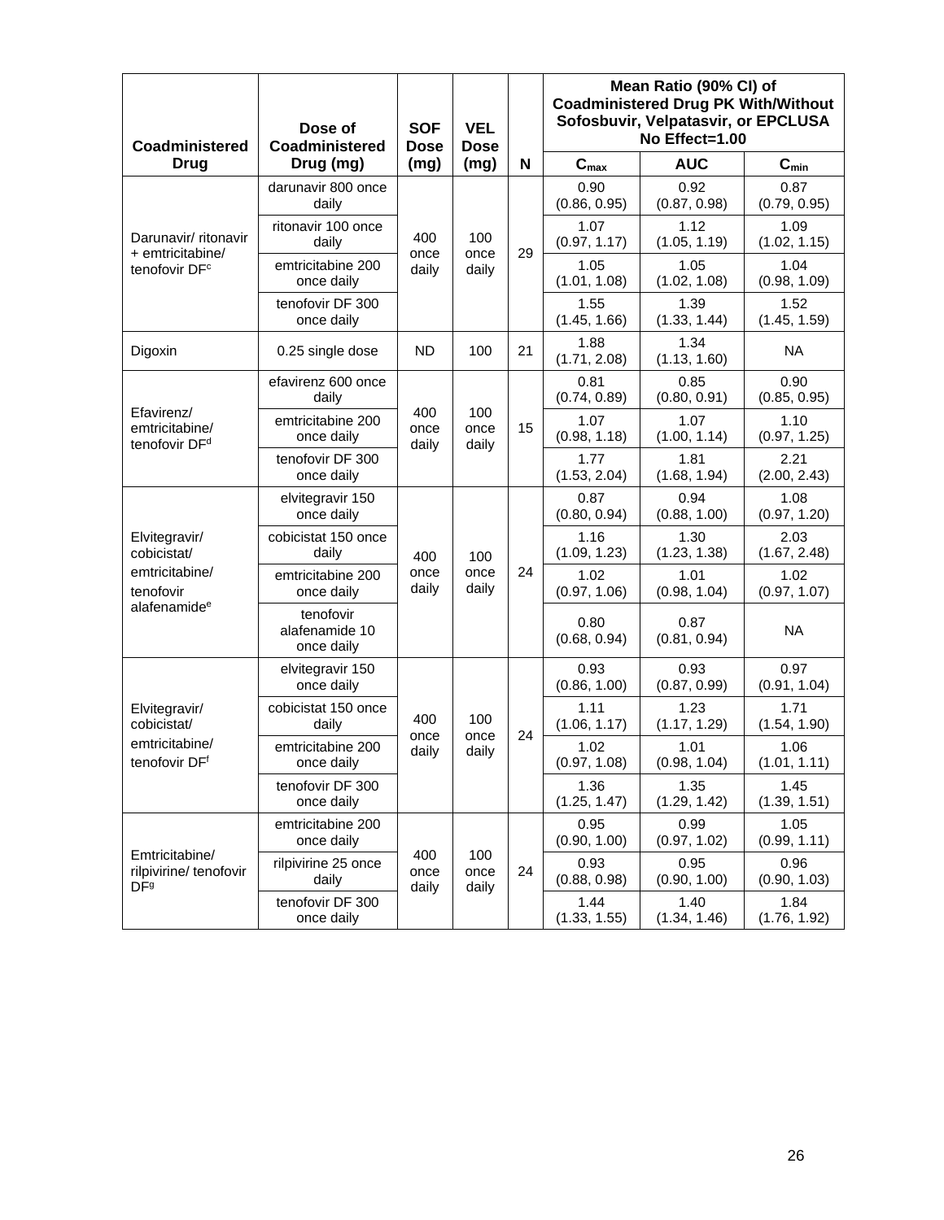| Coadministered Drug | Dose of Coadministered Drug (mg) | SOF Dose (mg) | VEL Dose (mg) | N | Mean Ratio (90% CI) of Coadministered Drug PK With/Without Sofosbuvir, Velpatasvir, or EPCLUSA No Effect=1.00 | | |
|---|---|---|---|---|---|---|---|
| | | | | | $C_{max}$ | AUC | $C_{min}$ |
| Darunavir/ ritonavir + emtricitabine/ tenofovir DF[c] | darunavir 800 once daily | 400 once daily | 100 once daily | 29 | 0.90 (0.86, 0.95) | 0.92 (0.87, 0.98) | 0.87 (0.79, 0.95) |
| | ritonavir 100 once daily | | | | 1.07 (0.97, 1.17) | 1.12 (1.05, 1.19) | 1.09 (1.02, 1.15) |
| | emtricitabine 200 once daily | | | | 1.05 (1.01, 1.08) | 1.05 (1.02, 1.08) | 1.04 (0.98, 1.09) |
| | tenofovir DF 300 once daily | | | | 1.55 (1.45, 1.66) | 1.39 (1.33, 1.44) | 1.52 (1.45, 1.59) |
| Digoxin | 0.25 single dose | ND | 100 | 21 | 1.88 (1.71, 2.08) | 1.34 (1.13, 1.60) | NA |
| Efavirenz/ emtricitabine/ tenofovir DF[d] | efavirenz 600 once daily | 400 once daily | 100 once daily | 15 | 0.81 (0.74, 0.89) | 0.85 (0.80, 0.91) | 0.90 (0.85, 0.95) |
| | emtricitabine 200 once daily | | | | 1.07 (0.98, 1.18) | 1.07 (1.00, 1.14) | 1.10 (0.97, 1.25) |
| | tenofovir DF 300 once daily | | | | 1.77 (1.53, 2.04) | 1.81 (1.68, 1.94) | 2.21 (2.00, 2.43) |
| Elvitegravir/ cobicistat/ emtricitabine/ tenofovir alafenamide[e] | elvitegravir 150 once daily | 400 once daily | 100 once daily | 24 | 0.87 (0.80, 0.94) | 0.94 (0.88, 1.00) | 1.08 (0.97, 1.20) |
| | cobicistat 150 once daily | | | | 1.16 (1.09, 1.23) | 1.30 (1.23, 1.38) | 2.03 (1.67, 2.48) |
| | emtricitabine 200 once daily | | | | 1.02 (0.97, 1.06) | 1.01 (0.98, 1.04) | 1.02 (0.97, 1.07) |
| | tenofovir alafenamide 10 once daily | | | | 0.80 (0.68, 0.94) | 0.87 (0.81, 0.94) | NA |
| Elvitegravir/ cobicistat/ emtricitabine/ tenofovir DF[f] | elvitegravir 150 once daily | 400 once daily | 100 once daily | 24 | 0.93 (0.86, 1.00) | 0.93 (0.87, 0.99) | 0.97 (0.91, 1.04) |
| | cobicistat 150 once daily | | | | 1.11 (1.06, 1.17) | 1.23 (1.17, 1.29) | 1.71 (1.54, 1.90) |
| | emtricitabine 200 once daily | | | | 1.02 (0.97, 1.08) | 1.01 (0.98, 1.04) | 1.06 (1.01, 1.11) |
| | tenofovir DF 300 once daily | | | | 1.36 (1.25, 1.47) | 1.35 (1.29, 1.42) | 1.45 (1.39, 1.51) |
| Emtricitabine/ rilpivirine/ tenofovir DF[g] | emtricitabine 200 once daily | 400 once daily | 100 once daily | 24 | 0.95 (0.90, 1.00) | 0.99 (0.97, 1.02) | 1.05 (0.99, 1.11) |
| | rilpivirine 25 once daily | | | | 0.93 (0.88, 0.98) | 0.95 (0.90, 1.00) | 0.96 (0.90, 1.03) |
| | tenofovir DF 300 once daily | | | | 1.44 (1.33, 1.55) | 1.40 (1.34, 1.46) | 1.84 (1.76, 1.92) |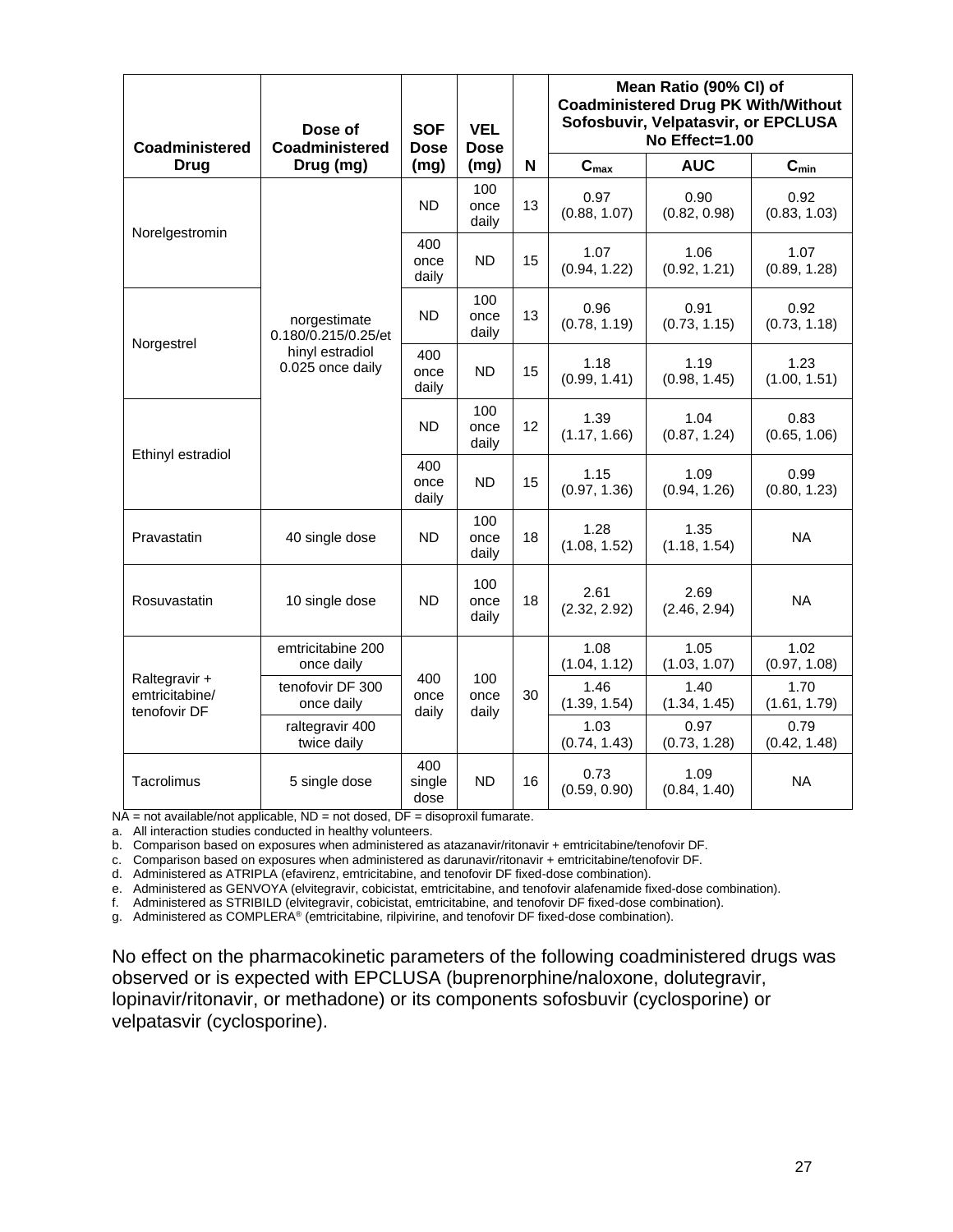| Coadministered Drug | Dose of Coadministered Drug (mg) | SOF Dose (mg) | VEL Dose (mg) | N | Mean Ratio (90% CI) of Coadministered Drug PK With/Without Sofosbuvir, Velpatasvir, or EPCLUSA No Effect=1.00 | | |
|---|---|---|---|---|---|---|---|
| | | | | | $C_{max}$ | AUC | $C_{min}$ |
| Norelgestromin | norgestimate 0.180/0.215/0.25/ethinyl estradiol 0.025 once daily | ND | 100 once daily | 13 | 0.97 (0.88, 1.07) | 0.90 (0.82, 0.98) | 0.92 (0.83, 1.03) |
| | | 400 once daily | ND | 15 | 1.07 (0.94, 1.22) | 1.06 (0.92, 1.21) | 1.07 (0.89, 1.28) |
| Norgestrel | | ND | 100 once daily | 13 | 0.96 (0.78, 1.19) | 0.91 (0.73, 1.15) | 0.92 (0.73, 1.18) |
| | | 400 once daily | ND | 15 | 1.18 (0.99, 1.41) | 1.19 (0.98, 1.45) | 1.23 (1.00, 1.51) |
| Ethinyl estradiol | | ND | 100 once daily | 12 | 1.39 (1.17, 1.66) | 1.04 (0.87, 1.24) | 0.83 (0.65, 1.06) |
| | | 400 once daily | ND | 15 | 1.15 (0.97, 1.36) | 1.09 (0.94, 1.26) | 0.99 (0.80, 1.23) |
| Pravastatin | 40 single dose | ND | 100 once daily | 18 | 1.28 (1.08, 1.52) | 1.35 (1.18, 1.54) | NA |
| Rosuvastatin | 10 single dose | ND | 100 once daily | 18 | 2.61 (2.32, 2.92) | 2.69 (2.46, 2.94) | NA |
| Raltegravir + emtricitabine/ tenofovir DF | emtricitabine 200 once daily | 400 once daily | 100 once daily | 30 | 1.08 (1.04, 1.12) | 1.05 (1.03, 1.07) | 1.02 (0.97, 1.08) |
| | tenofovir DF 300 once daily | | | | 1.46 (1.39, 1.54) | 1.40 (1.34, 1.45) | 1.70 (1.61, 1.79) |
| | raltegravir 400 twice daily | | | | 1.03 (0.74, 1.43) | 0.97 (0.73, 1.28) | 0.79 (0.42, 1.48) |
| Tacrolimus | 5 single dose | 400 single dose | ND | 16 | 0.73 (0.59, 0.90) | 1.09 (0.84, 1.40) | NA |

NA = not available/not applicable, ND = not dosed, DF = disoproxil fumarate.

a. All interaction studies conducted in healthy volunteers.
b. Comparison based on exposures when administered as atazanavir/ritonavir + emtricitabine/tenofovir DF.
c. Comparison based on exposures when administered as darunavir/ritonavir + emtricitabine/tenofovir DF.
d. Administered as ATRIPLA (efavirenz, emtricitabine, and tenofovir DF fixed-dose combination).
e. Administered as GENVOYA (elvitegravir, cobicistat, emtricitabine, and tenofovir alafenamide fixed-dose combination).
f. Administered as STRIBILD (elvitegravir, cobicistat, emtricitabine, and tenofovir DF fixed-dose combination).
g. Administered as COMPLERA® (emtricitabine, rilpivirine, and tenofovir DF fixed-dose combination).

No effect on the pharmacokinetic parameters of the following coadministered drugs was observed or is expected with EPCLUSA (buprenorphine/naloxone, dolutegravir, lopinavir/ritonavir, or methadone) or its components sofosbuvir (cyclosporine) or velpatasvir (cyclosporine).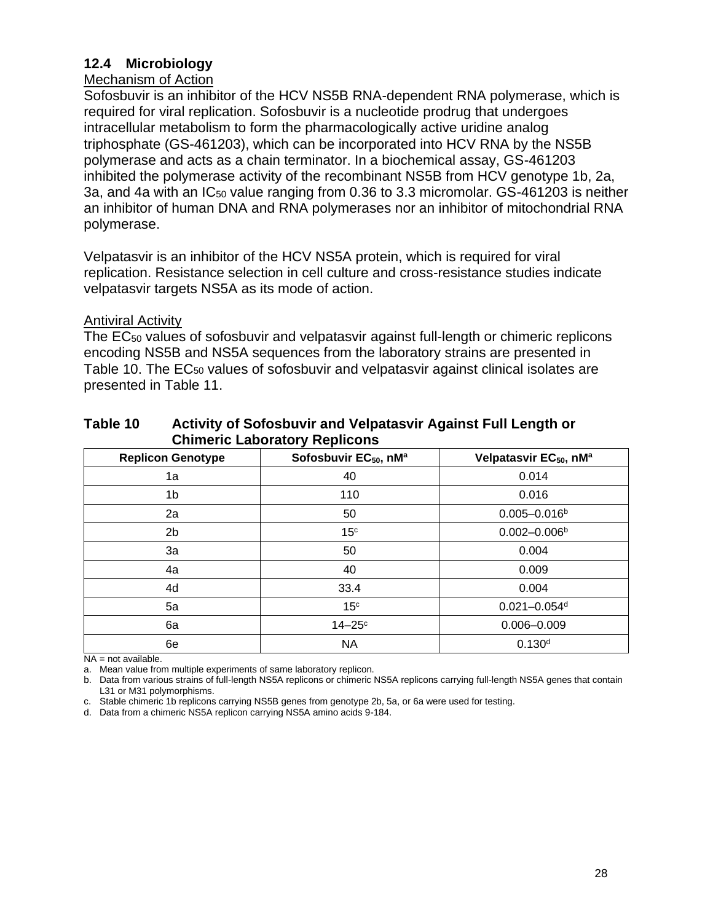## 12.4 Microbiology

Mechanism of Action

Sofosbuvir is an inhibitor of the HCV NS5B RNA-dependent RNA polymerase, which is required for viral replication. Sofosbuvir is a nucleotide prodrug that undergoes intracellular metabolism to form the pharmacologically active uridine analog triphosphate (GS-461203), which can be incorporated into HCV RNA by the NS5B polymerase and acts as a chain terminator. In a biochemical assay, GS-461203 inhibited the polymerase activity of the recombinant NS5B from HCV genotype 1b, 2a, 3a, and 4a with an $IC_{50}$ value ranging from 0.36 to 3.3 micromolar. GS-461203 is neither an inhibitor of human DNA and RNA polymerases nor an inhibitor of mitochondrial RNA polymerase.

Velpatasvir is an inhibitor of the HCV NS5A protein, which is required for viral replication. Resistance selection in cell culture and cross-resistance studies indicate velpatasvir targets NS5A as its mode of action.

Antiviral Activity

The $EC_{50}$ values of sofosbuvir and velpatasvir against full-length or chimeric replicons encoding NS5B and NS5A sequences from the laboratory strains are presented in Table 10. The $EC_{50}$ values of sofosbuvir and velpatasvir against clinical isolates are presented in Table 11.

**Table 10 Activity of Sofosbuvir and Velpatasvir Against Full Length or Chimeric Laboratory Replicons**

| Replicon Genotype | Sofosbuvir $EC_{50}$, nM[a] | Velpatasvir $EC_{50}$, nM[a] |
|---|---|---|
| 1a | 40 | 0.014 |
| 1b | 110 | 0.016 |
| 2a | 50 | 0.005–0.016[b] |
| 2b | 15[c] | 0.002–0.006[b] |
| 3a | 50 | 0.004 |
| 4a | 40 | 0.009 |
| 4d | 33.4 | 0.004 |
| 5a | 15[c] | 0.021–0.054[d] |
| 6a | 14–25[c] | 0.006–0.009 |
| 6e | NA | 0.130[d] |

NA = not available.

a. Mean value from multiple experiments of same laboratory replicon.

b. Data from various strains of full-length NS5A replicons or chimeric NS5A replicons carrying full-length NS5A genes that contain L31 or M31 polymorphisms.

c. Stable chimeric 1b replicons carrying NS5B genes from genotype 2b, 5a, or 6a were used for testing.

d. Data from a chimeric NS5A replicon carrying NS5A amino acids 9-184.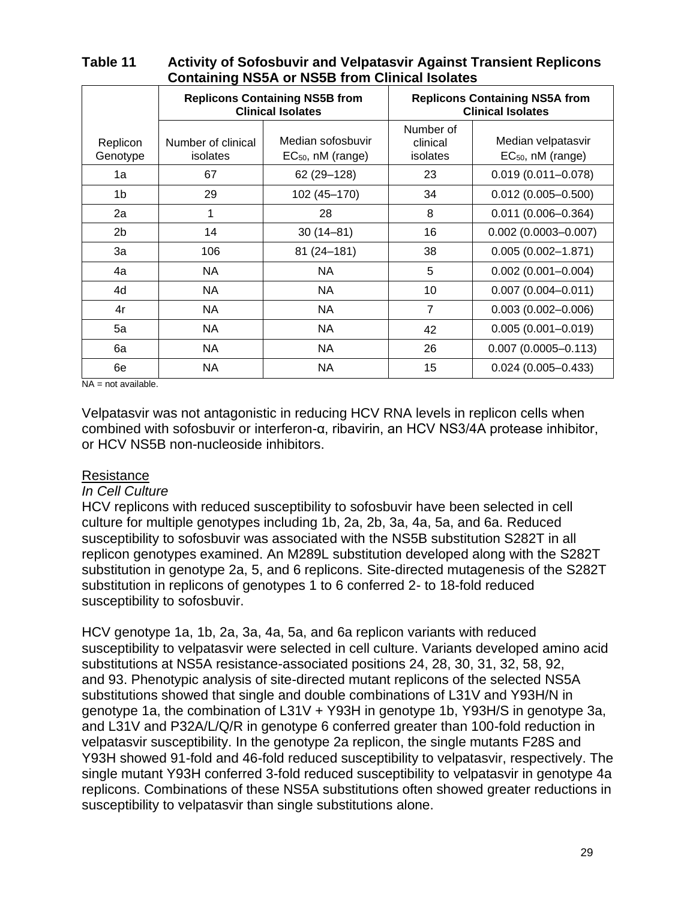**Table 11 Activity of Sofosbuvir and Velpatasvir Against Transient Replicons Containing NS5A or NS5B from Clinical Isolates**

| | Replicons Containing NS5B from Clinical Isolates | | Replicons Containing NS5A from Clinical Isolates | |
|---|---|---|---|---|
| Replicon Genotype | Number of clinical isolates | Median sofosbuvir $EC_{50}$, nM (range) | Number of clinical isolates | Median velpatasvir $EC_{50}$, nM (range) |
| 1a | 67 | 62 (29–128) | 23 | 0.019 (0.011–0.078) |
| 1b | 29 | 102 (45–170) | 34 | 0.012 (0.005–0.500) |
| 2a | 1 | 28 | 8 | 0.011 (0.006–0.364) |
| 2b | 14 | 30 (14–81) | 16 | 0.002 (0.0003–0.007) |
| 3a | 106 | 81 (24–181) | 38 | 0.005 (0.002–1.871) |
| 4a | NA | NA | 5 | 0.002 (0.001–0.004) |
| 4d | NA | NA | 10 | 0.007 (0.004–0.011) |
| 4r | NA | NA | 7 | 0.003 (0.002–0.006) |
| 5a | NA | NA | 42 | 0.005 (0.001–0.019) |
| 6a | NA | NA | 26 | 0.007 (0.0005–0.113) |
| 6e | NA | NA | 15 | 0.024 (0.005–0.433) |

NA = not available.

Velpatasvir was not antagonistic in reducing HCV RNA levels in replicon cells when combined with sofosbuvir or interferon-α, ribavirin, an HCV NS3/4A protease inhibitor, or HCV NS5B non-nucleoside inhibitors.

Resistance

*In Cell Culture*

HCV replicons with reduced susceptibility to sofosbuvir have been selected in cell culture for multiple genotypes including 1b, 2a, 2b, 3a, 4a, 5a, and 6a. Reduced susceptibility to sofosbuvir was associated with the NS5B substitution S282T in all replicon genotypes examined. An M289L substitution developed along with the S282T substitution in genotype 2a, 5, and 6 replicons. Site-directed mutagenesis of the S282T substitution in replicons of genotypes 1 to 6 conferred 2- to 18-fold reduced susceptibility to sofosbuvir.

HCV genotype 1a, 1b, 2a, 3a, 4a, 5a, and 6a replicon variants with reduced susceptibility to velpatasvir were selected in cell culture. Variants developed amino acid substitutions at NS5A resistance-associated positions 24, 28, 30, 31, 32, 58, 92, and 93. Phenotypic analysis of site-directed mutant replicons of the selected NS5A substitutions showed that single and double combinations of L31V and Y93H/N in genotype 1a, the combination of L31V + Y93H in genotype 1b, Y93H/S in genotype 3a, and L31V and P32A/L/Q/R in genotype 6 conferred greater than 100-fold reduction in velpatasvir susceptibility. In the genotype 2a replicon, the single mutants F28S and Y93H showed 91-fold and 46-fold reduced susceptibility to velpatasvir, respectively. The single mutant Y93H conferred 3-fold reduced susceptibility to velpatasvir in genotype 4a replicons. Combinations of these NS5A substitutions often showed greater reductions in susceptibility to velpatasvir than single substitutions alone.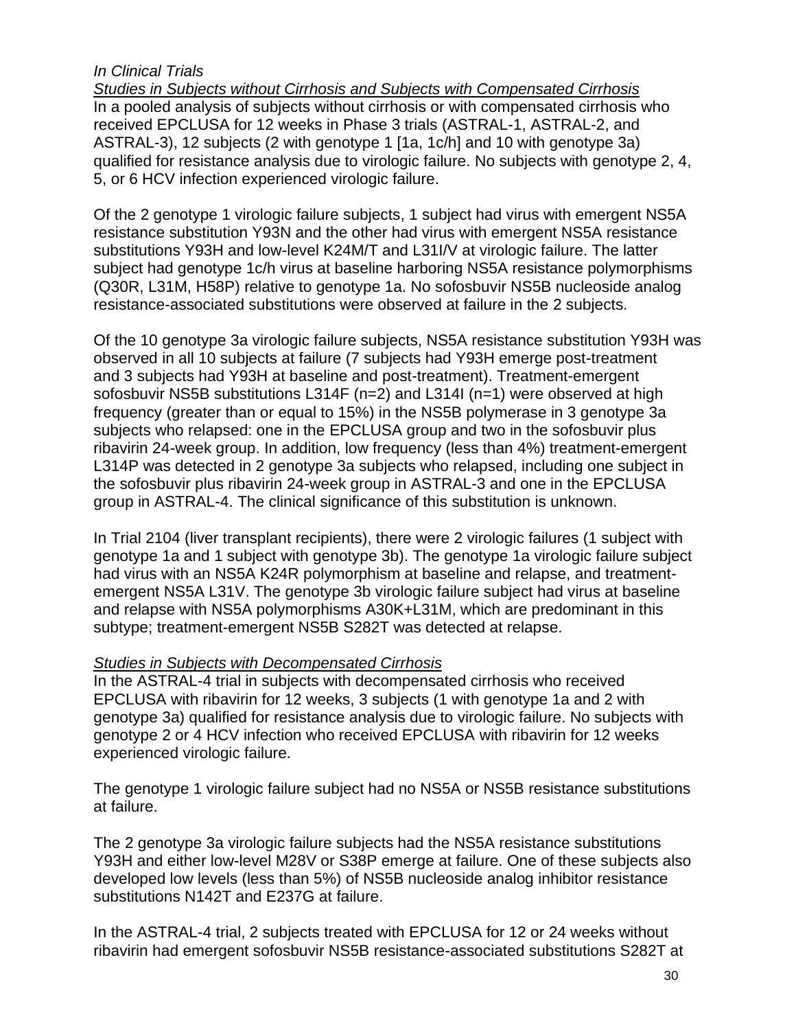*In Clinical Trials*

*Studies in Subjects without Cirrhosis and Subjects with Compensated Cirrhosis*

In a pooled analysis of subjects without cirrhosis or with compensated cirrhosis who received EPCLUSA for 12 weeks in Phase 3 trials (ASTRAL-1, ASTRAL-2, and ASTRAL-3), 12 subjects (2 with genotype 1 [1a, 1c/h] and 10 with genotype 3a) qualified for resistance analysis due to virologic failure. No subjects with genotype 2, 4, 5, or 6 HCV infection experienced virologic failure.

Of the 2 genotype 1 virologic failure subjects, 1 subject had virus with emergent NS5A resistance substitution Y93N and the other had virus with emergent NS5A resistance substitutions Y93H and low-level K24M/T and L31I/V at virologic failure. The latter subject had genotype 1c/h virus at baseline harboring NS5A resistance polymorphisms (Q30R, L31M, H58P) relative to genotype 1a. No sofosbuvir NS5B nucleoside analog resistance-associated substitutions were observed at failure in the 2 subjects.

Of the 10 genotype 3a virologic failure subjects, NS5A resistance substitution Y93H was observed in all 10 subjects at failure (7 subjects had Y93H emerge post-treatment and 3 subjects had Y93H at baseline and post-treatment). Treatment-emergent sofosbuvir NS5B substitutions L314F (n=2) and L314I (n=1) were observed at high frequency (greater than or equal to 15%) in the NS5B polymerase in 3 genotype 3a subjects who relapsed: one in the EPCLUSA group and two in the sofosbuvir plus ribavirin 24-week group. In addition, low frequency (less than 4%) treatment-emergent L314P was detected in 2 genotype 3a subjects who relapsed, including one subject in the sofosbuvir plus ribavirin 24-week group in ASTRAL-3 and one in the EPCLUSA group in ASTRAL-4. The clinical significance of this substitution is unknown.

In Trial 2104 (liver transplant recipients), there were 2 virologic failures (1 subject with genotype 1a and 1 subject with genotype 3b). The genotype 1a virologic failure subject had virus with an NS5A K24R polymorphism at baseline and relapse, and treatment-emergent NS5A L31V. The genotype 3b virologic failure subject had virus at baseline and relapse with NS5A polymorphisms A30K+L31M, which are predominant in this subtype; treatment-emergent NS5B S282T was detected at relapse.

*Studies in Subjects with Decompensated Cirrhosis*

In the ASTRAL-4 trial in subjects with decompensated cirrhosis who received EPCLUSA with ribavirin for 12 weeks, 3 subjects (1 with genotype 1a and 2 with genotype 3a) qualified for resistance analysis due to virologic failure. No subjects with genotype 2 or 4 HCV infection who received EPCLUSA with ribavirin for 12 weeks experienced virologic failure.

The genotype 1 virologic failure subject had no NS5A or NS5B resistance substitutions at failure.

The 2 genotype 3a virologic failure subjects had the NS5A resistance substitutions Y93H and either low-level M28V or S38P emerge at failure. One of these subjects also developed low levels (less than 5%) of NS5B nucleoside analog inhibitor resistance substitutions N142T and E237G at failure.

In the ASTRAL-4 trial, 2 subjects treated with EPCLUSA for 12 or 24 weeks without ribavirin had emergent sofosbuvir NS5B resistance-associated substitutions S282T at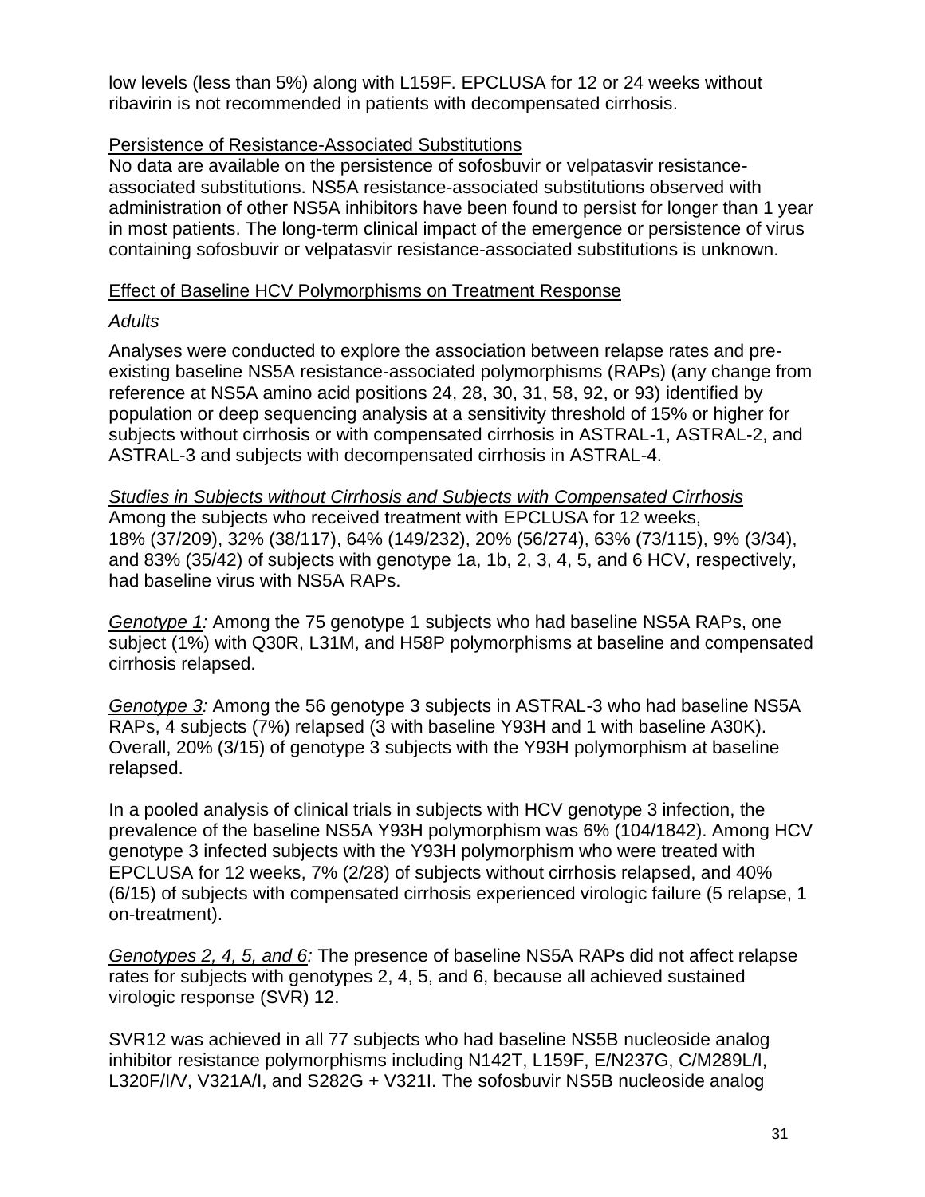low levels (less than 5%) along with L159F. EPCLUSA for 12 or 24 weeks without ribavirin is not recommended in patients with decompensated cirrhosis.

Persistence of Resistance-Associated Substitutions

No data are available on the persistence of sofosbuvir or velpatasvir resistance-associated substitutions. NS5A resistance-associated substitutions observed with administration of other NS5A inhibitors have been found to persist for longer than 1 year in most patients. The long-term clinical impact of the emergence or persistence of virus containing sofosbuvir or velpatasvir resistance-associated substitutions is unknown.

Effect of Baseline HCV Polymorphisms on Treatment Response

*Adults*

Analyses were conducted to explore the association between relapse rates and pre-existing baseline NS5A resistance-associated polymorphisms (RAPs) (any change from reference at NS5A amino acid positions 24, 28, 30, 31, 58, 92, or 93) identified by population or deep sequencing analysis at a sensitivity threshold of 15% or higher for subjects without cirrhosis or with compensated cirrhosis in ASTRAL-1, ASTRAL-2, and ASTRAL-3 and subjects with decompensated cirrhosis in ASTRAL-4.

*Studies in Subjects without Cirrhosis and Subjects with Compensated Cirrhosis*

Among the subjects who received treatment with EPCLUSA for 12 weeks, 18% (37/209), 32% (38/117), 64% (149/232), 20% (56/274), 63% (73/115), 9% (3/34), and 83% (35/42) of subjects with genotype 1a, 1b, 2, 3, 4, 5, and 6 HCV, respectively, had baseline virus with NS5A RAPs.

*Genotype 1:* Among the 75 genotype 1 subjects who had baseline NS5A RAPs, one subject (1%) with Q30R, L31M, and H58P polymorphisms at baseline and compensated cirrhosis relapsed.

*Genotype 3:* Among the 56 genotype 3 subjects in ASTRAL-3 who had baseline NS5A RAPs, 4 subjects (7%) relapsed (3 with baseline Y93H and 1 with baseline A30K). Overall, 20% (3/15) of genotype 3 subjects with the Y93H polymorphism at baseline relapsed.

In a pooled analysis of clinical trials in subjects with HCV genotype 3 infection, the prevalence of the baseline NS5A Y93H polymorphism was 6% (104/1842). Among HCV genotype 3 infected subjects with the Y93H polymorphism who were treated with EPCLUSA for 12 weeks, 7% (2/28) of subjects without cirrhosis relapsed, and 40% (6/15) of subjects with compensated cirrhosis experienced virologic failure (5 relapse, 1 on-treatment).

*Genotypes 2, 4, 5, and 6:* The presence of baseline NS5A RAPs did not affect relapse rates for subjects with genotypes 2, 4, 5, and 6, because all achieved sustained virologic response (SVR) 12.

SVR12 was achieved in all 77 subjects who had baseline NS5B nucleoside analog inhibitor resistance polymorphisms including N142T, L159F, E/N237G, C/M289L/I, L320F/I/V, V321A/I, and S282G + V321I. The sofosbuvir NS5B nucleoside analog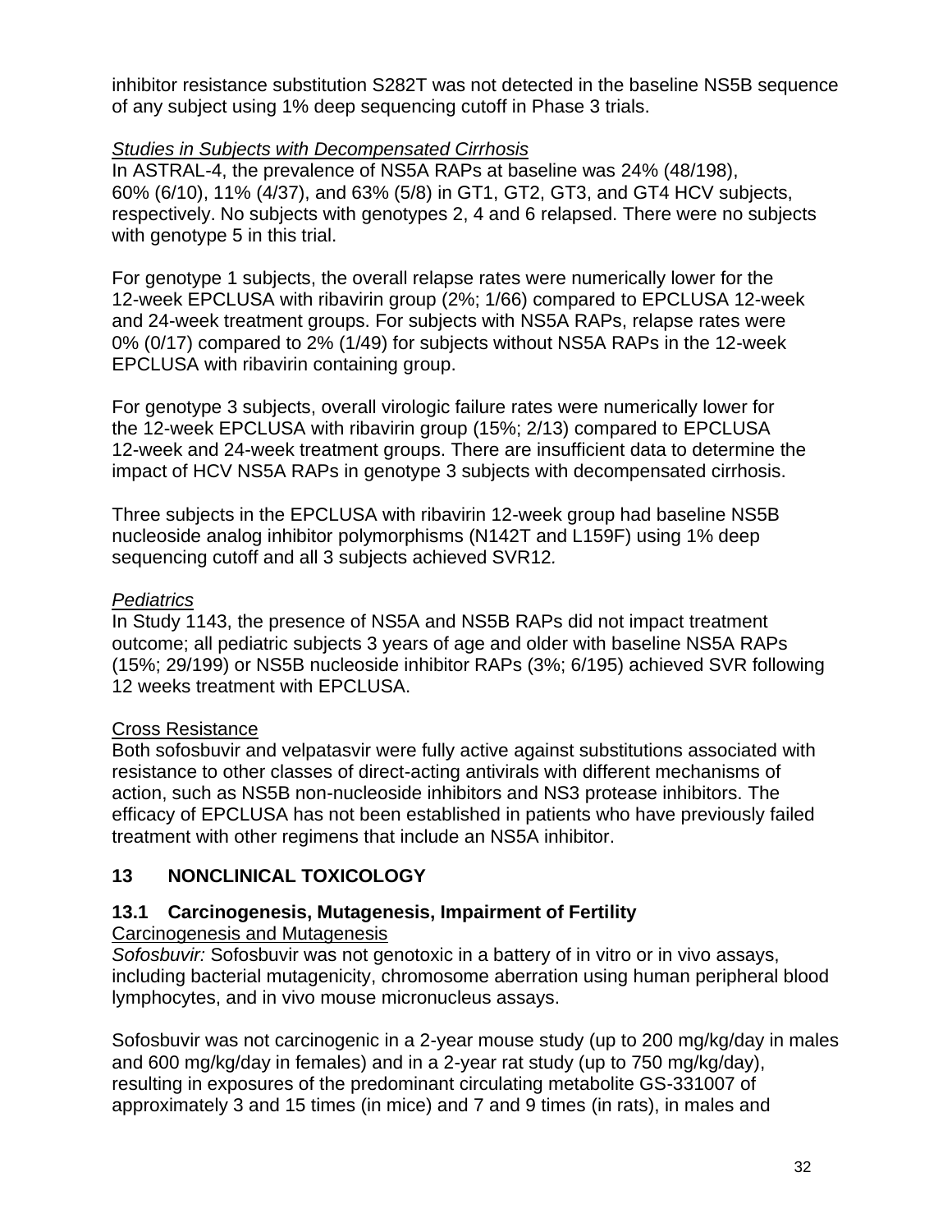inhibitor resistance substitution S282T was not detected in the baseline NS5B sequence of any subject using 1% deep sequencing cutoff in Phase 3 trials.

*Studies in Subjects with Decompensated Cirrhosis*

In ASTRAL-4, the prevalence of NS5A RAPs at baseline was 24% (48/198), 60% (6/10), 11% (4/37), and 63% (5/8) in GT1, GT2, GT3, and GT4 HCV subjects, respectively. No subjects with genotypes 2, 4 and 6 relapsed. There were no subjects with genotype 5 in this trial.

For genotype 1 subjects, the overall relapse rates were numerically lower for the 12-week EPCLUSA with ribavirin group (2%; 1/66) compared to EPCLUSA 12-week and 24-week treatment groups. For subjects with NS5A RAPs, relapse rates were 0% (0/17) compared to 2% (1/49) for subjects without NS5A RAPs in the 12-week EPCLUSA with ribavirin containing group.

For genotype 3 subjects, overall virologic failure rates were numerically lower for the 12-week EPCLUSA with ribavirin group (15%; 2/13) compared to EPCLUSA 12-week and 24-week treatment groups. There are insufficient data to determine the impact of HCV NS5A RAPs in genotype 3 subjects with decompensated cirrhosis.

Three subjects in the EPCLUSA with ribavirin 12-week group had baseline NS5B nucleoside analog inhibitor polymorphisms (N142T and L159F) using 1% deep sequencing cutoff and all 3 subjects achieved SVR12.

*Pediatrics*

In Study 1143, the presence of NS5A and NS5B RAPs did not impact treatment outcome; all pediatric subjects 3 years of age and older with baseline NS5A RAPs (15%; 29/199) or NS5B nucleoside inhibitor RAPs (3%; 6/195) achieved SVR following 12 weeks treatment with EPCLUSA.

Cross Resistance

Both sofosbuvir and velpatasvir were fully active against substitutions associated with resistance to other classes of direct-acting antivirals with different mechanisms of action, such as NS5B non-nucleoside inhibitors and NS3 protease inhibitors. The efficacy of EPCLUSA has not been established in patients who have previously failed treatment with other regimens that include an NS5A inhibitor.

## 13 NONCLINICAL TOXICOLOGY

### 13.1 Carcinogenesis, Mutagenesis, Impairment of Fertility

Carcinogenesis and Mutagenesis

*Sofosbuvir:* Sofosbuvir was not genotoxic in a battery of in vitro or in vivo assays, including bacterial mutagenicity, chromosome aberration using human peripheral blood lymphocytes, and in vivo mouse micronucleus assays.

Sofosbuvir was not carcinogenic in a 2-year mouse study (up to 200 mg/kg/day in males and 600 mg/kg/day in females) and in a 2-year rat study (up to 750 mg/kg/day), resulting in exposures of the predominant circulating metabolite GS-331007 of approximately 3 and 15 times (in mice) and 7 and 9 times (in rats), in males and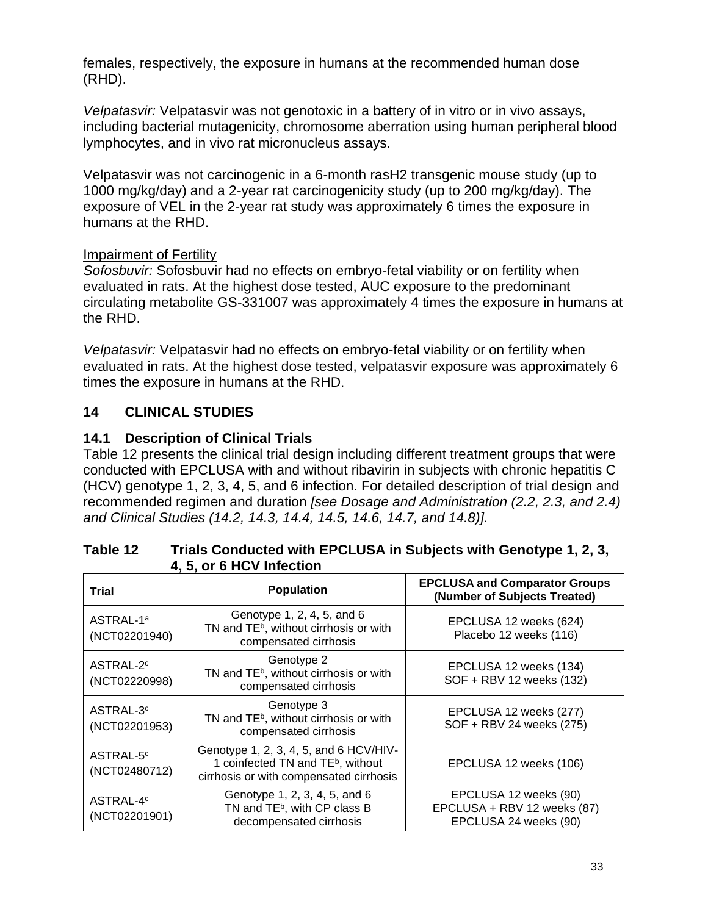females, respectively, the exposure in humans at the recommended human dose (RHD).

*Velpatasvir:* Velpatasvir was not genotoxic in a battery of in vitro or in vivo assays, including bacterial mutagenicity, chromosome aberration using human peripheral blood lymphocytes, and in vivo rat micronucleus assays.

Velpatasvir was not carcinogenic in a 6-month rasH2 transgenic mouse study (up to 1000 mg/kg/day) and a 2-year rat carcinogenicity study (up to 200 mg/kg/day). The exposure of VEL in the 2-year rat study was approximately 6 times the exposure in humans at the RHD.

Impairment of Fertility

*Sofosbuvir:* Sofosbuvir had no effects on embryo-fetal viability or on fertility when evaluated in rats. At the highest dose tested, AUC exposure to the predominant circulating metabolite GS-331007 was approximately 4 times the exposure in humans at the RHD.

*Velpatasvir:* Velpatasvir had no effects on embryo-fetal viability or on fertility when evaluated in rats. At the highest dose tested, velpatasvir exposure was approximately 6 times the exposure in humans at the RHD.

## 14 CLINICAL STUDIES

### 14.1 Description of Clinical Trials

Table 12 presents the clinical trial design including different treatment groups that were conducted with EPCLUSA with and without ribavirin in subjects with chronic hepatitis C (HCV) genotype 1, 2, 3, 4, 5, and 6 infection. For detailed description of trial design and recommended regimen and duration *[see Dosage and Administration (2.2, 2.3, and 2.4) and Clinical Studies (14.2, 14.3, 14.4, 14.5, 14.6, 14.7, and 14.8)].*

**Table 12 Trials Conducted with EPCLUSA in Subjects with Genotype 1, 2, 3, 4, 5, or 6 HCV Infection**

| Trial | Population | EPCLUSA and Comparator Groups (Number of Subjects Treated) |
|---|---|---|
| ASTRAL-1[a] (NCT02201940) | Genotype 1, 2, 4, 5, and 6 TN and TE[b], without cirrhosis or with compensated cirrhosis | EPCLUSA 12 weeks (624) Placebo 12 weeks (116) |
| ASTRAL-2[c] (NCT02220998) | Genotype 2 TN and TE[b], without cirrhosis or with compensated cirrhosis | EPCLUSA 12 weeks (134) SOF + RBV 12 weeks (132) |
| ASTRAL-3[c] (NCT02201953) | Genotype 3 TN and TE[b], without cirrhosis or with compensated cirrhosis | EPCLUSA 12 weeks (277) SOF + RBV 24 weeks (275) |
| ASTRAL-5[c] (NCT02480712) | Genotype 1, 2, 3, 4, 5, and 6 HCV/HIV-1 coinfected TN and TE[b], without cirrhosis or with compensated cirrhosis | EPCLUSA 12 weeks (106) |
| ASTRAL-4[c] (NCT02201901) | Genotype 1, 2, 3, 4, 5, and 6 TN and TE[b], with CP class B decompensated cirrhosis | EPCLUSA 12 weeks (90) EPCLUSA + RBV 12 weeks (87) EPCLUSA 24 weeks (90) |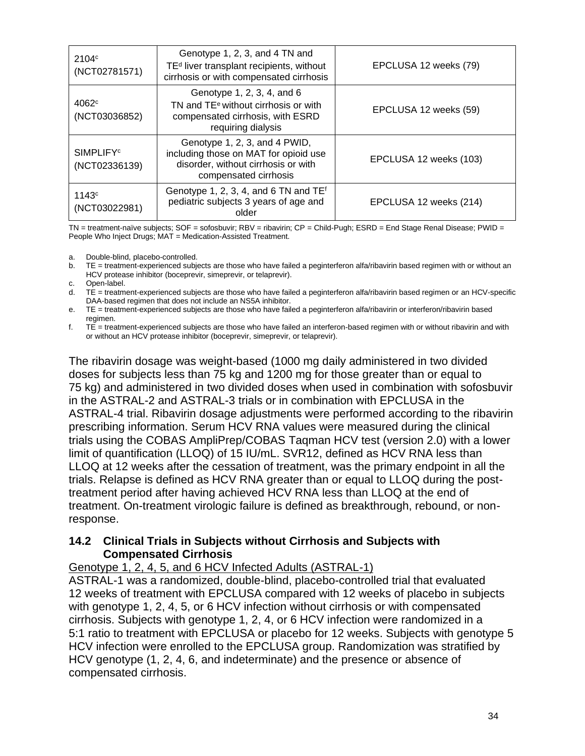| | | |
|---|---|---|
| 2104[c] (NCT02781571) | Genotype 1, 2, 3, and 4 TN and TE[d] liver transplant recipients, without cirrhosis or with compensated cirrhosis | EPCLUSA 12 weeks (79) |
| 4062[c] (NCT03036852) | Genotype 1, 2, 3, 4, and 6 TN and TE[e] without cirrhosis or with compensated cirrhosis, with ESRD requiring dialysis | EPCLUSA 12 weeks (59) |
| SIMPLIFY[c] (NCT02336139) | Genotype 1, 2, 3, and 4 PWID, including those on MAT for opioid use disorder, without cirrhosis or with compensated cirrhosis | EPCLUSA 12 weeks (103) |
| 1143[c] (NCT03022981) | Genotype 1, 2, 3, 4, and 6 TN and TE[f] pediatric subjects 3 years of age and older | EPCLUSA 12 weeks (214) |

TN = treatment-naïve subjects; SOF = sofosbuvir; RBV = ribavirin; CP = Child-Pugh; ESRD = End Stage Renal Disease; PWID = People Who Inject Drugs; MAT = Medication-Assisted Treatment.

a. Double-blind, placebo-controlled.
b. TE = treatment-experienced subjects are those who have failed a peginterferon alfa/ribavirin based regimen with or without an HCV protease inhibitor (boceprevir, simeprevir, or telaprevir).
c. Open-label.
d. TE = treatment-experienced subjects are those who have failed a peginterferon alfa/ribavirin based regimen or an HCV-specific DAA-based regimen that does not include an NS5A inhibitor.
e. TE = treatment-experienced subjects are those who have failed a peginterferon alfa/ribavirin or interferon/ribavirin based regimen.
f. TE = treatment-experienced subjects are those who have failed an interferon-based regimen with or without ribavirin and with or without an HCV protease inhibitor (boceprevir, simeprevir, or telaprevir).

The ribavirin dosage was weight-based (1000 mg daily administered in two divided doses for subjects less than 75 kg and 1200 mg for those greater than or equal to 75 kg) and administered in two divided doses when used in combination with sofosbuvir in the ASTRAL-2 and ASTRAL-3 trials or in combination with EPCLUSA in the ASTRAL-4 trial. Ribavirin dosage adjustments were performed according to the ribavirin prescribing information. Serum HCV RNA values were measured during the clinical trials using the COBAS AmpliPrep/COBAS Taqman HCV test (version 2.0) with a lower limit of quantification (LLOQ) of 15 IU/mL. SVR12, defined as HCV RNA less than LLOQ at 12 weeks after the cessation of treatment, was the primary endpoint in all the trials. Relapse is defined as HCV RNA greater than or equal to LLOQ during the post-treatment period after having achieved HCV RNA less than LLOQ at the end of treatment. On-treatment virologic failure is defined as breakthrough, rebound, or non-response.

## 14.2 Clinical Trials in Subjects without Cirrhosis and Subjects with Compensated Cirrhosis

Genotype 1, 2, 4, 5, and 6 HCV Infected Adults (ASTRAL-1)

ASTRAL-1 was a randomized, double-blind, placebo-controlled trial that evaluated 12 weeks of treatment with EPCLUSA compared with 12 weeks of placebo in subjects with genotype 1, 2, 4, 5, or 6 HCV infection without cirrhosis or with compensated cirrhosis. Subjects with genotype 1, 2, 4, or 6 HCV infection were randomized in a 5:1 ratio to treatment with EPCLUSA or placebo for 12 weeks. Subjects with genotype 5 HCV infection were enrolled to the EPCLUSA group. Randomization was stratified by HCV genotype (1, 2, 4, 6, and indeterminate) and the presence or absence of compensated cirrhosis.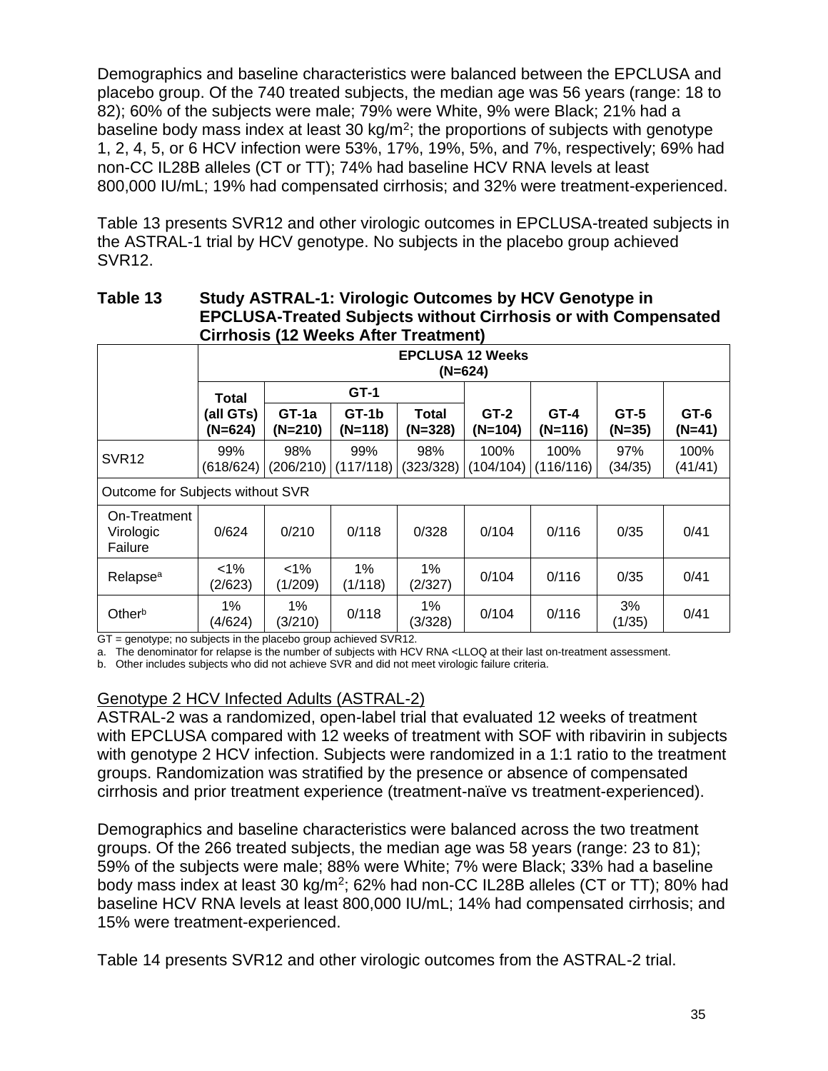Demographics and baseline characteristics were balanced between the EPCLUSA and placebo group. Of the 740 treated subjects, the median age was 56 years (range: 18 to 82); 60% of the subjects were male; 79% were White, 9% were Black; 21% had a baseline body mass index at least 30 kg/m$^2$; the proportions of subjects with genotype 1, 2, 4, 5, or 6 HCV infection were 53%, 17%, 19%, 5%, and 7%, respectively; 69% had non-CC IL28B alleles (CT or TT); 74% had baseline HCV RNA levels at least 800,000 IU/mL; 19% had compensated cirrhosis; and 32% were treatment-experienced.

Table 13 presents SVR12 and other virologic outcomes in EPCLUSA-treated subjects in the ASTRAL-1 trial by HCV genotype. No subjects in the placebo group achieved SVR12.

**Table 13 Study ASTRAL-1: Virologic Outcomes by HCV Genotype in EPCLUSA-Treated Subjects without Cirrhosis or with Compensated Cirrhosis (12 Weeks After Treatment)**

| | EPCLUSA 12 Weeks (N=624) | | | | | | | |
|---|---|---|---|---|---|---|---|---|
| | Total | GT-1 | | | | | | |
| | (all GTs) (N=624) | GT-1a (N=210) | GT-1b (N=118) | Total (N=328) | GT-2 (N=104) | GT-4 (N=116) | GT-5 (N=35) | GT-6 (N=41) |
| SVR12 | 99% (618/624) | 98% (206/210) | 99% (117/118) | 98% (323/328) | 100% (104/104) | 100% (116/116) | 97% (34/35) | 100% (41/41) |
| Outcome for Subjects without SVR | | | | | | | | |
| On-Treatment Virologic Failure | 0/624 | 0/210 | 0/118 | 0/328 | 0/104 | 0/116 | 0/35 | 0/41 |
| Relapse[a] | <1% (2/623) | <1% (1/209) | 1% (1/118) | 1% (2/327) | 0/104 | 0/116 | 0/35 | 0/41 |
| Other[b] | 1% (4/624) | 1% (3/210) | 0/118 | 1% (3/328) | 0/104 | 0/116 | 3% (1/35) | 0/41 |

GT = genotype; no subjects in the placebo group achieved SVR12.

a. The denominator for relapse is the number of subjects with HCV RNA <LLOQ at their last on-treatment assessment.

b. Other includes subjects who did not achieve SVR and did not meet virologic failure criteria.

Genotype 2 HCV Infected Adults (ASTRAL-2)

ASTRAL-2 was a randomized, open-label trial that evaluated 12 weeks of treatment with EPCLUSA compared with 12 weeks of treatment with SOF with ribavirin in subjects with genotype 2 HCV infection. Subjects were randomized in a 1:1 ratio to the treatment groups. Randomization was stratified by the presence or absence of compensated cirrhosis and prior treatment experience (treatment-naïve vs treatment-experienced).

Demographics and baseline characteristics were balanced across the two treatment groups. Of the 266 treated subjects, the median age was 58 years (range: 23 to 81); 59% of the subjects were male; 88% were White; 7% were Black; 33% had a baseline body mass index at least 30 kg/m$^2$; 62% had non-CC IL28B alleles (CT or TT); 80% had baseline HCV RNA levels at least 800,000 IU/mL; 14% had compensated cirrhosis; and 15% were treatment-experienced.

Table 14 presents SVR12 and other virologic outcomes from the ASTRAL-2 trial.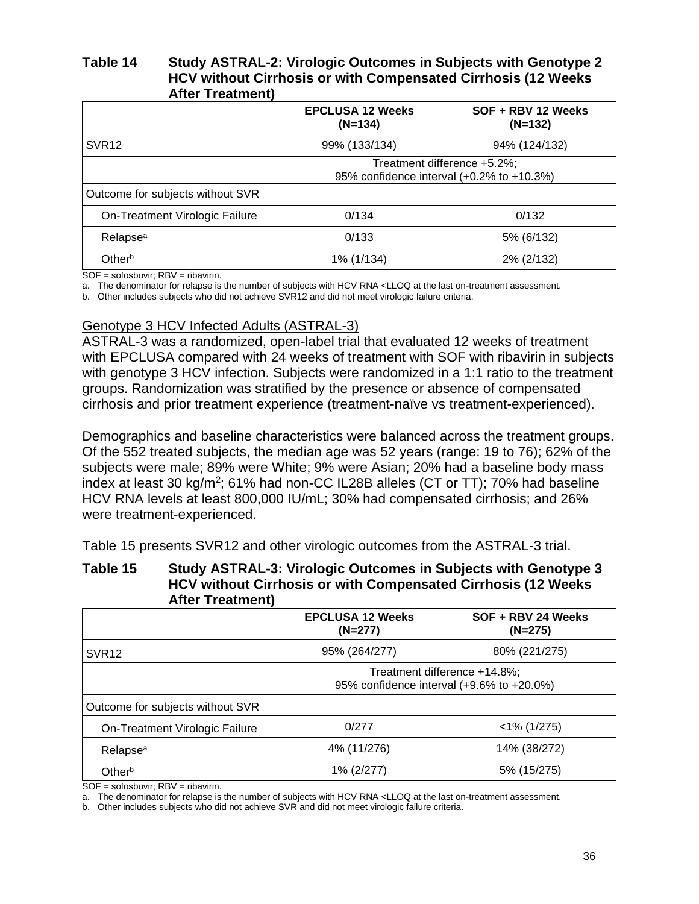**Table 14 Study ASTRAL-2: Virologic Outcomes in Subjects with Genotype 2 HCV without Cirrhosis or with Compensated Cirrhosis (12 Weeks After Treatment)**

| | EPCLUSA 12 Weeks (N=134) | SOF + RBV 12 Weeks (N=132) |
|---|---|---|
| SVR12 | 99% (133/134) | 94% (124/132) |
| | Treatment difference +5.2%; 95% confidence interval (+0.2% to +10.3%) | |
| Outcome for subjects without SVR | | |
| On-Treatment Virologic Failure | 0/134 | 0/132 |
| Relapse[a] | 0/133 | 5% (6/132) |
| Other[b] | 1% (1/134) | 2% (2/132) |

SOF = sofosbuvir; RBV = ribavirin.

a. The denominator for relapse is the number of subjects with HCV RNA <LLOQ at the last on-treatment assessment.

b. Other includes subjects who did not achieve SVR12 and did not meet virologic failure criteria.

Genotype 3 HCV Infected Adults (ASTRAL-3)

ASTRAL-3 was a randomized, open-label trial that evaluated 12 weeks of treatment with EPCLUSA compared with 24 weeks of treatment with SOF with ribavirin in subjects with genotype 3 HCV infection. Subjects were randomized in a 1:1 ratio to the treatment groups. Randomization was stratified by the presence or absence of compensated cirrhosis and prior treatment experience (treatment-naïve vs treatment-experienced).

Demographics and baseline characteristics were balanced across the treatment groups. Of the 552 treated subjects, the median age was 52 years (range: 19 to 76); 62% of the subjects were male; 89% were White; 9% were Asian; 20% had a baseline body mass index at least 30 kg/m$^2$; 61% had non-CC IL28B alleles (CT or TT); 70% had baseline HCV RNA levels at least 800,000 IU/mL; 30% had compensated cirrhosis; and 26% were treatment-experienced.

Table 15 presents SVR12 and other virologic outcomes from the ASTRAL-3 trial.

**Table 15 Study ASTRAL-3: Virologic Outcomes in Subjects with Genotype 3 HCV without Cirrhosis or with Compensated Cirrhosis (12 Weeks After Treatment)**

| | EPCLUSA 12 Weeks (N=277) | SOF + RBV 24 Weeks (N=275) |
|---|---|---|
| SVR12 | 95% (264/277) | 80% (221/275) |
| | Treatment difference +14.8%; 95% confidence interval (+9.6% to +20.0%) | |
| Outcome for subjects without SVR | | |
| On-Treatment Virologic Failure | 0/277 | <1% (1/275) |
| Relapse[a] | 4% (11/276) | 14% (38/272) |
| Other[b] | 1% (2/277) | 5% (15/275) |

SOF = sofosbuvir; RBV = ribavirin.

a. The denominator for relapse is the number of subjects with HCV RNA <LLOQ at the last on-treatment assessment.

b. Other includes subjects who did not achieve SVR and did not meet virologic failure criteria.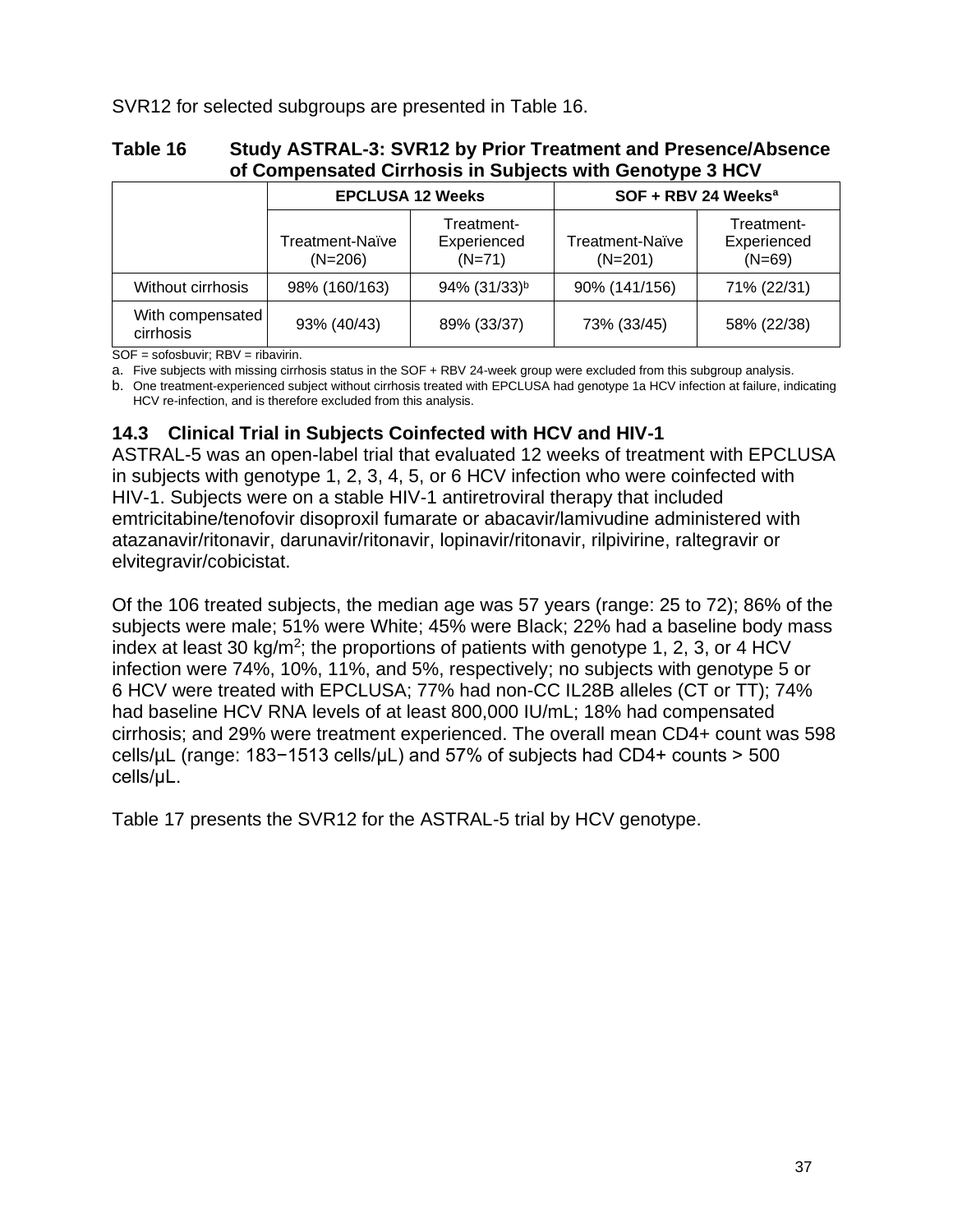SVR12 for selected subgroups are presented in Table 16.

**Table 16 Study ASTRAL-3: SVR12 by Prior Treatment and Presence/Absence of Compensated Cirrhosis in Subjects with Genotype 3 HCV**

| | EPCLUSA 12 Weeks | | SOF + RBV 24 Weeks[a] | |
|---|---|---|---|---|
| | Treatment-Naïve (N=206) | Treatment-Experienced (N=71) | Treatment-Naïve (N=201) | Treatment-Experienced (N=69) |
| Without cirrhosis | 98% (160/163) | 94% (31/33)[b] | 90% (141/156) | 71% (22/31) |
| With compensated cirrhosis | 93% (40/43) | 89% (33/37) | 73% (33/45) | 58% (22/38) |

SOF = sofosbuvir; RBV = ribavirin.

a. Five subjects with missing cirrhosis status in the SOF + RBV 24-week group were excluded from this subgroup analysis.

b. One treatment-experienced subject without cirrhosis treated with EPCLUSA had genotype 1a HCV infection at failure, indicating HCV re-infection, and is therefore excluded from this analysis.

### 14.3 Clinical Trial in Subjects Coinfected with HCV and HIV-1

ASTRAL-5 was an open-label trial that evaluated 12 weeks of treatment with EPCLUSA in subjects with genotype 1, 2, 3, 4, 5, or 6 HCV infection who were coinfected with HIV-1. Subjects were on a stable HIV-1 antiretroviral therapy that included emtricitabine/tenofovir disoproxil fumarate or abacavir/lamivudine administered with atazanavir/ritonavir, darunavir/ritonavir, lopinavir/ritonavir, rilpivirine, raltegravir or elvitegravir/cobicistat.

Of the 106 treated subjects, the median age was 57 years (range: 25 to 72); 86% of the subjects were male; 51% were White; 45% were Black; 22% had a baseline body mass index at least 30 kg/m$^2$; the proportions of patients with genotype 1, 2, 3, or 4 HCV infection were 74%, 10%, 11%, and 5%, respectively; no subjects with genotype 5 or 6 HCV were treated with EPCLUSA; 77% had non-CC IL28B alleles (CT or TT); 74% had baseline HCV RNA levels of at least 800,000 IU/mL; 18% had compensated cirrhosis; and 29% were treatment experienced. The overall mean CD4+ count was 598 cells/μL (range: 183−1513 cells/μL) and 57% of subjects had CD4+ counts > 500 cells/μL.

Table 17 presents the SVR12 for the ASTRAL-5 trial by HCV genotype.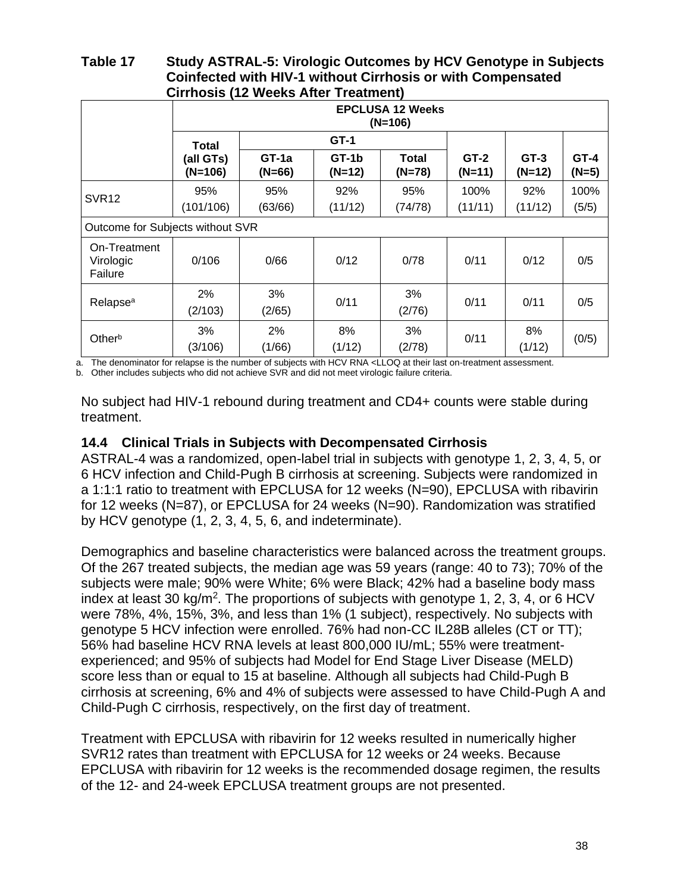**Table 17 Study ASTRAL-5: Virologic Outcomes by HCV Genotype in Subjects Coinfected with HIV-1 without Cirrhosis or with Compensated Cirrhosis (12 Weeks After Treatment)**

| | EPCLUSA 12 Weeks (N=106) | | | | | | |
|---|---|---|---|---|---|---|---|
| | Total | GT-1 | | | | | |
| | (all GTs) (N=106) | GT-1a (N=66) | GT-1b (N=12) | Total (N=78) | GT-2 (N=11) | GT-3 (N=12) | GT-4 (N=5) |
| SVR12 | 95% (101/106) | 95% (63/66) | 92% (11/12) | 95% (74/78) | 100% (11/11) | 92% (11/12) | 100% (5/5) |
| Outcome for Subjects without SVR | | | | | | | |
| On-Treatment Virologic Failure | 0/106 | 0/66 | 0/12 | 0/78 | 0/11 | 0/12 | 0/5 |
| Relapse[a] | 2% (2/103) | 3% (2/65) | 0/11 | 3% (2/76) | 0/11 | 0/11 | 0/5 |
| Other[b] | 3% (3/106) | 2% (1/66) | 8% (1/12) | 3% (2/78) | 0/11 | 8% (1/12) | (0/5) |

a. The denominator for relapse is the number of subjects with HCV RNA <LLOQ at their last on-treatment assessment.
b. Other includes subjects who did not achieve SVR and did not meet virologic failure criteria.

No subject had HIV-1 rebound during treatment and CD4+ counts were stable during treatment.

### 14.4 Clinical Trials in Subjects with Decompensated Cirrhosis

ASTRAL-4 was a randomized, open-label trial in subjects with genotype 1, 2, 3, 4, 5, or 6 HCV infection and Child-Pugh B cirrhosis at screening. Subjects were randomized in a 1:1:1 ratio to treatment with EPCLUSA for 12 weeks (N=90), EPCLUSA with ribavirin for 12 weeks (N=87), or EPCLUSA for 24 weeks (N=90). Randomization was stratified by HCV genotype (1, 2, 3, 4, 5, 6, and indeterminate).

Demographics and baseline characteristics were balanced across the treatment groups. Of the 267 treated subjects, the median age was 59 years (range: 40 to 73); 70% of the subjects were male; 90% were White; 6% were Black; 42% had a baseline body mass index at least 30 kg/m$^2$. The proportions of subjects with genotype 1, 2, 3, 4, or 6 HCV were 78%, 4%, 15%, 3%, and less than 1% (1 subject), respectively. No subjects with genotype 5 HCV infection were enrolled. 76% had non-CC IL28B alleles (CT or TT); 56% had baseline HCV RNA levels at least 800,000 IU/mL; 55% were treatment-experienced; and 95% of subjects had Model for End Stage Liver Disease (MELD) score less than or equal to 15 at baseline. Although all subjects had Child-Pugh B cirrhosis at screening, 6% and 4% of subjects were assessed to have Child-Pugh A and Child-Pugh C cirrhosis, respectively, on the first day of treatment.

Treatment with EPCLUSA with ribavirin for 12 weeks resulted in numerically higher SVR12 rates than treatment with EPCLUSA for 12 weeks or 24 weeks. Because EPCLUSA with ribavirin for 12 weeks is the recommended dosage regimen, the results of the 12- and 24-week EPCLUSA treatment groups are not presented.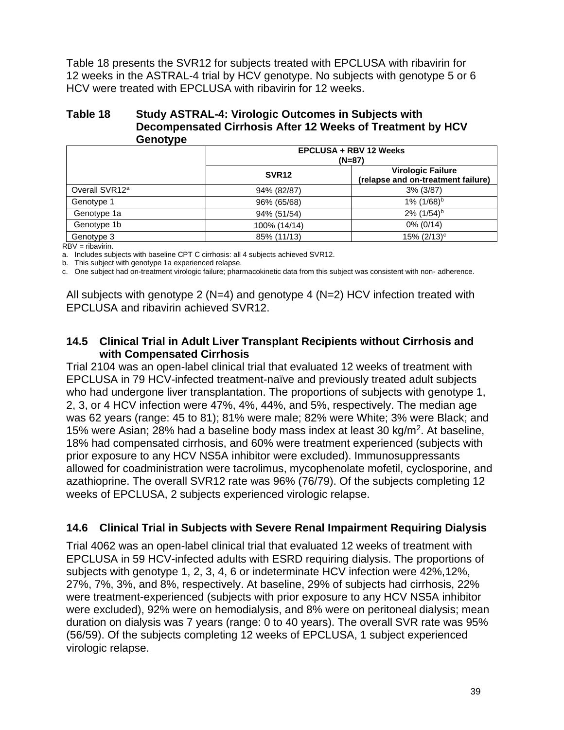Table 18 presents the SVR12 for subjects treated with EPCLUSA with ribavirin for 12 weeks in the ASTRAL-4 trial by HCV genotype. No subjects with genotype 5 or 6 HCV were treated with EPCLUSA with ribavirin for 12 weeks.

**Table 18 Study ASTRAL-4: Virologic Outcomes in Subjects with Decompensated Cirrhosis After 12 Weeks of Treatment by HCV Genotype**

| | EPCLUSA + RBV 12 Weeks (N=87) | |
|---|---|---|
| | **SVR12** | **Virologic Failure (relapse and on-treatment failure)** |
| Overall SVR12[a] | 94% (82/87) | 3% (3/87) |
| Genotype 1 | 96% (65/68) | 1% (1/68)[b] |
| Genotype 1a | 94% (51/54) | 2% (1/54)[b] |
| Genotype 1b | 100% (14/14) | 0% (0/14) |
| Genotype 3 | 85% (11/13) | 15% (2/13)[c] |

RBV = ribavirin.

a. Includes subjects with baseline CPT C cirrhosis: all 4 subjects achieved SVR12.

b. This subject with genotype 1a experienced relapse.

c. One subject had on-treatment virologic failure; pharmacokinetic data from this subject was consistent with non- adherence.

All subjects with genotype 2 (N=4) and genotype 4 (N=2) HCV infection treated with EPCLUSA and ribavirin achieved SVR12.

### 14.5 Clinical Trial in Adult Liver Transplant Recipients without Cirrhosis and with Compensated Cirrhosis

Trial 2104 was an open-label clinical trial that evaluated 12 weeks of treatment with EPCLUSA in 79 HCV-infected treatment-naïve and previously treated adult subjects who had undergone liver transplantation. The proportions of subjects with genotype 1, 2, 3, or 4 HCV infection were 47%, 4%, 44%, and 5%, respectively. The median age was 62 years (range: 45 to 81); 81% were male; 82% were White; 3% were Black; and 15% were Asian; 28% had a baseline body mass index at least 30 kg/m$^2$. At baseline, 18% had compensated cirrhosis, and 60% were treatment experienced (subjects with prior exposure to any HCV NS5A inhibitor were excluded). Immunosuppressants allowed for coadministration were tacrolimus, mycophenolate mofetil, cyclosporine, and azathioprine. The overall SVR12 rate was 96% (76/79). Of the subjects completing 12 weeks of EPCLUSA, 2 subjects experienced virologic relapse.

### 14.6 Clinical Trial in Subjects with Severe Renal Impairment Requiring Dialysis

Trial 4062 was an open-label clinical trial that evaluated 12 weeks of treatment with EPCLUSA in 59 HCV-infected adults with ESRD requiring dialysis. The proportions of subjects with genotype 1, 2, 3, 4, 6 or indeterminate HCV infection were 42%,12%, 27%, 7%, 3%, and 8%, respectively. At baseline, 29% of subjects had cirrhosis, 22% were treatment-experienced (subjects with prior exposure to any HCV NS5A inhibitor were excluded), 92% were on hemodialysis, and 8% were on peritoneal dialysis; mean duration on dialysis was 7 years (range: 0 to 40 years). The overall SVR rate was 95% (56/59). Of the subjects completing 12 weeks of EPCLUSA, 1 subject experienced virologic relapse.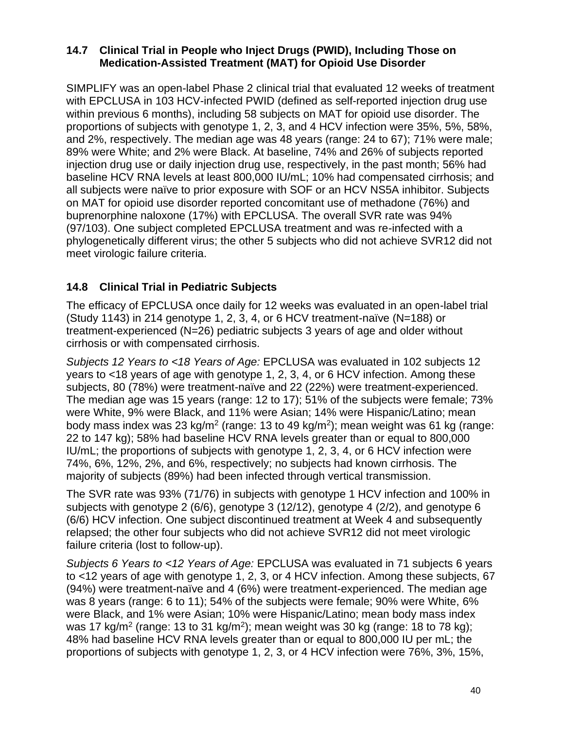### 14.7 Clinical Trial in People who Inject Drugs (PWID), Including Those on Medication-Assisted Treatment (MAT) for Opioid Use Disorder

SIMPLIFY was an open-label Phase 2 clinical trial that evaluated 12 weeks of treatment with EPCLUSA in 103 HCV-infected PWID (defined as self-reported injection drug use within previous 6 months), including 58 subjects on MAT for opioid use disorder. The proportions of subjects with genotype 1, 2, 3, and 4 HCV infection were 35%, 5%, 58%, and 2%, respectively. The median age was 48 years (range: 24 to 67); 71% were male; 89% were White; and 2% were Black. At baseline, 74% and 26% of subjects reported injection drug use or daily injection drug use, respectively, in the past month; 56% had baseline HCV RNA levels at least 800,000 IU/mL; 10% had compensated cirrhosis; and all subjects were naïve to prior exposure with SOF or an HCV NS5A inhibitor. Subjects on MAT for opioid use disorder reported concomitant use of methadone (76%) and buprenorphine naloxone (17%) with EPCLUSA. The overall SVR rate was 94% (97/103). One subject completed EPCLUSA treatment and was re-infected with a phylogenetically different virus; the other 5 subjects who did not achieve SVR12 did not meet virologic failure criteria.

### 14.8 Clinical Trial in Pediatric Subjects

The efficacy of EPCLUSA once daily for 12 weeks was evaluated in an open-label trial (Study 1143) in 214 genotype 1, 2, 3, 4, or 6 HCV treatment-naïve (N=188) or treatment-experienced (N=26) pediatric subjects 3 years of age and older without cirrhosis or with compensated cirrhosis.

*Subjects 12 Years to <18 Years of Age:* EPCLUSA was evaluated in 102 subjects 12 years to <18 years of age with genotype 1, 2, 3, 4, or 6 HCV infection. Among these subjects, 80 (78%) were treatment-naïve and 22 (22%) were treatment-experienced. The median age was 15 years (range: 12 to 17); 51% of the subjects were female; 73% were White, 9% were Black, and 11% were Asian; 14% were Hispanic/Latino; mean body mass index was 23 kg/m$^2$ (range: 13 to 49 kg/m$^2$); mean weight was 61 kg (range: 22 to 147 kg); 58% had baseline HCV RNA levels greater than or equal to 800,000 IU/mL; the proportions of subjects with genotype 1, 2, 3, 4, or 6 HCV infection were 74%, 6%, 12%, 2%, and 6%, respectively; no subjects had known cirrhosis. The majority of subjects (89%) had been infected through vertical transmission.

The SVR rate was 93% (71/76) in subjects with genotype 1 HCV infection and 100% in subjects with genotype 2 (6/6), genotype 3 (12/12), genotype 4 (2/2), and genotype 6 (6/6) HCV infection. One subject discontinued treatment at Week 4 and subsequently relapsed; the other four subjects who did not achieve SVR12 did not meet virologic failure criteria (lost to follow-up).

*Subjects 6 Years to <12 Years of Age:* EPCLUSA was evaluated in 71 subjects 6 years to <12 years of age with genotype 1, 2, 3, or 4 HCV infection. Among these subjects, 67 (94%) were treatment-naïve and 4 (6%) were treatment-experienced. The median age was 8 years (range: 6 to 11); 54% of the subjects were female; 90% were White, 6% were Black, and 1% were Asian; 10% were Hispanic/Latino; mean body mass index was 17 kg/m$^2$ (range: 13 to 31 kg/m$^2$); mean weight was 30 kg (range: 18 to 78 kg); 48% had baseline HCV RNA levels greater than or equal to 800,000 IU per mL; the proportions of subjects with genotype 1, 2, 3, or 4 HCV infection were 76%, 3%, 15%,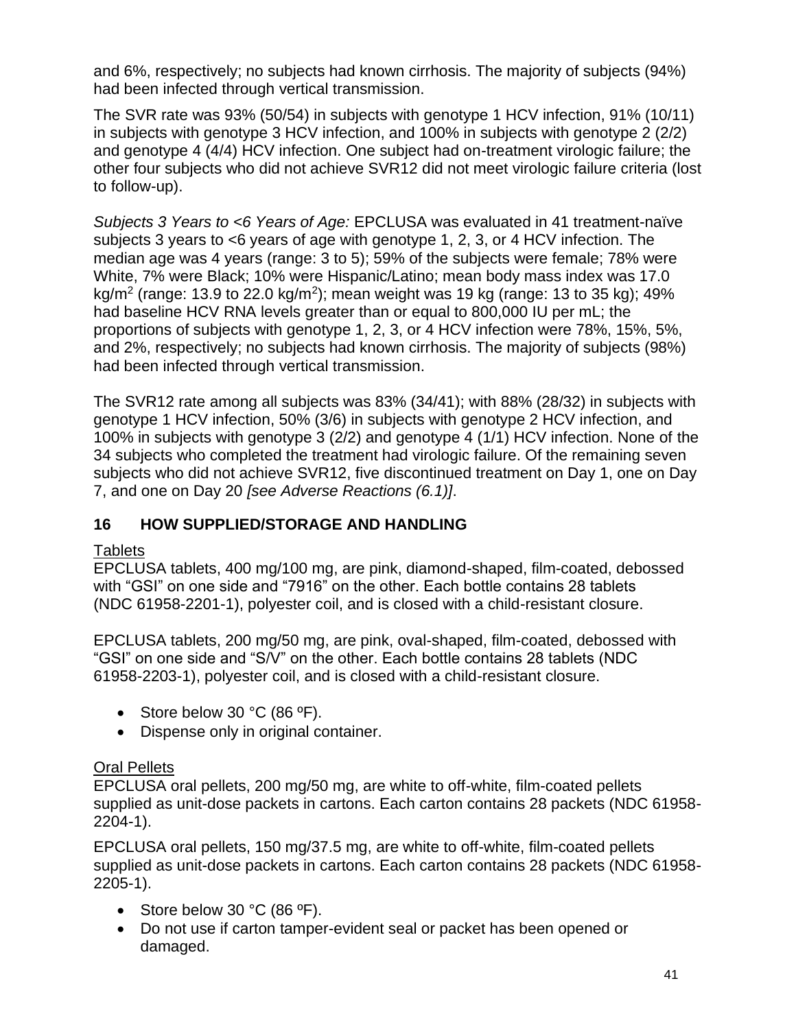and 6%, respectively; no subjects had known cirrhosis. The majority of subjects (94%) had been infected through vertical transmission.

The SVR rate was 93% (50/54) in subjects with genotype 1 HCV infection, 91% (10/11) in subjects with genotype 3 HCV infection, and 100% in subjects with genotype 2 (2/2) and genotype 4 (4/4) HCV infection. One subject had on-treatment virologic failure; the other four subjects who did not achieve SVR12 did not meet virologic failure criteria (lost to follow-up).

*Subjects 3 Years to <6 Years of Age:* EPCLUSA was evaluated in 41 treatment-naïve subjects 3 years to <6 years of age with genotype 1, 2, 3, or 4 HCV infection. The median age was 4 years (range: 3 to 5); 59% of the subjects were female; 78% were White, 7% were Black; 10% were Hispanic/Latino; mean body mass index was 17.0 kg/m$^2$ (range: 13.9 to 22.0 kg/m$^2$); mean weight was 19 kg (range: 13 to 35 kg); 49% had baseline HCV RNA levels greater than or equal to 800,000 IU per mL; the proportions of subjects with genotype 1, 2, 3, or 4 HCV infection were 78%, 15%, 5%, and 2%, respectively; no subjects had known cirrhosis. The majority of subjects (98%) had been infected through vertical transmission.

The SVR12 rate among all subjects was 83% (34/41); with 88% (28/32) in subjects with genotype 1 HCV infection, 50% (3/6) in subjects with genotype 2 HCV infection, and 100% in subjects with genotype 3 (2/2) and genotype 4 (1/1) HCV infection. None of the 34 subjects who completed the treatment had virologic failure. Of the remaining seven subjects who did not achieve SVR12, five discontinued treatment on Day 1, one on Day 7, and one on Day 20 *[see Adverse Reactions (6.1)]*.

## 16 HOW SUPPLIED/STORAGE AND HANDLING

Tablets

EPCLUSA tablets, 400 mg/100 mg, are pink, diamond-shaped, film-coated, debossed with "GSI" on one side and "7916" on the other. Each bottle contains 28 tablets (NDC 61958-2201-1), polyester coil, and is closed with a child-resistant closure.

EPCLUSA tablets, 200 mg/50 mg, are pink, oval-shaped, film-coated, debossed with "GSI" on one side and "S/V" on the other. Each bottle contains 28 tablets (NDC 61958-2203-1), polyester coil, and is closed with a child-resistant closure.

- Store below 30 °C (86 ºF).
- Dispense only in original container.

Oral Pellets

EPCLUSA oral pellets, 200 mg/50 mg, are white to off-white, film-coated pellets supplied as unit-dose packets in cartons. Each carton contains 28 packets (NDC 61958-2204-1).

EPCLUSA oral pellets, 150 mg/37.5 mg, are white to off-white, film-coated pellets supplied as unit-dose packets in cartons. Each carton contains 28 packets (NDC 61958-2205-1).

- Store below 30 °C (86 ºF).
- Do not use if carton tamper-evident seal or packet has been opened or damaged.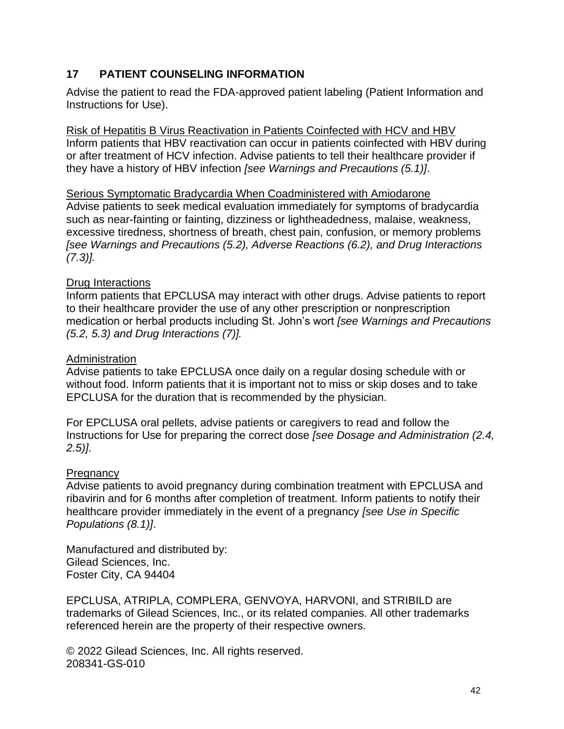## 17 PATIENT COUNSELING INFORMATION

Advise the patient to read the FDA-approved patient labeling (Patient Information and Instructions for Use).

Risk of Hepatitis B Virus Reactivation in Patients Coinfected with HCV and HBV
Inform patients that HBV reactivation can occur in patients coinfected with HBV during or after treatment of HCV infection. Advise patients to tell their healthcare provider if they have a history of HBV infection *[see Warnings and Precautions (5.1)]*.

Serious Symptomatic Bradycardia When Coadministered with Amiodarone
Advise patients to seek medical evaluation immediately for symptoms of bradycardia such as near-fainting or fainting, dizziness or lightheadedness, malaise, weakness, excessive tiredness, shortness of breath, chest pain, confusion, or memory problems *[see Warnings and Precautions (5.2), Adverse Reactions (6.2), and Drug Interactions (7.3)].*

Drug Interactions
Inform patients that EPCLUSA may interact with other drugs. Advise patients to report to their healthcare provider the use of any other prescription or nonprescription medication or herbal products including St. John's wort *[see Warnings and Precautions (5.2, 5.3) and Drug Interactions (7)].*

Administration
Advise patients to take EPCLUSA once daily on a regular dosing schedule with or without food. Inform patients that it is important not to miss or skip doses and to take EPCLUSA for the duration that is recommended by the physician.

For EPCLUSA oral pellets, advise patients or caregivers to read and follow the Instructions for Use for preparing the correct dose *[see Dosage and Administration (2.4, 2.5)]*.

Pregnancy
Advise patients to avoid pregnancy during combination treatment with EPCLUSA and ribavirin and for 6 months after completion of treatment. Inform patients to notify their healthcare provider immediately in the event of a pregnancy *[see Use in Specific Populations (8.1)]*.

Manufactured and distributed by:
Gilead Sciences, Inc.
Foster City, CA 94404

EPCLUSA, ATRIPLA, COMPLERA, GENVOYA, HARVONI, and STRIBILD are trademarks of Gilead Sciences, Inc., or its related companies. All other trademarks referenced herein are the property of their respective owners.

© 2022 Gilead Sciences, Inc. All rights reserved.
208341-GS-010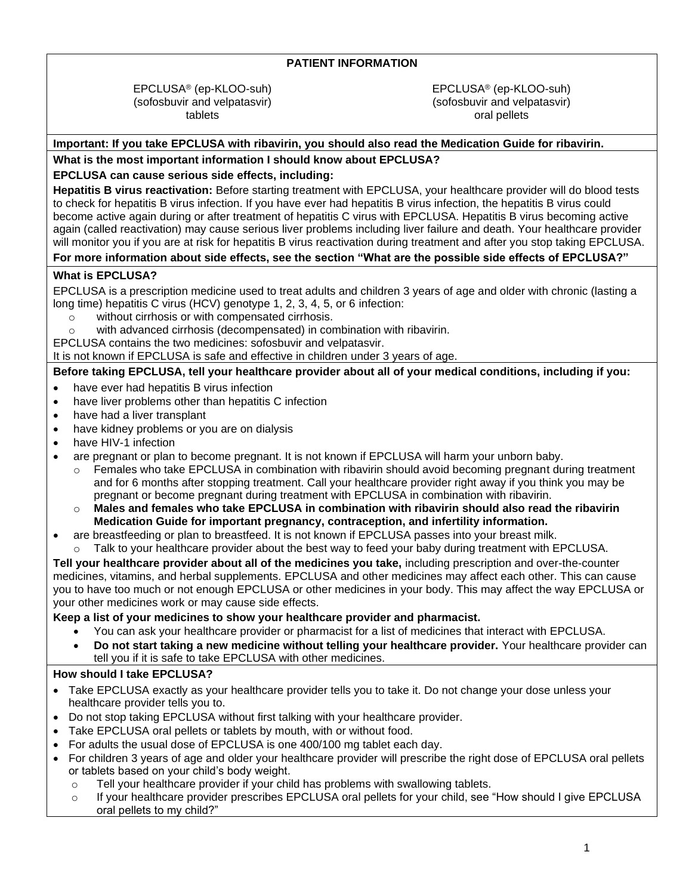## PATIENT INFORMATION

EPCLUSA® (ep-KLOO-suh)
(sofosbuvir and velpatasvir)
tablets

EPCLUSA® (ep-KLOO-suh)
(sofosbuvir and velpatasvir)
oral pellets

**Important: If you take EPCLUSA with ribavirin, you should also read the Medication Guide for ribavirin.**

**What is the most important information I should know about EPCLUSA?**

**EPCLUSA can cause serious side effects, including:**

**Hepatitis B virus reactivation:** Before starting treatment with EPCLUSA, your healthcare provider will do blood tests to check for hepatitis B virus infection. If you have ever had hepatitis B virus infection, the hepatitis B virus could become active again during or after treatment of hepatitis C virus with EPCLUSA. Hepatitis B virus becoming active again (called reactivation) may cause serious liver problems including liver failure and death. Your healthcare provider will monitor you if you are at risk for hepatitis B virus reactivation during treatment and after you stop taking EPCLUSA.

**For more information about side effects, see the section "What are the possible side effects of EPCLUSA?"**

**What is EPCLUSA?**

EPCLUSA is a prescription medicine used to treat adults and children 3 years of age and older with chronic (lasting a long time) hepatitis C virus (HCV) genotype 1, 2, 3, 4, 5, or 6 infection:

- without cirrhosis or with compensated cirrhosis.
- with advanced cirrhosis (decompensated) in combination with ribavirin.

EPCLUSA contains the two medicines: sofosbuvir and velpatasvir.

It is not known if EPCLUSA is safe and effective in children under 3 years of age.

**Before taking EPCLUSA, tell your healthcare provider about all of your medical conditions, including if you:**

- have ever had hepatitis B virus infection
- have liver problems other than hepatitis C infection
- have had a liver transplant
- have kidney problems or you are on dialysis
- have HIV-1 infection
- are pregnant or plan to become pregnant. It is not known if EPCLUSA will harm your unborn baby.
  - Females who take EPCLUSA in combination with ribavirin should avoid becoming pregnant during treatment and for 6 months after stopping treatment. Call your healthcare provider right away if you think you may be pregnant or become pregnant during treatment with EPCLUSA in combination with ribavirin.
  - **Males and females who take EPCLUSA in combination with ribavirin should also read the ribavirin Medication Guide for important pregnancy, contraception, and infertility information.**
- are breastfeeding or plan to breastfeed. It is not known if EPCLUSA passes into your breast milk.
  - Talk to your healthcare provider about the best way to feed your baby during treatment with EPCLUSA.

**Tell your healthcare provider about all of the medicines you take,** including prescription and over-the-counter medicines, vitamins, and herbal supplements. EPCLUSA and other medicines may affect each other. This can cause you to have too much or not enough EPCLUSA or other medicines in your body. This may affect the way EPCLUSA or your other medicines work or may cause side effects.

**Keep a list of your medicines to show your healthcare provider and pharmacist.**

- You can ask your healthcare provider or pharmacist for a list of medicines that interact with EPCLUSA.
- **Do not start taking a new medicine without telling your healthcare provider.** Your healthcare provider can tell you if it is safe to take EPCLUSA with other medicines.

**How should I take EPCLUSA?**

- Take EPCLUSA exactly as your healthcare provider tells you to take it. Do not change your dose unless your healthcare provider tells you to.
- Do not stop taking EPCLUSA without first talking with your healthcare provider.
- Take EPCLUSA oral pellets or tablets by mouth, with or without food.
- For adults the usual dose of EPCLUSA is one 400/100 mg tablet each day.
- For children 3 years of age and older your healthcare provider will prescribe the right dose of EPCLUSA oral pellets or tablets based on your child's body weight.
  - Tell your healthcare provider if your child has problems with swallowing tablets.
  - If your healthcare provider prescribes EPCLUSA oral pellets for your child, see "How should I give EPCLUSA oral pellets to my child?"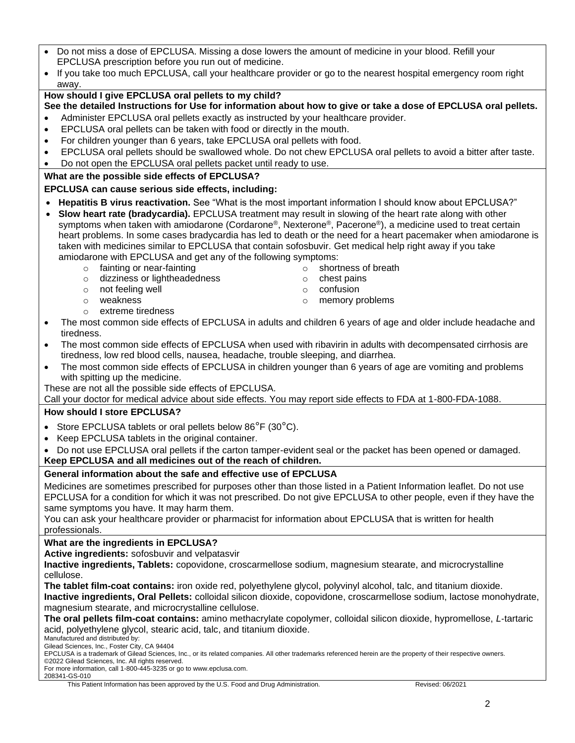- Do not miss a dose of EPCLUSA. Missing a dose lowers the amount of medicine in your blood. Refill your EPCLUSA prescription before you run out of medicine.
- If you take too much EPCLUSA, call your healthcare provider or go to the nearest hospital emergency room right away.

**How should I give EPCLUSA oral pellets to my child?**

**See the detailed Instructions for Use for information about how to give or take a dose of EPCLUSA oral pellets.**

- Administer EPCLUSA oral pellets exactly as instructed by your healthcare provider.
- EPCLUSA oral pellets can be taken with food or directly in the mouth.
- For children younger than 6 years, take EPCLUSA oral pellets with food.
- EPCLUSA oral pellets should be swallowed whole. Do not chew EPCLUSA oral pellets to avoid a bitter after taste.
- Do not open the EPCLUSA oral pellets packet until ready to use.

**What are the possible side effects of EPCLUSA?**

**EPCLUSA can cause serious side effects, including:**

- **Hepatitis B virus reactivation.** See "What is the most important information I should know about EPCLUSA?"
- **Slow heart rate (bradycardia).** EPCLUSA treatment may result in slowing of the heart rate along with other symptoms when taken with amiodarone (Cordarone®, Nexterone®, Pacerone®), a medicine used to treat certain heart problems. In some cases bradycardia has led to death or the need for a heart pacemaker when amiodarone is taken with medicines similar to EPCLUSA that contain sofosbuvir. Get medical help right away if you take amiodarone with EPCLUSA and get any of the following symptoms:
  - fainting or near-fainting
  - dizziness or lightheadedness
  - not feeling well
  - weakness
  - extreme tiredness
  - shortness of breath
  - chest pains
  - confusion
  - memory problems
- The most common side effects of EPCLUSA in adults and children 6 years of age and older include headache and tiredness.
- The most common side effects of EPCLUSA when used with ribavirin in adults with decompensated cirrhosis are tiredness, low red blood cells, nausea, headache, trouble sleeping, and diarrhea.
- The most common side effects of EPCLUSA in children younger than 6 years of age are vomiting and problems with spitting up the medicine.

These are not all the possible side effects of EPCLUSA.

Call your doctor for medical advice about side effects. You may report side effects to FDA at 1-800-FDA-1088.

**How should I store EPCLUSA?**

- Store EPCLUSA tablets or oral pellets below 86°F (30°C).
- Keep EPCLUSA tablets in the original container.
- Do not use EPCLUSA oral pellets if the carton tamper-evident seal or the packet has been opened or damaged.

**Keep EPCLUSA and all medicines out of the reach of children.**

**General information about the safe and effective use of EPCLUSA**

Medicines are sometimes prescribed for purposes other than those listed in a Patient Information leaflet. Do not use EPCLUSA for a condition for which it was not prescribed. Do not give EPCLUSA to other people, even if they have the same symptoms you have. It may harm them.

You can ask your healthcare provider or pharmacist for information about EPCLUSA that is written for health professionals.

**What are the ingredients in EPCLUSA?**

**Active ingredients:** sofosbuvir and velpatasvir

**Inactive ingredients, Tablets:** copovidone, croscarmellose sodium, magnesium stearate, and microcrystalline cellulose.

**The tablet film-coat contains:** iron oxide red, polyethylene glycol, polyvinyl alcohol, talc, and titanium dioxide.

**Inactive ingredients, Oral Pellets:** colloidal silicon dioxide, copovidone, croscarmellose sodium, lactose monohydrate, magnesium stearate, and microcrystalline cellulose.

**The oral pellets film-coat contains:** amino methacrylate copolymer, colloidal silicon dioxide, hypromellose, *L*-tartaric acid, polyethylene glycol, stearic acid, talc, and titanium dioxide.

Manufactured and distributed by:
Gilead Sciences, Inc., Foster City, CA 94404
EPCLUSA is a trademark of Gilead Sciences, Inc., or its related companies. All other trademarks referenced herein are the property of their respective owners.
©2022 Gilead Sciences, Inc. All rights reserved.
For more information, call 1-800-445-3235 or go to www.epclusa.com.
208341-GS-010

This Patient Information has been approved by the U.S. Food and Drug Administration. Revised: 06/2021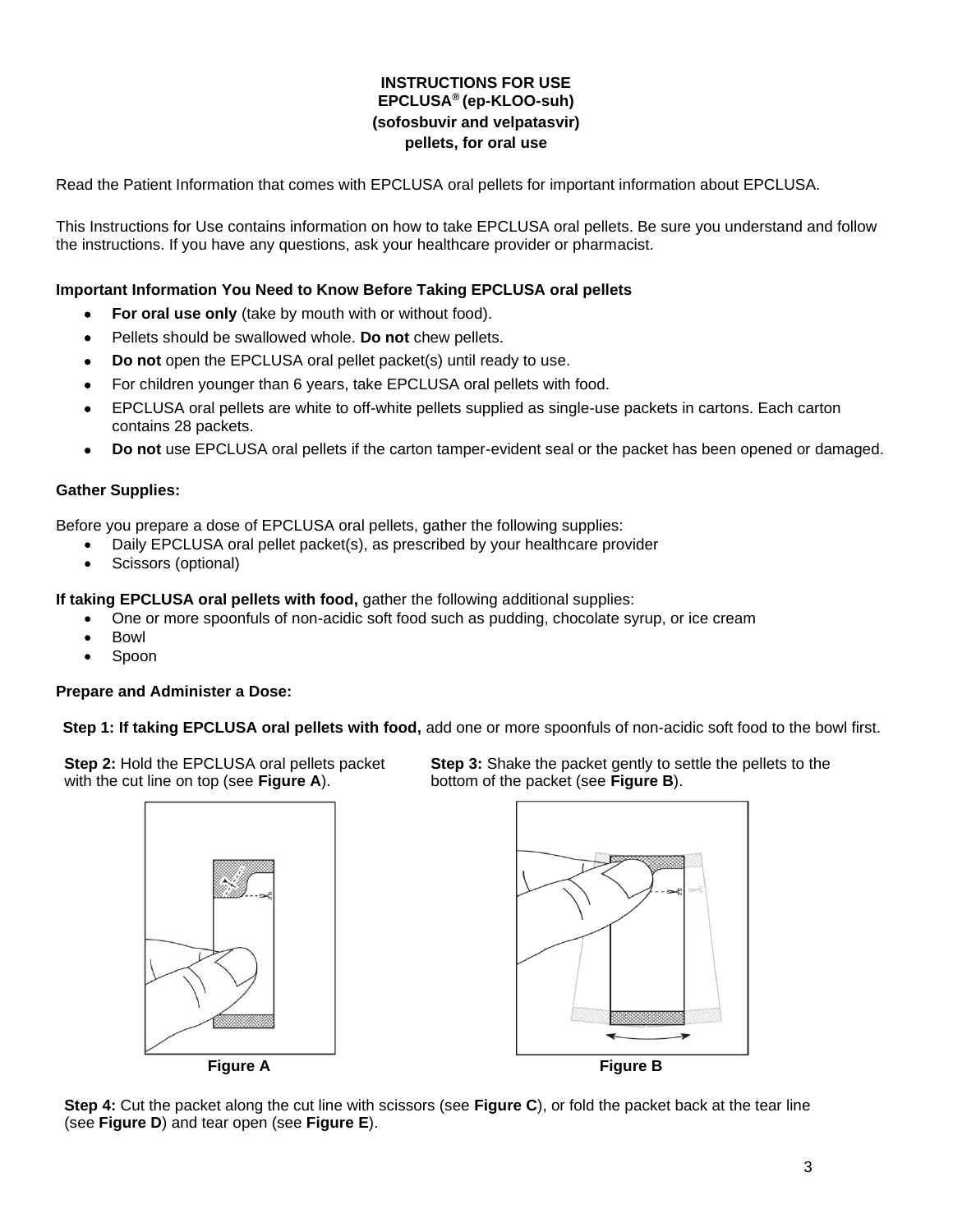# INSTRUCTIONS FOR USE
## EPCLUSA® (ep-KLOO-suh)
## (sofosbuvir and velpatasvir)
## pellets, for oral use

Read the Patient Information that comes with EPCLUSA oral pellets for important information about EPCLUSA.

This Instructions for Use contains information on how to take EPCLUSA oral pellets. Be sure you understand and follow the instructions. If you have any questions, ask your healthcare provider or pharmacist.

**Important Information You Need to Know Before Taking EPCLUSA oral pellets**

- **For oral use only** (take by mouth with or without food).
- Pellets should be swallowed whole. **Do not** chew pellets.
- **Do not** open the EPCLUSA oral pellet packet(s) until ready to use.
- For children younger than 6 years, take EPCLUSA oral pellets with food.
- EPCLUSA oral pellets are white to off-white pellets supplied as single-use packets in cartons. Each carton contains 28 packets.
- **Do not** use EPCLUSA oral pellets if the carton tamper-evident seal or the packet has been opened or damaged.

**Gather Supplies:**

Before you prepare a dose of EPCLUSA oral pellets, gather the following supplies:

- Daily EPCLUSA oral pellet packet(s), as prescribed by your healthcare provider
- Scissors (optional)

**If taking EPCLUSA oral pellets with food,** gather the following additional supplies:

- One or more spoonfuls of non-acidic soft food such as pudding, chocolate syrup, or ice cream
- Bowl
- Spoon

**Prepare and Administer a Dose:**

**Step 1: If taking EPCLUSA oral pellets with food,** add one or more spoonfuls of non-acidic soft food to the bowl first.

**Step 2:** Hold the EPCLUSA oral pellets packet with the cut line on top (see **Figure A**).

**Figure A**

**Step 3:** Shake the packet gently to settle the pellets to the bottom of the packet (see **Figure B**).

**Figure B**

**Step 4:** Cut the packet along the cut line with scissors (see **Figure C**), or fold the packet back at the tear line (see **Figure D**) and tear open (see **Figure E**).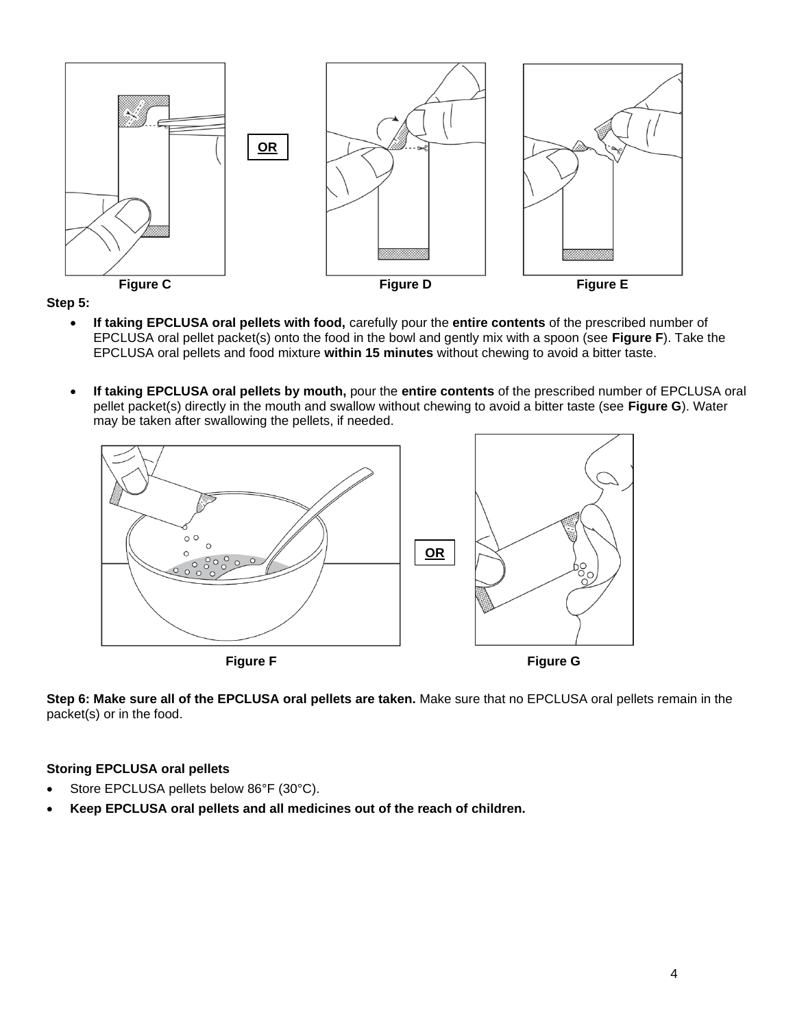**OR**

Figure C

Figure D

Figure E

**Step 5:**

- **If taking EPCLUSA oral pellets with food,** carefully pour the **entire contents** of the prescribed number of EPCLUSA oral pellet packet(s) onto the food in the bowl and gently mix with a spoon (see **Figure F**). Take the EPCLUSA oral pellets and food mixture **within 15 minutes** without chewing to avoid a bitter taste.

- **If taking EPCLUSA oral pellets by mouth,** pour the **entire contents** of the prescribed number of EPCLUSA oral pellet packet(s) directly in the mouth and swallow without chewing to avoid a bitter taste (see **Figure G**). Water may be taken after swallowing the pellets, if needed.

**OR**

Figure F

Figure G

**Step 6: Make sure all of the EPCLUSA oral pellets are taken.** Make sure that no EPCLUSA oral pellets remain in the packet(s) or in the food.

**Storing EPCLUSA oral pellets**

- Store EPCLUSA pellets below 86°F (30°C).
- **Keep EPCLUSA oral pellets and all medicines out of the reach of children.**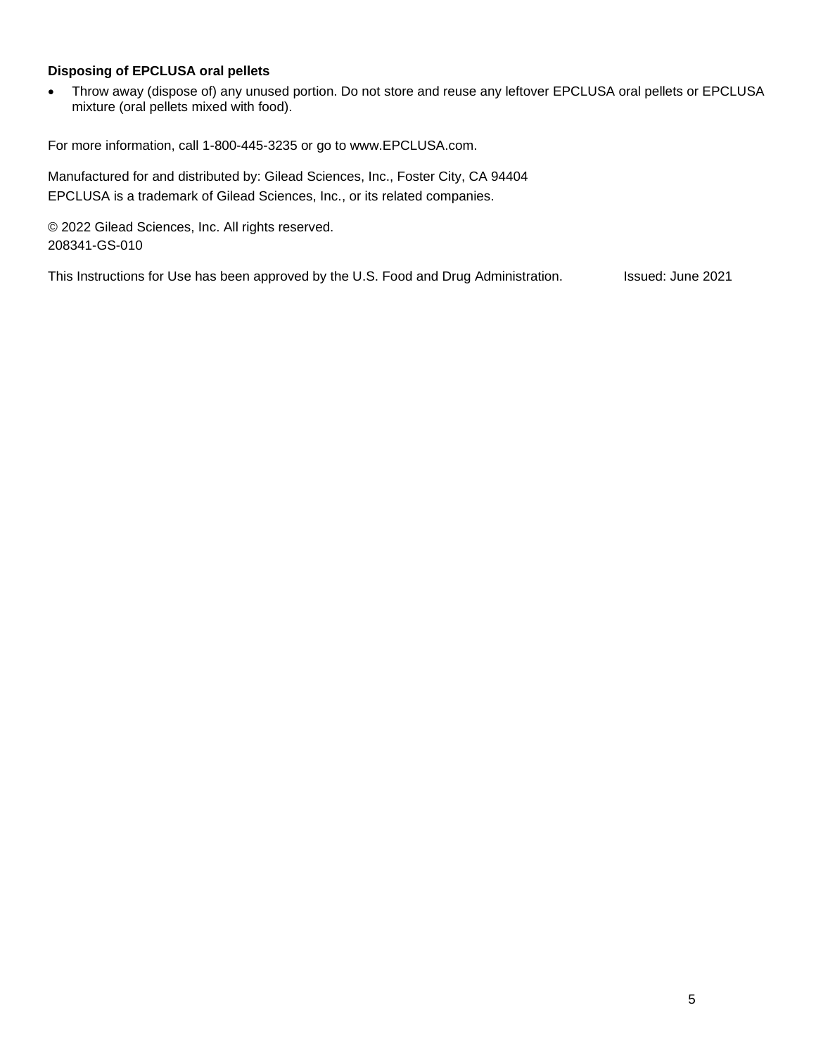**Disposing of EPCLUSA oral pellets**

- Throw away (dispose of) any unused portion. Do not store and reuse any leftover EPCLUSA oral pellets or EPCLUSA mixture (oral pellets mixed with food).

For more information, call 1-800-445-3235 or go to www.EPCLUSA.com.

Manufactured for and distributed by: Gilead Sciences, Inc., Foster City, CA 94404
EPCLUSA is a trademark of Gilead Sciences, Inc., or its related companies.

© 2022 Gilead Sciences, Inc. All rights reserved.
208341-GS-010

This Instructions for Use has been approved by the U.S. Food and Drug Administration. Issued: June 2021